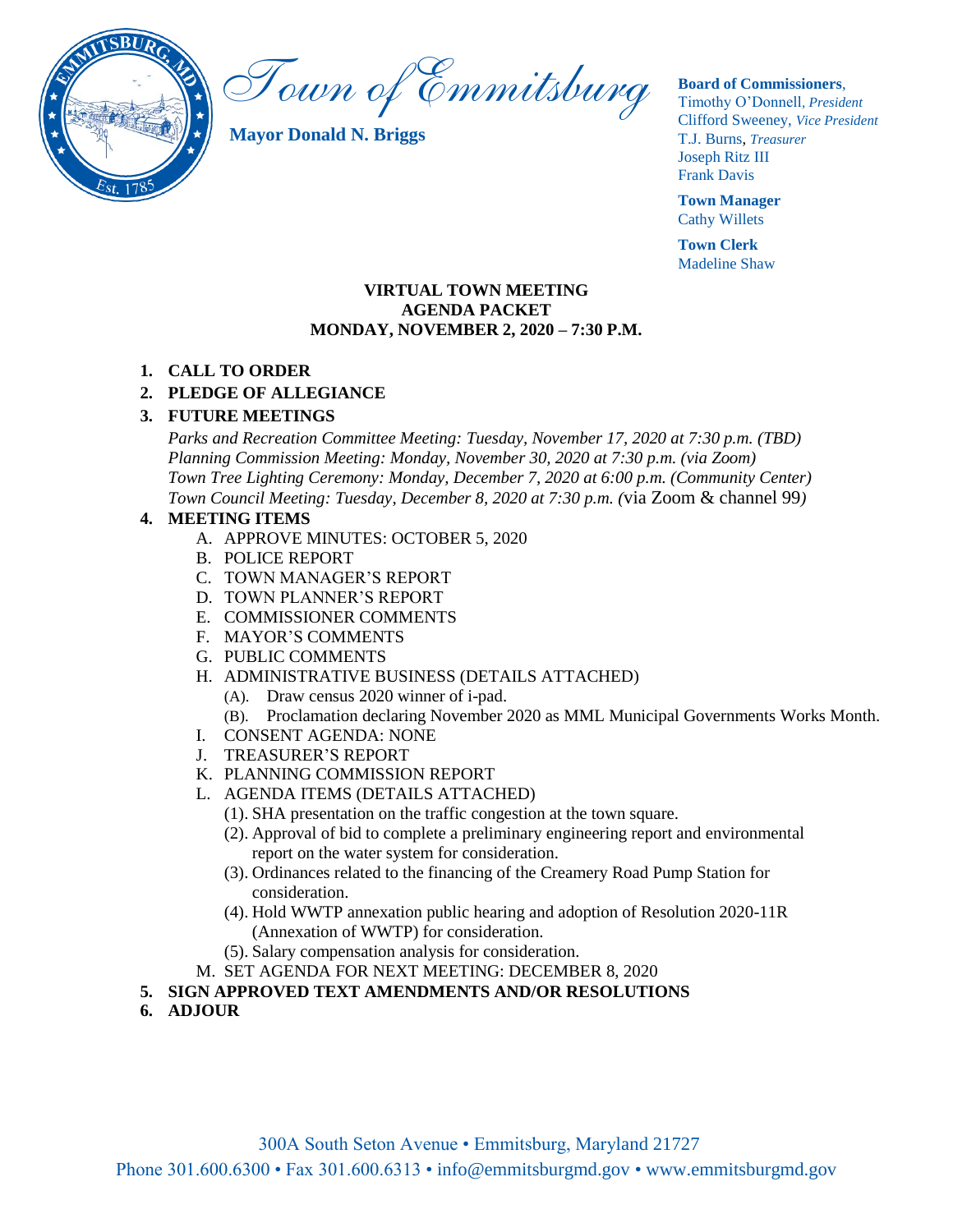# *Town of Emmitsburg*

**Mayor Donald N. Briggs**

**Board of Commissioners**,
Timothy O'Donnell, *President*
Clifford Sweeney, *Vice President*
T.J. Burns, *Treasurer*
Joseph Ritz III
Frank Davis

**Town Manager**
Cathy Willets

**Town Clerk**
Madeline Shaw

**VIRTUAL TOWN MEETING**
**AGENDA PACKET**
**MONDAY, NOVEMBER 2, 2020 – 7:30 P.M.**

1. **CALL TO ORDER**
2. **PLEDGE OF ALLEGIANCE**
3. **FUTURE MEETINGS**
   *Parks and Recreation Committee Meeting: Tuesday, November 17, 2020 at 7:30 p.m. (TBD)*
   *Planning Commission Meeting: Monday, November 30, 2020 at 7:30 p.m. (via Zoom)*
   *Town Tree Lighting Ceremony: Monday, December 7, 2020 at 6:00 p.m. (Community Center)*
   *Town Council Meeting: Tuesday, December 8, 2020 at 7:30 p.m. (*via Zoom & channel 99*)*
4. **MEETING ITEMS**
   A. APPROVE MINUTES: OCTOBER 5, 2020
   B. POLICE REPORT
   C. TOWN MANAGER'S REPORT
   D. TOWN PLANNER'S REPORT
   E. COMMISSIONER COMMENTS
   F. MAYOR'S COMMENTS
   G. PUBLIC COMMENTS
   H. ADMINISTRATIVE BUSINESS (DETAILS ATTACHED)
      (A). Draw census 2020 winner of i-pad.
      (B). Proclamation declaring November 2020 as MML Municipal Governments Works Month.
   I. CONSENT AGENDA: NONE
   J. TREASURER'S REPORT
   K. PLANNING COMMISSION REPORT
   L. AGENDA ITEMS (DETAILS ATTACHED)
      (1). SHA presentation on the traffic congestion at the town square.
      (2). Approval of bid to complete a preliminary engineering report and environmental report on the water system for consideration.
      (3). Ordinances related to the financing of the Creamery Road Pump Station for consideration.
      (4). Hold WWTP annexation public hearing and adoption of Resolution 2020-11R (Annexation of WWTP) for consideration.
      (5). Salary compensation analysis for consideration.
   M. SET AGENDA FOR NEXT MEETING: DECEMBER 8, 2020
5. **SIGN APPROVED TEXT AMENDMENTS AND/OR RESOLUTIONS**
6. **ADJOUR**

300A South Seton Avenue • Emmitsburg, Maryland 21727
Phone 301.600.6300 • Fax 301.600.6313 • info@emmitsburgmd.gov • www.emmitsburgmd.gov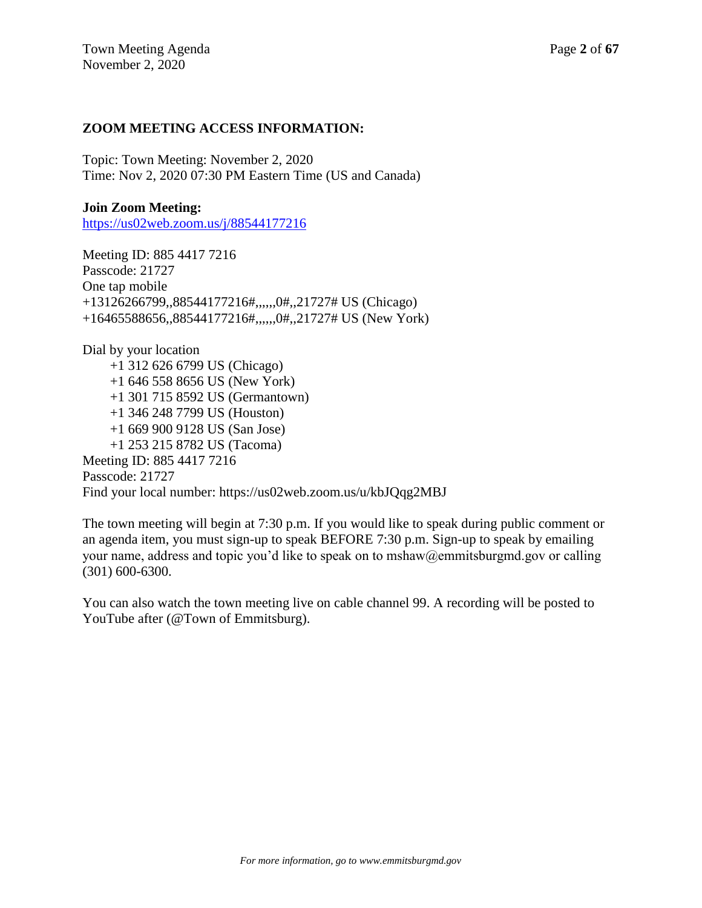## ZOOM MEETING ACCESS INFORMATION:

Topic: Town Meeting: November 2, 2020
Time: Nov 2, 2020 07:30 PM Eastern Time (US and Canada)

**Join Zoom Meeting:**
https://us02web.zoom.us/j/88544177216

Meeting ID: 885 4417 7216
Passcode: 21727
One tap mobile
+13126266799,,88544177216#,,,,,,0#,,21727# US (Chicago)
+16465588656,,88544177216#,,,,,,0#,,21727# US (New York)

Dial by your location
+1 312 626 6799 US (Chicago)
+1 646 558 8656 US (New York)
+1 301 715 8592 US (Germantown)
+1 346 248 7799 US (Houston)
+1 669 900 9128 US (San Jose)
+1 253 215 8782 US (Tacoma)
Meeting ID: 885 4417 7216
Passcode: 21727
Find your local number: https://us02web.zoom.us/u/kbJQqg2MBJ

The town meeting will begin at 7:30 p.m. If you would like to speak during public comment or an agenda item, you must sign-up to speak BEFORE 7:30 p.m. Sign-up to speak by emailing your name, address and topic you'd like to speak on to mshaw@emmitsburgmd.gov or calling (301) 600-6300.

You can also watch the town meeting live on cable channel 99. A recording will be posted to YouTube after (@Town of Emmitsburg).

*For more information, go to www.emmitsburgmd.gov*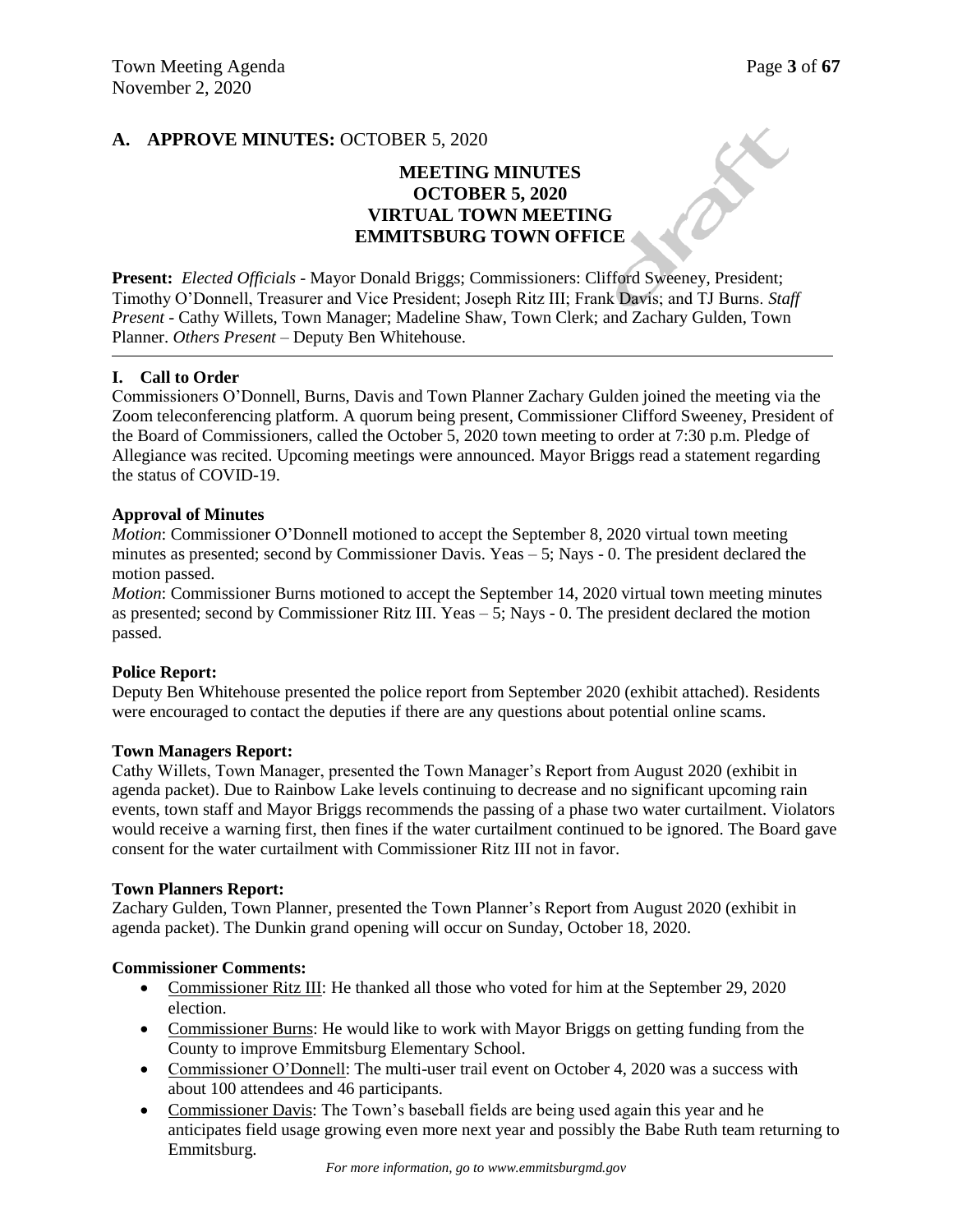## A. APPROVE MINUTES: OCTOBER 5, 2020

**MEETING MINUTES**
**OCTOBER 5, 2020**
**VIRTUAL TOWN MEETING**
**EMMITSBURG TOWN OFFICE**

**Present:** *Elected Officials* - Mayor Donald Briggs; Commissioners: Clifford Sweeney, President; Timothy O'Donnell, Treasurer and Vice President; Joseph Ritz III; Frank Davis; and TJ Burns. *Staff Present* - Cathy Willets, Town Manager; Madeline Shaw, Town Clerk; and Zachary Gulden, Town Planner. *Others Present* – Deputy Ben Whitehouse.

---

### I. Call to Order

Commissioners O'Donnell, Burns, Davis and Town Planner Zachary Gulden joined the meeting via the Zoom teleconferencing platform. A quorum being present, Commissioner Clifford Sweeney, President of the Board of Commissioners, called the October 5, 2020 town meeting to order at 7:30 p.m. Pledge of Allegiance was recited. Upcoming meetings were announced. Mayor Briggs read a statement regarding the status of COVID-19.

**Approval of Minutes**

*Motion*: Commissioner O'Donnell motioned to accept the September 8, 2020 virtual town meeting minutes as presented; second by Commissioner Davis. Yeas – 5; Nays - 0. The president declared the motion passed.

*Motion*: Commissioner Burns motioned to accept the September 14, 2020 virtual town meeting minutes as presented; second by Commissioner Ritz III. Yeas – 5; Nays - 0. The president declared the motion passed.

**Police Report:**

Deputy Ben Whitehouse presented the police report from September 2020 (exhibit attached). Residents were encouraged to contact the deputies if there are any questions about potential online scams.

**Town Managers Report:**

Cathy Willets, Town Manager, presented the Town Manager's Report from August 2020 (exhibit in agenda packet). Due to Rainbow Lake levels continuing to decrease and no significant upcoming rain events, town staff and Mayor Briggs recommends the passing of a phase two water curtailment. Violators would receive a warning first, then fines if the water curtailment continued to be ignored. The Board gave consent for the water curtailment with Commissioner Ritz III not in favor.

**Town Planners Report:**

Zachary Gulden, Town Planner, presented the Town Planner's Report from August 2020 (exhibit in agenda packet). The Dunkin grand opening will occur on Sunday, October 18, 2020.

**Commissioner Comments:**

- Commissioner Ritz III: He thanked all those who voted for him at the September 29, 2020 election.
- Commissioner Burns: He would like to work with Mayor Briggs on getting funding from the County to improve Emmitsburg Elementary School.
- Commissioner O'Donnell: The multi-user trail event on October 4, 2020 was a success with about 100 attendees and 46 participants.
- Commissioner Davis: The Town's baseball fields are being used again this year and he anticipates field usage growing even more next year and possibly the Babe Ruth team returning to Emmitsburg.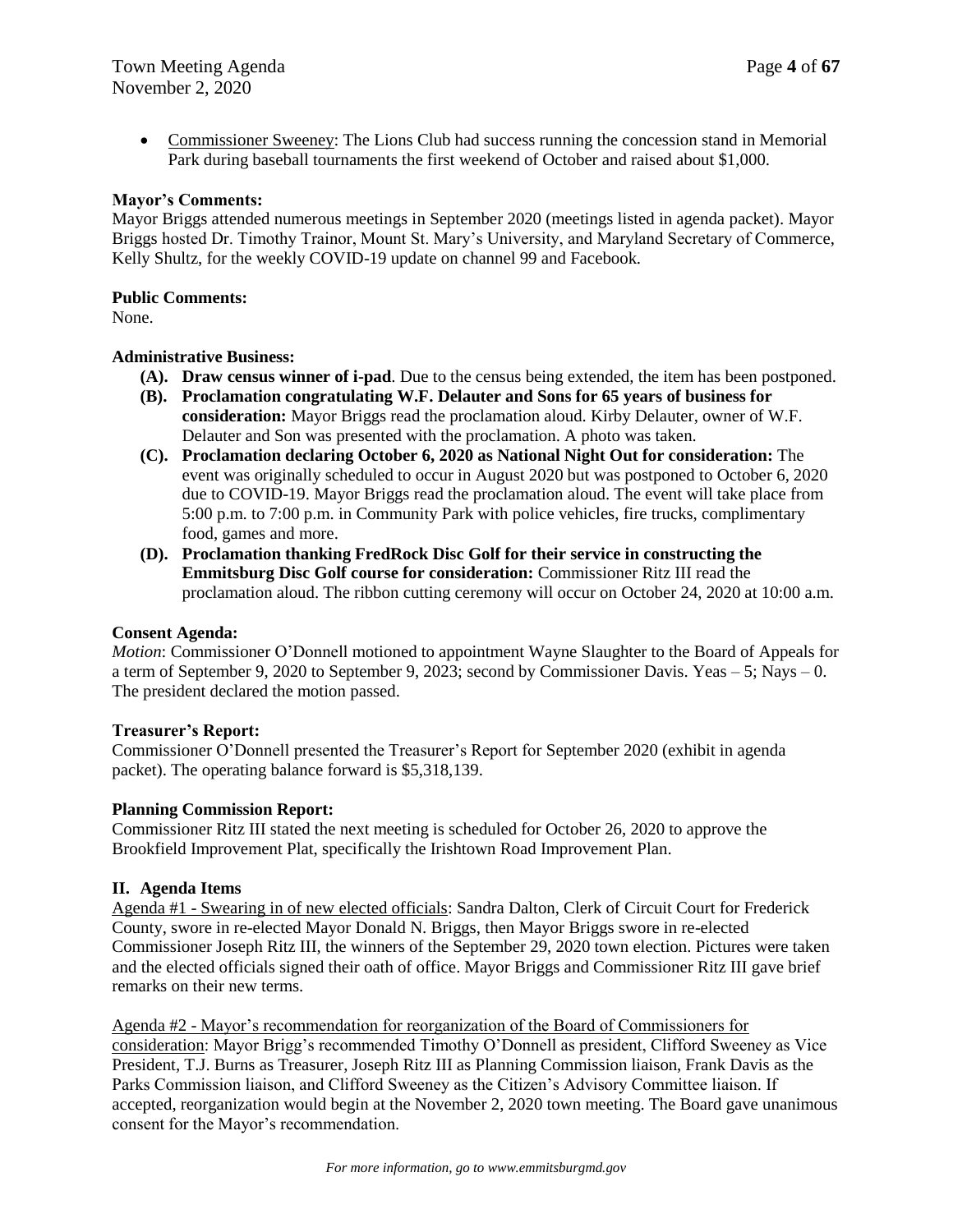- Commissioner Sweeney: The Lions Club had success running the concession stand in Memorial Park during baseball tournaments the first weekend of October and raised about $1,000.

**Mayor's Comments:**
Mayor Briggs attended numerous meetings in September 2020 (meetings listed in agenda packet). Mayor Briggs hosted Dr. Timothy Trainor, Mount St. Mary's University, and Maryland Secretary of Commerce, Kelly Shultz, for the weekly COVID-19 update on channel 99 and Facebook.

**Public Comments:**
None.

**Administrative Business:**

- **(A). Draw census winner of i-pad**. Due to the census being extended, the item has been postponed.
- **(B). Proclamation congratulating W.F. Delauter and Sons for 65 years of business for consideration:** Mayor Briggs read the proclamation aloud. Kirby Delauter, owner of W.F. Delauter and Son was presented with the proclamation. A photo was taken.
- **(C). Proclamation declaring October 6, 2020 as National Night Out for consideration:** The event was originally scheduled to occur in August 2020 but was postponed to October 6, 2020 due to COVID-19. Mayor Briggs read the proclamation aloud. The event will take place from 5:00 p.m. to 7:00 p.m. in Community Park with police vehicles, fire trucks, complimentary food, games and more.
- **(D). Proclamation thanking FredRock Disc Golf for their service in constructing the Emmitsburg Disc Golf course for consideration:** Commissioner Ritz III read the proclamation aloud. The ribbon cutting ceremony will occur on October 24, 2020 at 10:00 a.m.

**Consent Agenda:**
*Motion*: Commissioner O'Donnell motioned to appointment Wayne Slaughter to the Board of Appeals for a term of September 9, 2020 to September 9, 2023; second by Commissioner Davis. Yeas – 5; Nays – 0. The president declared the motion passed.

**Treasurer's Report:**
Commissioner O'Donnell presented the Treasurer's Report for September 2020 (exhibit in agenda packet). The operating balance forward is $5,318,139.

**Planning Commission Report:**
Commissioner Ritz III stated the next meeting is scheduled for October 26, 2020 to approve the Brookfield Improvement Plat, specifically the Irishtown Road Improvement Plan.

## II. Agenda Items

Agenda #1 - Swearing in of new elected officials: Sandra Dalton, Clerk of Circuit Court for Frederick County, swore in re-elected Mayor Donald N. Briggs, then Mayor Briggs swore in re-elected Commissioner Joseph Ritz III, the winners of the September 29, 2020 town election. Pictures were taken and the elected officials signed their oath of office. Mayor Briggs and Commissioner Ritz III gave brief remarks on their new terms.

Agenda #2 - Mayor's recommendation for reorganization of the Board of Commissioners for consideration: Mayor Brigg's recommended Timothy O'Donnell as president, Clifford Sweeney as Vice President, T.J. Burns as Treasurer, Joseph Ritz III as Planning Commission liaison, Frank Davis as the Parks Commission liaison, and Clifford Sweeney as the Citizen's Advisory Committee liaison. If accepted, reorganization would begin at the November 2, 2020 town meeting. The Board gave unanimous consent for the Mayor's recommendation.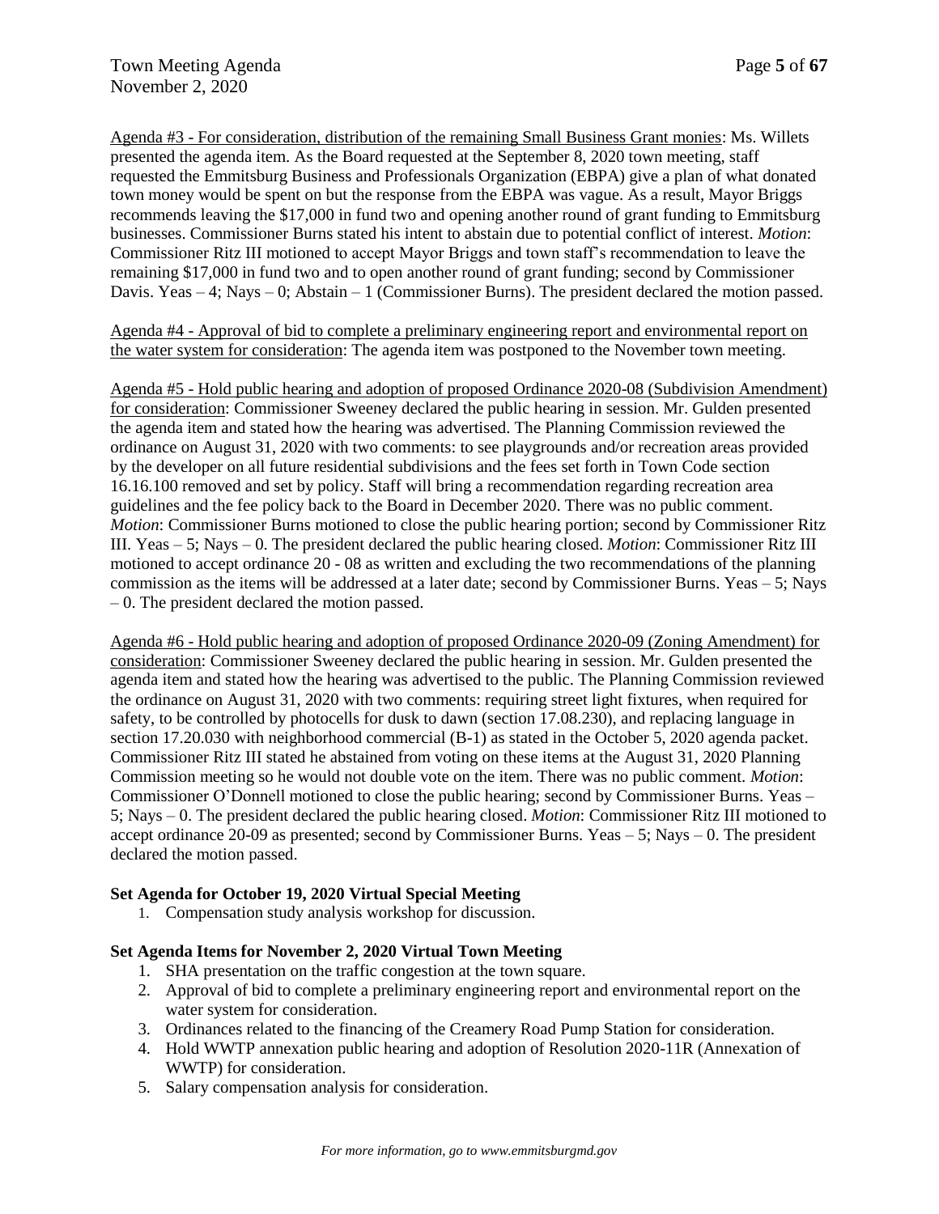Agenda #3 - For consideration, distribution of the remaining Small Business Grant monies: Ms. Willets presented the agenda item. As the Board requested at the September 8, 2020 town meeting, staff requested the Emmitsburg Business and Professionals Organization (EBPA) give a plan of what donated town money would be spent on but the response from the EBPA was vague. As a result, Mayor Briggs recommends leaving the $17,000 in fund two and opening another round of grant funding to Emmitsburg businesses. Commissioner Burns stated his intent to abstain due to potential conflict of interest. *Motion*: Commissioner Ritz III motioned to accept Mayor Briggs and town staff's recommendation to leave the remaining $17,000 in fund two and to open another round of grant funding; second by Commissioner Davis. Yeas – 4; Nays – 0; Abstain – 1 (Commissioner Burns). The president declared the motion passed.

Agenda #4 - Approval of bid to complete a preliminary engineering report and environmental report on the water system for consideration: The agenda item was postponed to the November town meeting.

Agenda #5 - Hold public hearing and adoption of proposed Ordinance 2020-08 (Subdivision Amendment) for consideration: Commissioner Sweeney declared the public hearing in session. Mr. Gulden presented the agenda item and stated how the hearing was advertised. The Planning Commission reviewed the ordinance on August 31, 2020 with two comments: to see playgrounds and/or recreation areas provided by the developer on all future residential subdivisions and the fees set forth in Town Code section 16.16.100 removed and set by policy. Staff will bring a recommendation regarding recreation area guidelines and the fee policy back to the Board in December 2020. There was no public comment. *Motion*: Commissioner Burns motioned to close the public hearing portion; second by Commissioner Ritz III. Yeas – 5; Nays – 0. The president declared the public hearing closed. *Motion*: Commissioner Ritz III motioned to accept ordinance 20 - 08 as written and excluding the two recommendations of the planning commission as the items will be addressed at a later date; second by Commissioner Burns. Yeas – 5; Nays – 0. The president declared the motion passed.

Agenda #6 - Hold public hearing and adoption of proposed Ordinance 2020-09 (Zoning Amendment) for consideration: Commissioner Sweeney declared the public hearing in session. Mr. Gulden presented the agenda item and stated how the hearing was advertised to the public. The Planning Commission reviewed the ordinance on August 31, 2020 with two comments: requiring street light fixtures, when required for safety, to be controlled by photocells for dusk to dawn (section 17.08.230), and replacing language in section 17.20.030 with neighborhood commercial (B-1) as stated in the October 5, 2020 agenda packet. Commissioner Ritz III stated he abstained from voting on these items at the August 31, 2020 Planning Commission meeting so he would not double vote on the item. There was no public comment. *Motion*: Commissioner O'Donnell motioned to close the public hearing; second by Commissioner Burns. Yeas – 5; Nays – 0. The president declared the public hearing closed. *Motion*: Commissioner Ritz III motioned to accept ordinance 20-09 as presented; second by Commissioner Burns. Yeas – 5; Nays – 0. The president declared the motion passed.

**Set Agenda for October 19, 2020 Virtual Special Meeting**

1. Compensation study analysis workshop for discussion.

**Set Agenda Items for November 2, 2020 Virtual Town Meeting**

1. SHA presentation on the traffic congestion at the town square.
2. Approval of bid to complete a preliminary engineering report and environmental report on the water system for consideration.
3. Ordinances related to the financing of the Creamery Road Pump Station for consideration.
4. Hold WWTP annexation public hearing and adoption of Resolution 2020-11R (Annexation of WWTP) for consideration.
5. Salary compensation analysis for consideration.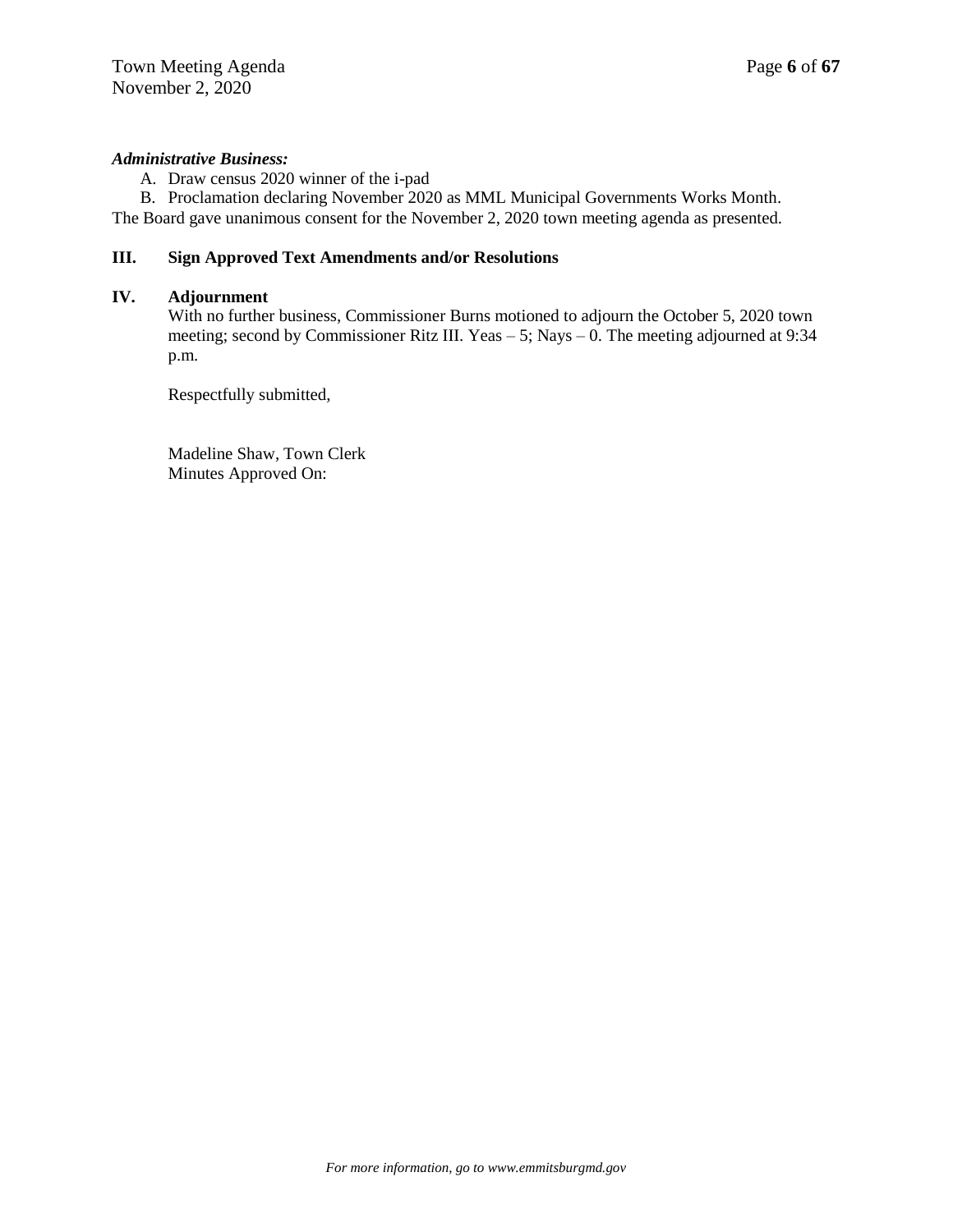***Administrative Business:***

A. Draw census 2020 winner of the i-pad
B. Proclamation declaring November 2020 as MML Municipal Governments Works Month.

The Board gave unanimous consent for the November 2, 2020 town meeting agenda as presented.

## III. Sign Approved Text Amendments and/or Resolutions

## IV. Adjournment

With no further business, Commissioner Burns motioned to adjourn the October 5, 2020 town meeting; second by Commissioner Ritz III. Yeas – 5; Nays – 0. The meeting adjourned at 9:34 p.m.

Respectfully submitted,

Madeline Shaw, Town Clerk
Minutes Approved On:

*For more information, go to www.emmitsburgmd.gov*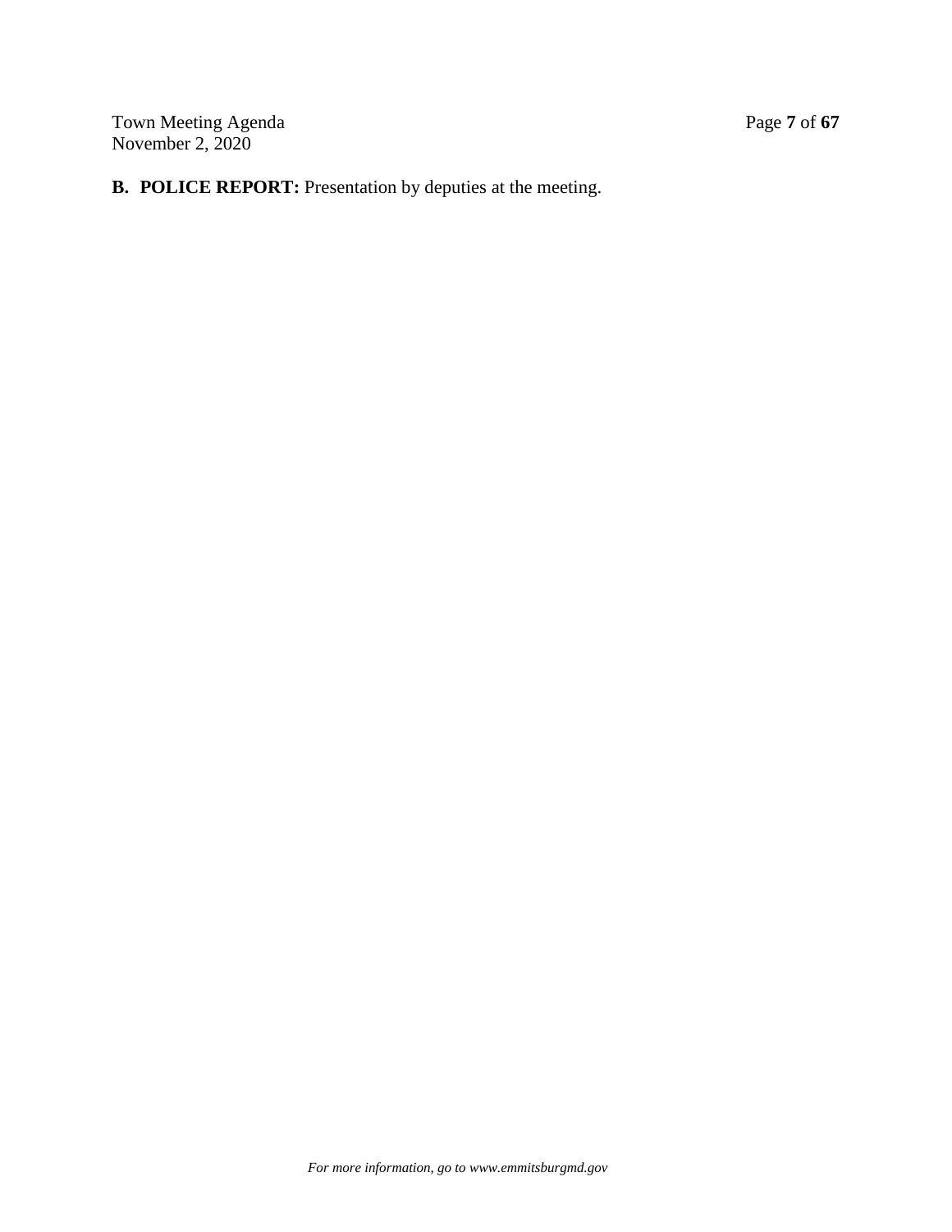**B. POLICE REPORT:** Presentation by deputies at the meeting.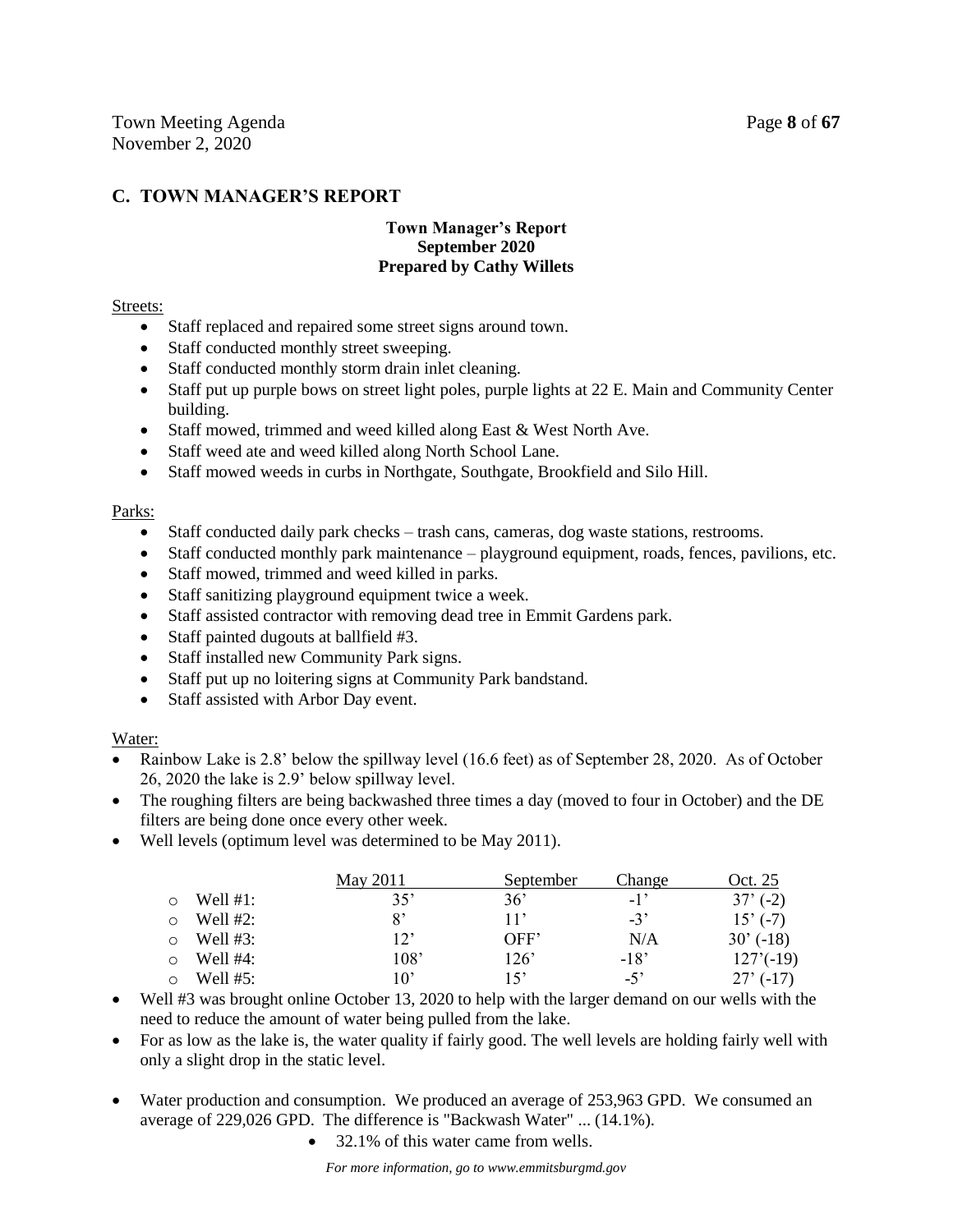## C. TOWN MANAGER'S REPORT

**Town Manager's Report**
**September 2020**
**Prepared by Cathy Willets**

Streets:

- Staff replaced and repaired some street signs around town.
- Staff conducted monthly street sweeping.
- Staff conducted monthly storm drain inlet cleaning.
- Staff put up purple bows on street light poles, purple lights at 22 E. Main and Community Center building.
- Staff mowed, trimmed and weed killed along East & West North Ave.
- Staff weed ate and weed killed along North School Lane.
- Staff mowed weeds in curbs in Northgate, Southgate, Brookfield and Silo Hill.

Parks:

- Staff conducted daily park checks – trash cans, cameras, dog waste stations, restrooms.
- Staff conducted monthly park maintenance – playground equipment, roads, fences, pavilions, etc.
- Staff mowed, trimmed and weed killed in parks.
- Staff sanitizing playground equipment twice a week.
- Staff assisted contractor with removing dead tree in Emmit Gardens park.
- Staff painted dugouts at ballfield #3.
- Staff installed new Community Park signs.
- Staff put up no loitering signs at Community Park bandstand.
- Staff assisted with Arbor Day event.

Water:

- Rainbow Lake is 2.8' below the spillway level (16.6 feet) as of September 28, 2020. As of October 26, 2020 the lake is 2.9' below spillway level.
- The roughing filters are being backwashed three times a day (moved to four in October) and the DE filters are being done once every other week.
- Well levels (optimum level was determined to be May 2011).

| | May 2011 | September | Change | Oct. 25 |
|---|---|---|---|---|
| Well #1: | 35' | 36' | -1' | 37' (-2) |
| Well #2: | 8' | 11' | -3' | 15' (-7) |
| Well #3: | 12' | OFF' | N/A | 30' (-18) |
| Well #4: | 108' | 126' | -18' | 127'(-19) |
| Well #5: | 10' | 15' | -5' | 27' (-17) |

- Well #3 was brought online October 13, 2020 to help with the larger demand on our wells with the need to reduce the amount of water being pulled from the lake.
- For as low as the lake is, the water quality if fairly good. The well levels are holding fairly well with only a slight drop in the static level.
- Water production and consumption. We produced an average of 253,963 GPD. We consumed an average of 229,026 GPD. The difference is "Backwash Water" ... (14.1%).
    - 32.1% of this water came from wells.

*For more information, go to www.emmitsburgmd.gov*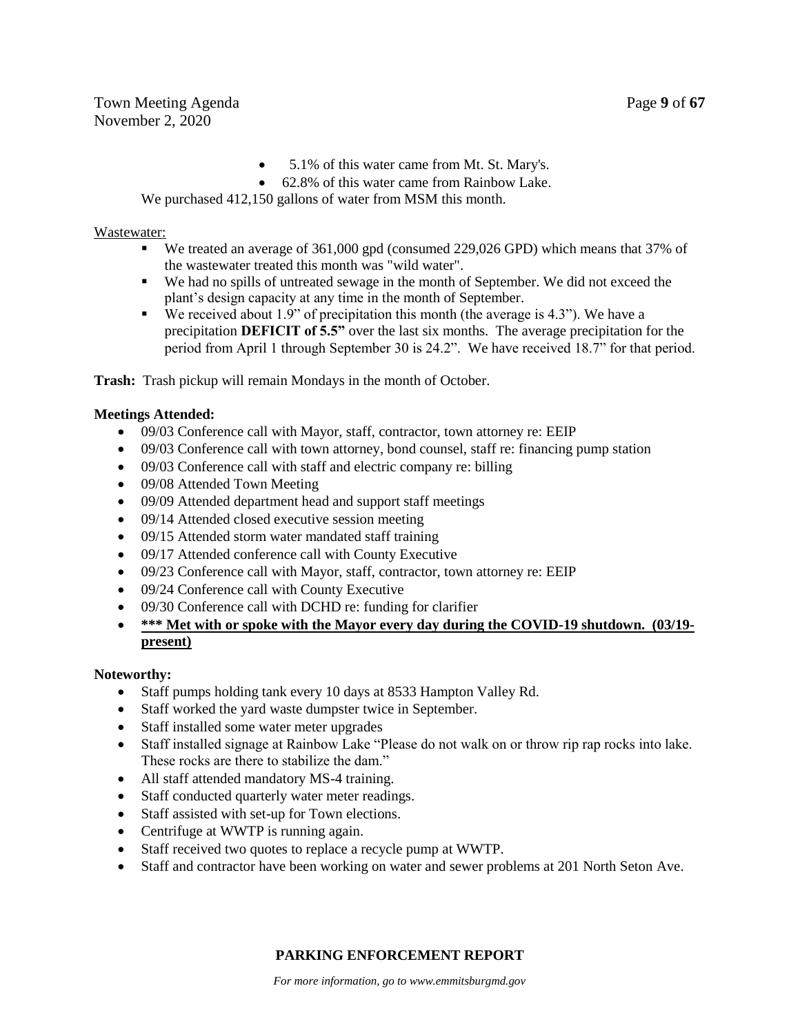- 5.1% of this water came from Mt. St. Mary's.
- 62.8% of this water came from Rainbow Lake.

We purchased 412,150 gallons of water from MSM this month.

Wastewater:

- We treated an average of 361,000 gpd (consumed 229,026 GPD) which means that 37% of the wastewater treated this month was "wild water".
- We had no spills of untreated sewage in the month of September. We did not exceed the plant's design capacity at any time in the month of September.
- We received about 1.9" of precipitation this month (the average is 4.3"). We have a precipitation **DEFICIT of 5.5"** over the last six months. The average precipitation for the period from April 1 through September 30 is 24.2". We have received 18.7" for that period.

**Trash:** Trash pickup will remain Mondays in the month of October.

**Meetings Attended:**

- 09/03 Conference call with Mayor, staff, contractor, town attorney re: EEIP
- 09/03 Conference call with town attorney, bond counsel, staff re: financing pump station
- 09/03 Conference call with staff and electric company re: billing
- 09/08 Attended Town Meeting
- 09/09 Attended department head and support staff meetings
- 09/14 Attended closed executive session meeting
- 09/15 Attended storm water mandated staff training
- 09/17 Attended conference call with County Executive
- 09/23 Conference call with Mayor, staff, contractor, town attorney re: EEIP
- 09/24 Conference call with County Executive
- 09/30 Conference call with DCHD re: funding for clarifier
- **\*\*\* Met with or spoke with the Mayor every day during the COVID-19 shutdown. (03/19-present)**

**Noteworthy:**

- Staff pumps holding tank every 10 days at 8533 Hampton Valley Rd.
- Staff worked the yard waste dumpster twice in September.
- Staff installed some water meter upgrades
- Staff installed signage at Rainbow Lake "Please do not walk on or throw rip rap rocks into lake. These rocks are there to stabilize the dam."
- All staff attended mandatory MS-4 training.
- Staff conducted quarterly water meter readings.
- Staff assisted with set-up for Town elections.
- Centrifuge at WWTP is running again.
- Staff received two quotes to replace a recycle pump at WWTP.
- Staff and contractor have been working on water and sewer problems at 201 North Seton Ave.

## PARKING ENFORCEMENT REPORT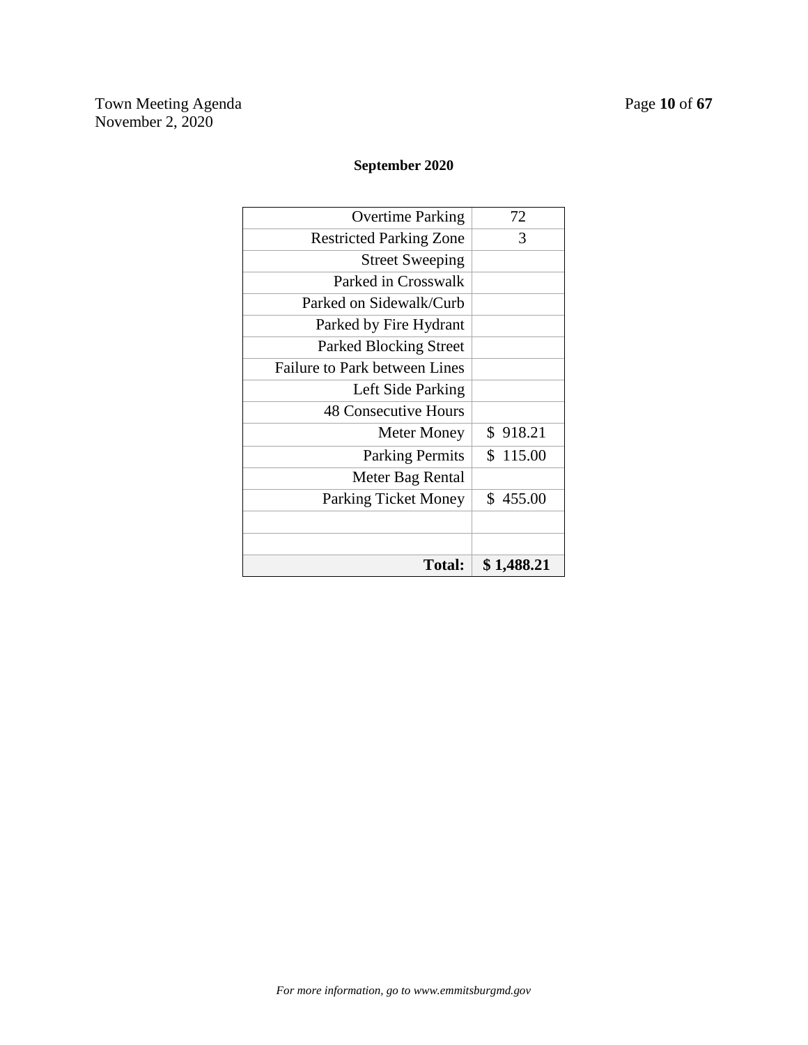**September 2020**

| | |
|---:|---|
| Overtime Parking | 72 |
| Restricted Parking Zone | 3 |
| Street Sweeping | |
| Parked in Crosswalk | |
| Parked on Sidewalk/Curb | |
| Parked by Fire Hydrant | |
| Parked Blocking Street | |
| Failure to Park between Lines | |
| Left Side Parking | |
| 48 Consecutive Hours | |
| Meter Money | $ 918.21 |
| Parking Permits | $ 115.00 |
| Meter Bag Rental | |
| Parking Ticket Money | $ 455.00 |
| | |
| | |
| **Total:** | **$ 1,488.21** |

*For more information, go to www.emmitsburgmd.gov*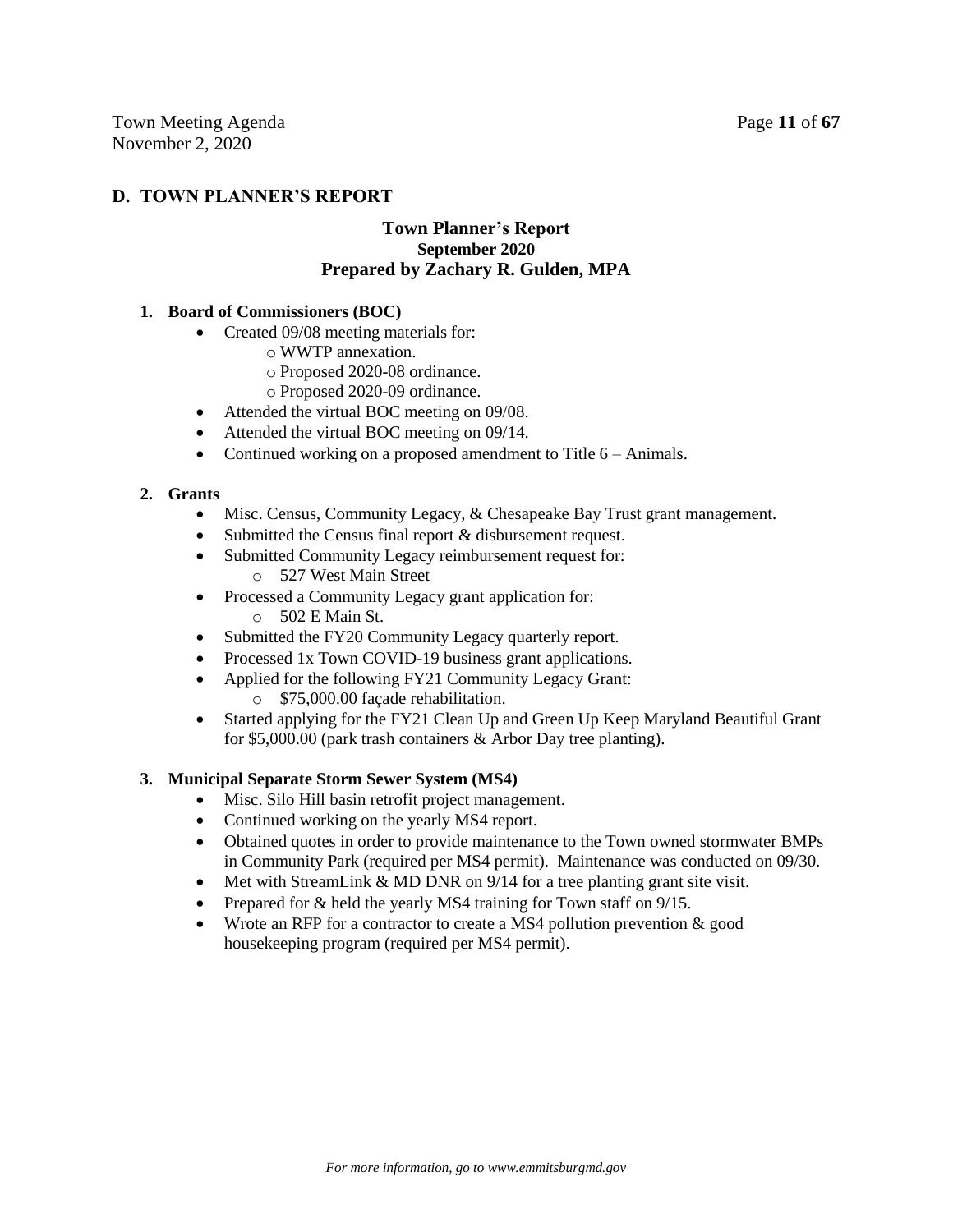## D. TOWN PLANNER'S REPORT

### Town Planner's Report
**September 2020**
**Prepared by Zachary R. Gulden, MPA**

**1. Board of Commissioners (BOC)**

- Created 09/08 meeting materials for:
  - WWTP annexation.
  - Proposed 2020-08 ordinance.
  - Proposed 2020-09 ordinance.
- Attended the virtual BOC meeting on 09/08.
- Attended the virtual BOC meeting on 09/14.
- Continued working on a proposed amendment to Title 6 – Animals.

**2. Grants**

- Misc. Census, Community Legacy, & Chesapeake Bay Trust grant management.
- Submitted the Census final report & disbursement request.
- Submitted Community Legacy reimbursement request for:
  - 527 West Main Street
- Processed a Community Legacy grant application for:
  - 502 E Main St.
- Submitted the FY20 Community Legacy quarterly report.
- Processed 1x Town COVID-19 business grant applications.
- Applied for the following FY21 Community Legacy Grant:
  - \$75,000.00 façade rehabilitation.
- Started applying for the FY21 Clean Up and Green Up Keep Maryland Beautiful Grant for \$5,000.00 (park trash containers & Arbor Day tree planting).

**3. Municipal Separate Storm Sewer System (MS4)**

- Misc. Silo Hill basin retrofit project management.
- Continued working on the yearly MS4 report.
- Obtained quotes in order to provide maintenance to the Town owned stormwater BMPs in Community Park (required per MS4 permit). Maintenance was conducted on 09/30.
- Met with StreamLink & MD DNR on 9/14 for a tree planting grant site visit.
- Prepared for & held the yearly MS4 training for Town staff on 9/15.
- Wrote an RFP for a contractor to create a MS4 pollution prevention & good housekeeping program (required per MS4 permit).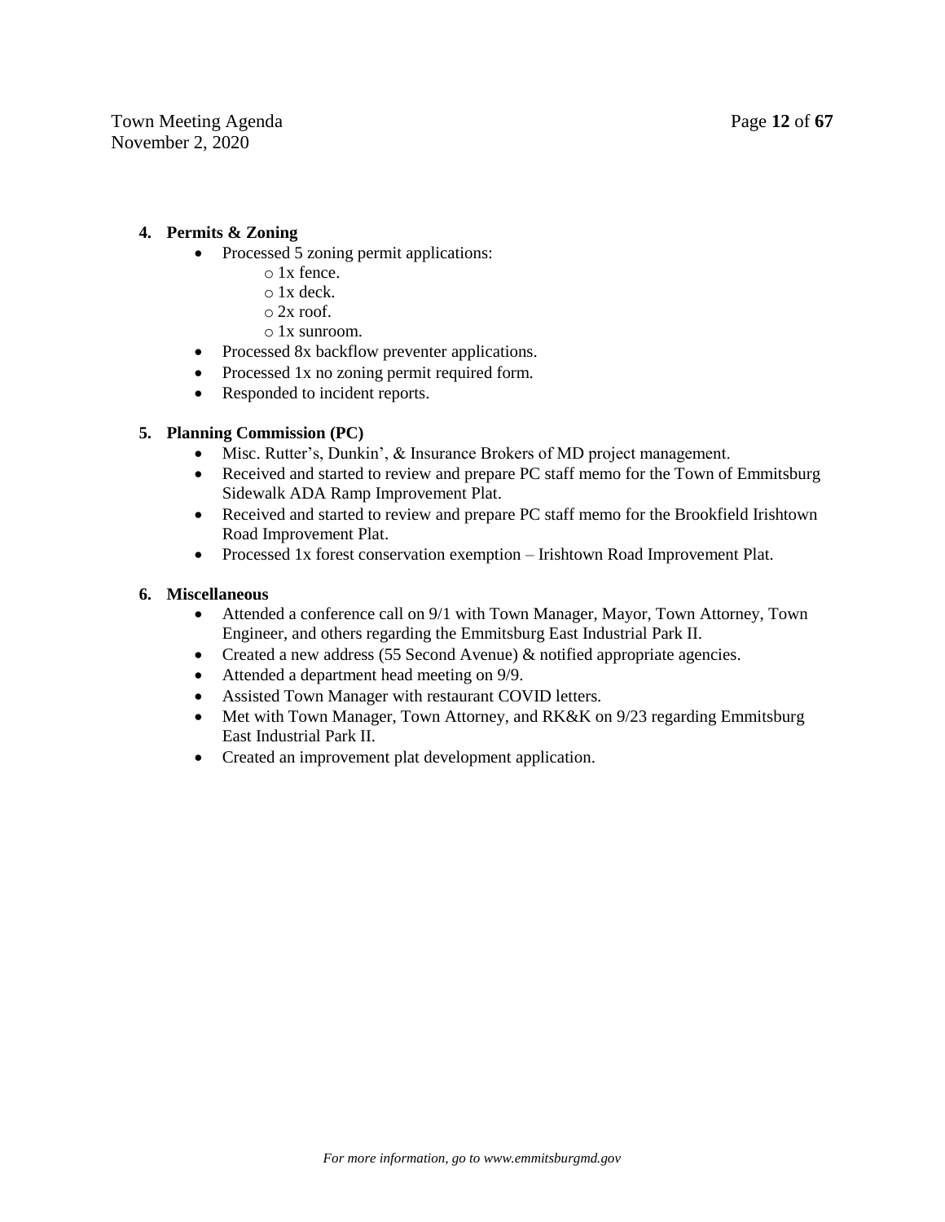**4. Permits & Zoning**

- Processed 5 zoning permit applications:
  - 1x fence.
  - 1x deck.
  - 2x roof.
  - 1x sunroom.
- Processed 8x backflow preventer applications.
- Processed 1x no zoning permit required form.
- Responded to incident reports.

**5. Planning Commission (PC)**

- Misc. Rutter's, Dunkin', & Insurance Brokers of MD project management.
- Received and started to review and prepare PC staff memo for the Town of Emmitsburg Sidewalk ADA Ramp Improvement Plat.
- Received and started to review and prepare PC staff memo for the Brookfield Irishtown Road Improvement Plat.
- Processed 1x forest conservation exemption – Irishtown Road Improvement Plat.

**6. Miscellaneous**

- Attended a conference call on 9/1 with Town Manager, Mayor, Town Attorney, Town Engineer, and others regarding the Emmitsburg East Industrial Park II.
- Created a new address (55 Second Avenue) & notified appropriate agencies.
- Attended a department head meeting on 9/9.
- Assisted Town Manager with restaurant COVID letters.
- Met with Town Manager, Town Attorney, and RK&K on 9/23 regarding Emmitsburg East Industrial Park II.
- Created an improvement plat development application.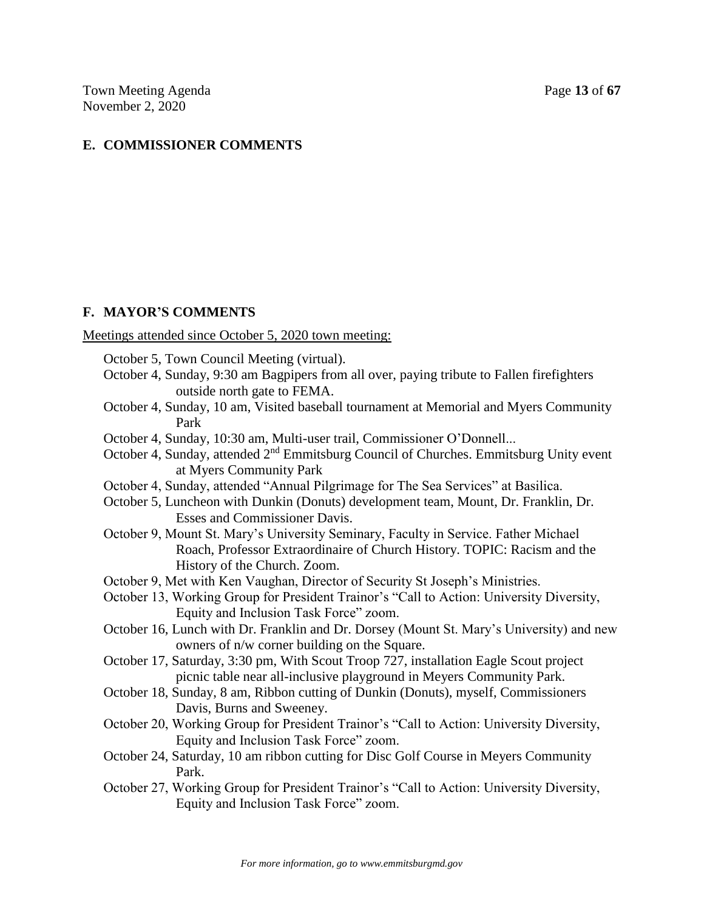## E. COMMISSIONER COMMENTS

## F. MAYOR'S COMMENTS

Meetings attended since October 5, 2020 town meeting:

- October 5, Town Council Meeting (virtual).
- October 4, Sunday, 9:30 am Bagpipers from all over, paying tribute to Fallen firefighters outside north gate to FEMA.
- October 4, Sunday, 10 am, Visited baseball tournament at Memorial and Myers Community Park
- October 4, Sunday, 10:30 am, Multi-user trail, Commissioner O'Donnell...
- October 4, Sunday, attended 2nd Emmitsburg Council of Churches. Emmitsburg Unity event at Myers Community Park
- October 4, Sunday, attended "Annual Pilgrimage for The Sea Services" at Basilica.
- October 5, Luncheon with Dunkin (Donuts) development team, Mount, Dr. Franklin, Dr. Esses and Commissioner Davis.
- October 9, Mount St. Mary's University Seminary, Faculty in Service. Father Michael Roach, Professor Extraordinaire of Church History. TOPIC: Racism and the History of the Church. Zoom.
- October 9, Met with Ken Vaughan, Director of Security St Joseph's Ministries.
- October 13, Working Group for President Trainor's "Call to Action: University Diversity, Equity and Inclusion Task Force" zoom.
- October 16, Lunch with Dr. Franklin and Dr. Dorsey (Mount St. Mary's University) and new owners of n/w corner building on the Square.
- October 17, Saturday, 3:30 pm, With Scout Troop 727, installation Eagle Scout project picnic table near all-inclusive playground in Meyers Community Park.
- October 18, Sunday, 8 am, Ribbon cutting of Dunkin (Donuts), myself, Commissioners Davis, Burns and Sweeney.
- October 20, Working Group for President Trainor's "Call to Action: University Diversity, Equity and Inclusion Task Force" zoom.
- October 24, Saturday, 10 am ribbon cutting for Disc Golf Course in Meyers Community Park.
- October 27, Working Group for President Trainor's "Call to Action: University Diversity, Equity and Inclusion Task Force" zoom.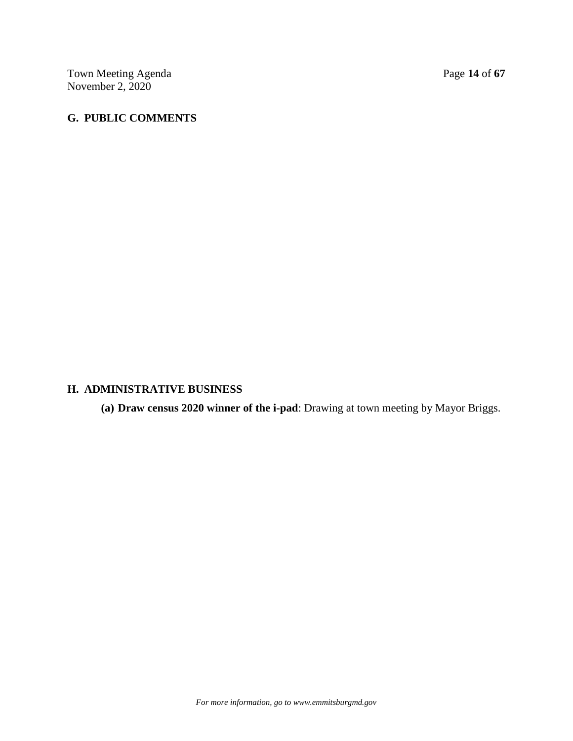## G. PUBLIC COMMENTS

## H. ADMINISTRATIVE BUSINESS

**(a) Draw census 2020 winner of the i-pad**: Drawing at town meeting by Mayor Briggs.

*For more information, go to www.emmitsburgmd.gov*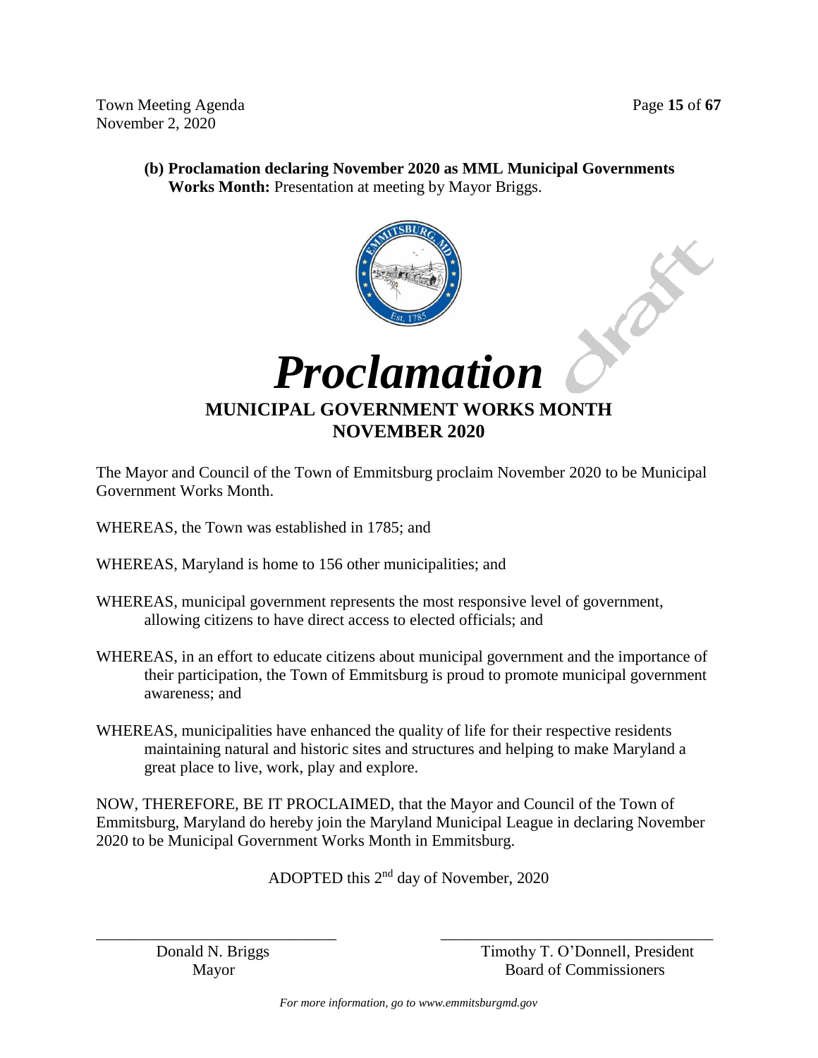**(b) Proclamation declaring November 2020 as MML Municipal Governments Works Month:** Presentation at meeting by Mayor Briggs.

# *Proclamation*

## MUNICIPAL GOVERNMENT WORKS MONTH
## NOVEMBER 2020

The Mayor and Council of the Town of Emmitsburg proclaim November 2020 to be Municipal Government Works Month.

WHEREAS, the Town was established in 1785; and

WHEREAS, Maryland is home to 156 other municipalities; and

WHEREAS, municipal government represents the most responsive level of government, allowing citizens to have direct access to elected officials; and

WHEREAS, in an effort to educate citizens about municipal government and the importance of their participation, the Town of Emmitsburg is proud to promote municipal government awareness; and

WHEREAS, municipalities have enhanced the quality of life for their respective residents maintaining natural and historic sites and structures and helping to make Maryland a great place to live, work, play and explore.

NOW, THEREFORE, BE IT PROCLAIMED, that the Mayor and Council of the Town of Emmitsburg, Maryland do hereby join the Maryland Municipal League in declaring November 2020 to be Municipal Government Works Month in Emmitsburg.

ADOPTED this 2nd day of November, 2020

\_\_\_\_\_\_\_\_\_\_\_\_\_\_\_\_\_\_\_\_\_\_\_\_\_\_\_\_\_\_
Donald N. Briggs
Mayor

\_\_\_\_\_\_\_\_\_\_\_\_\_\_\_\_\_\_\_\_\_\_\_\_\_\_\_\_\_\_
Timothy T. O'Donnell, President
Board of Commissioners

*For more information, go to www.emmitsburgmd.gov*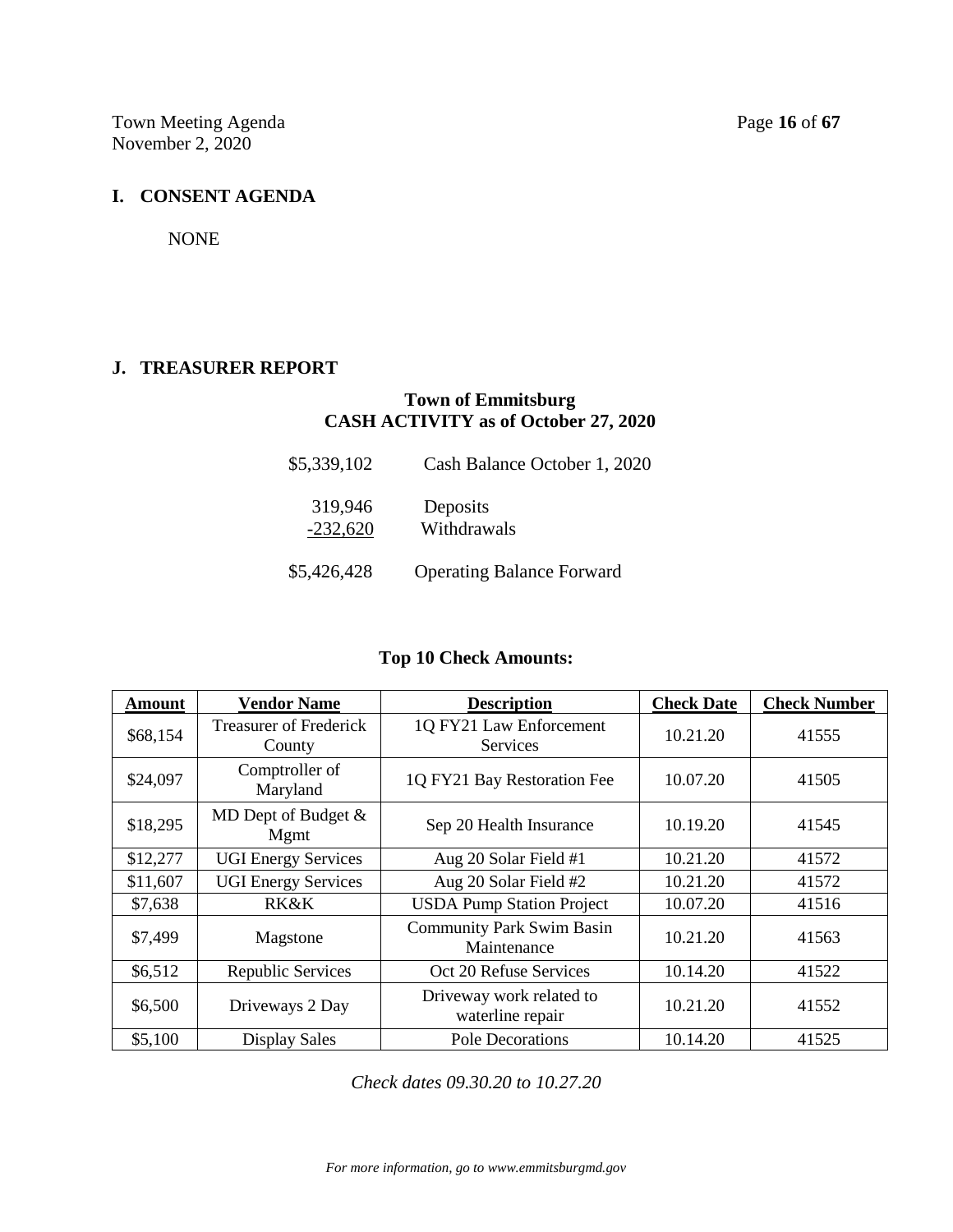## I. CONSENT AGENDA

NONE

## J. TREASURER REPORT

**Town of Emmitsburg**
**CASH ACTIVITY as of October 27, 2020**

| | |
|---|---|
| $5,339,102 | Cash Balance October 1, 2020 |
| 319,946 | Deposits |
| -232,620 | Withdrawals |
| $5,426,428 | Operating Balance Forward |

**Top 10 Check Amounts:**

| Amount | Vendor Name | Description | Check Date | Check Number |
|---|---|---|---|---|
| $68,154 | Treasurer of Frederick County | 1Q FY21 Law Enforcement Services | 10.21.20 | 41555 |
| $24,097 | Comptroller of Maryland | 1Q FY21 Bay Restoration Fee | 10.07.20 | 41505 |
| $18,295 | MD Dept of Budget & Mgmt | Sep 20 Health Insurance | 10.19.20 | 41545 |
| $12,277 | UGI Energy Services | Aug 20 Solar Field #1 | 10.21.20 | 41572 |
| $11,607 | UGI Energy Services | Aug 20 Solar Field #2 | 10.21.20 | 41572 |
| $7,638 | RK&K | USDA Pump Station Project | 10.07.20 | 41516 |
| $7,499 | Magstone | Community Park Swim Basin Maintenance | 10.21.20 | 41563 |
| $6,512 | Republic Services | Oct 20 Refuse Services | 10.14.20 | 41522 |
| $6,500 | Driveways 2 Day | Driveway work related to waterline repair | 10.21.20 | 41552 |
| $5,100 | Display Sales | Pole Decorations | 10.14.20 | 41525 |

*Check dates 09.30.20 to 10.27.20*

*For more information, go to www.emmitsburgmd.gov*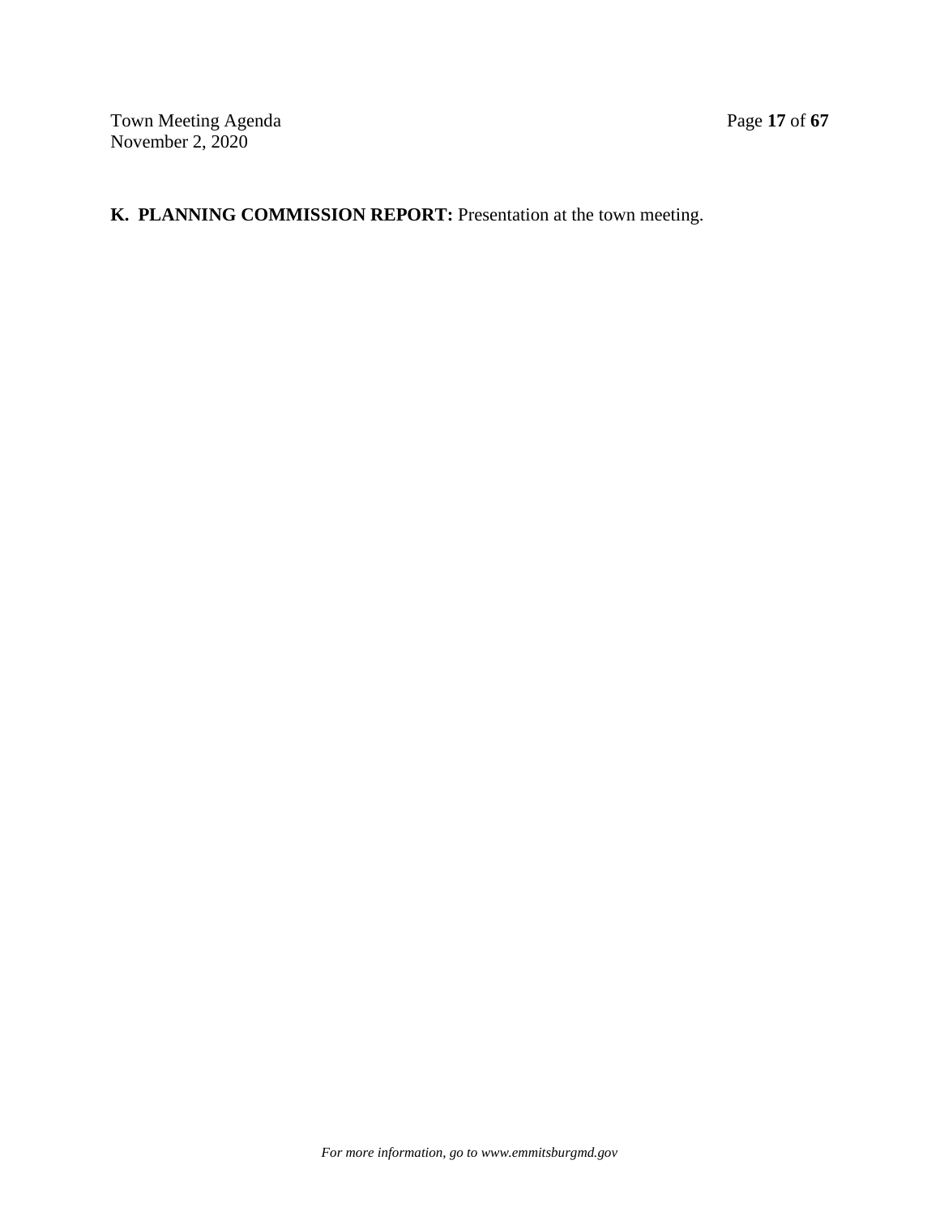**K. PLANNING COMMISSION REPORT:** Presentation at the town meeting.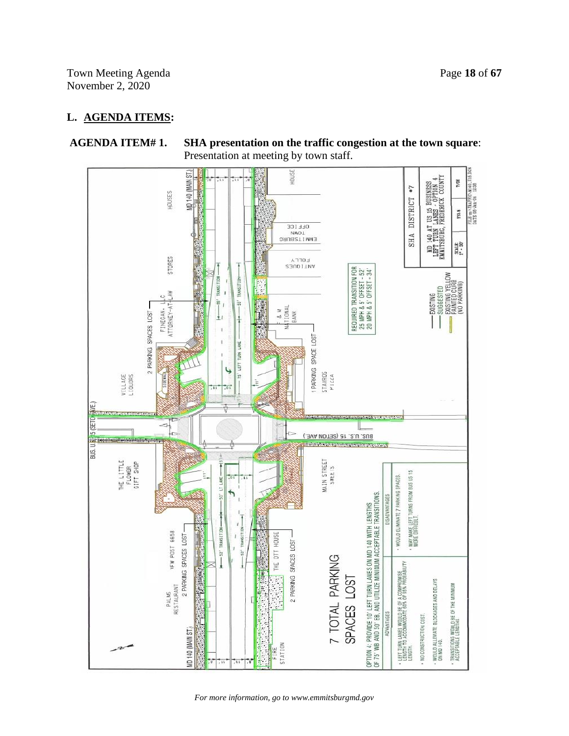## L. AGENDA ITEMS:

**AGENDA ITEM# 1. SHA presentation on the traffic congestion at the town square**: Presentation at meeting by town staff.

SHA DISTRICT #7

MD 140 AT US 15 BUSINESS LEFT TURN LANES - OPTION 4 EMMITSBURG, FREDERICK COUNTY

REQUIRED TRANSITION FOR 25 MPH & 5' OFFSET - 52' 20 MPH & 5' OFFSET - 34'

EXISTING
SUGGESTED
EXISTING YELLOW PAINTED CURB (NO PARKING)

2 PARKING SPACES LOST

1 PARKING SPACE LOST

2 PARKING SPACES LOST

2 PARKING SPACES LOST

7 TOTAL PARKING SPACES LOST

OPTION 4: PROVIDE 10' LEFT TURN LANES ON MD 140 WITH LENGTHS OF 75' WB AND 50' EB, AND UTILIZE MINIMUM ACCEPTABLE TRANSITIONS.

| ADVANTAGES | DISADVANTAGES |
| --- | --- |
| LEFT TURN LANES WOULD BE OF A COMPROMISE LENGTH TO ACCOMMODATE 85% OF 95% PROBABILITY LENGTH. | WOULD ELIMINATE 7 PARKING SPACES. |
| NO CONSTRUCTION COST. | MAY MAKE LEFT TURNS FROM BUS US 15 MORE DIFFICULT. |
| WOULD ALLEVIATE BLOCKAGES AND DELAYS ON MD 140. | |
| TRANSITIONS WOULD BE OF THE MINIMUM ACCEPTABLE LENGTHS | |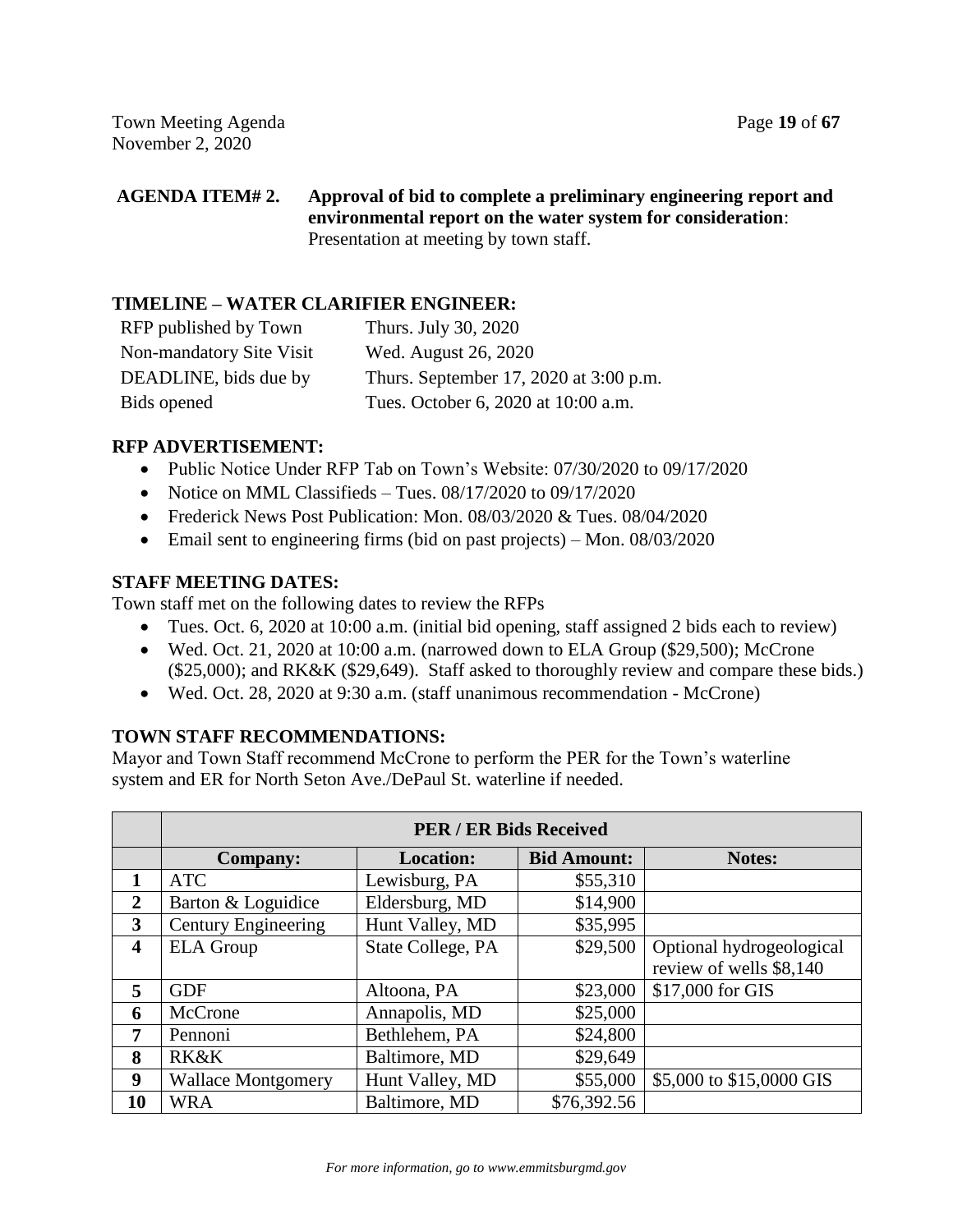**AGENDA ITEM# 2. Approval of bid to complete a preliminary engineering report and environmental report on the water system for consideration**: Presentation at meeting by town staff.

## TIMELINE – WATER CLARIFIER ENGINEER:

| | |
|---|---|
| RFP published by Town | Thurs. July 30, 2020 |
| Non-mandatory Site Visit | Wed. August 26, 2020 |
| DEADLINE, bids due by | Thurs. September 17, 2020 at 3:00 p.m. |
| Bids opened | Tues. October 6, 2020 at 10:00 a.m. |

## RFP ADVERTISEMENT:

- Public Notice Under RFP Tab on Town's Website: 07/30/2020 to 09/17/2020
- Notice on MML Classifieds – Tues. 08/17/2020 to 09/17/2020
- Frederick News Post Publication: Mon. 08/03/2020 & Tues. 08/04/2020
- Email sent to engineering firms (bid on past projects) – Mon. 08/03/2020

## STAFF MEETING DATES:

Town staff met on the following dates to review the RFPs

- Tues. Oct. 6, 2020 at 10:00 a.m. (initial bid opening, staff assigned 2 bids each to review)
- Wed. Oct. 21, 2020 at 10:00 a.m. (narrowed down to ELA Group ($29,500); McCrone ($25,000); and RK&K ($29,649). Staff asked to thoroughly review and compare these bids.)
- Wed. Oct. 28, 2020 at 9:30 a.m. (staff unanimous recommendation - McCrone)

## TOWN STAFF RECOMMENDATIONS:

Mayor and Town Staff recommend McCrone to perform the PER for the Town's waterline system and ER for North Seton Ave./DePaul St. waterline if needed.

| | PER / ER Bids Received | | | |
|---|---|---|---|---|
| | **Company:** | **Location:** | **Bid Amount:** | **Notes:** |
| **1** | ATC | Lewisburg, PA | $55,310 | |
| **2** | Barton & Loguidice | Eldersburg, MD | $14,900 | |
| **3** | Century Engineering | Hunt Valley, MD | $35,995 | |
| **4** | ELA Group | State College, PA | $29,500 | Optional hydrogeological review of wells $8,140 |
| **5** | GDF | Altoona, PA | $23,000 | $17,000 for GIS |
| **6** | McCrone | Annapolis, MD | $25,000 | |
| **7** | Pennoni | Bethlehem, PA | $24,800 | |
| **8** | RK&K | Baltimore, MD | $29,649 | |
| **9** | Wallace Montgomery | Hunt Valley, MD | $55,000 | $5,000 to $15,0000 GIS |
| **10** | WRA | Baltimore, MD | $76,392.56 | |

*For more information, go to www.emmitsburgmd.gov*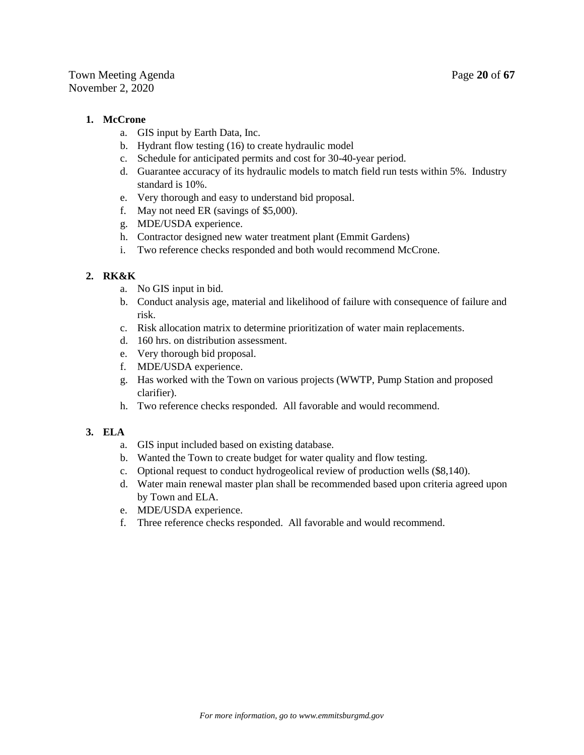1. **McCrone**
    a. GIS input by Earth Data, Inc.
    b. Hydrant flow testing (16) to create hydraulic model
    c. Schedule for anticipated permits and cost for 30-40-year period.
    d. Guarantee accuracy of its hydraulic models to match field run tests within 5%. Industry standard is 10%.
    e. Very thorough and easy to understand bid proposal.
    f. May not need ER (savings of $5,000).
    g. MDE/USDA experience.
    h. Contractor designed new water treatment plant (Emmit Gardens)
    i. Two reference checks responded and both would recommend McCrone.

2. **RK&K**
    a. No GIS input in bid.
    b. Conduct analysis age, material and likelihood of failure with consequence of failure and risk.
    c. Risk allocation matrix to determine prioritization of water main replacements.
    d. 160 hrs. on distribution assessment.
    e. Very thorough bid proposal.
    f. MDE/USDA experience.
    g. Has worked with the Town on various projects (WWTP, Pump Station and proposed clarifier).
    h. Two reference checks responded. All favorable and would recommend.

3. **ELA**
    a. GIS input included based on existing database.
    b. Wanted the Town to create budget for water quality and flow testing.
    c. Optional request to conduct hydrogeolical review of production wells ($8,140).
    d. Water main renewal master plan shall be recommended based upon criteria agreed upon by Town and ELA.
    e. MDE/USDA experience.
    f. Three reference checks responded. All favorable and would recommend.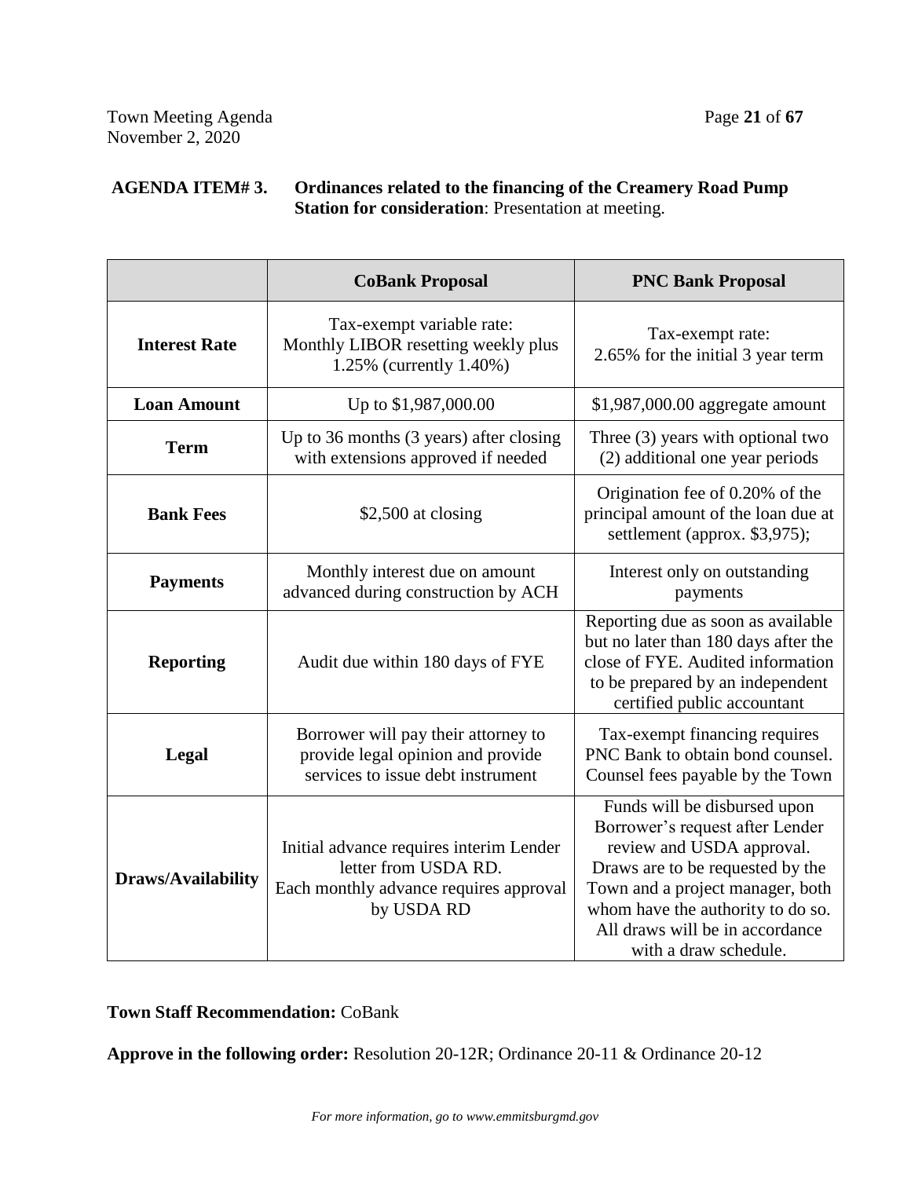**AGENDA ITEM# 3. Ordinances related to the financing of the Creamery Road Pump Station for consideration**: Presentation at meeting.

| | **CoBank Proposal** | **PNC Bank Proposal** |
|---|---|---|
| **Interest Rate** | Tax-exempt variable rate: Monthly LIBOR resetting weekly plus 1.25% (currently 1.40%) | Tax-exempt rate: 2.65% for the initial 3 year term |
| **Loan Amount** | Up to $1,987,000.00 | $1,987,000.00 aggregate amount |
| **Term** | Up to 36 months (3 years) after closing with extensions approved if needed | Three (3) years with optional two (2) additional one year periods |
| **Bank Fees** | $2,500 at closing | Origination fee of 0.20% of the principal amount of the loan due at settlement (approx. $3,975); |
| **Payments** | Monthly interest due on amount advanced during construction by ACH | Interest only on outstanding payments |
| **Reporting** | Audit due within 180 days of FYE | Reporting due as soon as available but no later than 180 days after the close of FYE. Audited information to be prepared by an independent certified public accountant |
| **Legal** | Borrower will pay their attorney to provide legal opinion and provide services to issue debt instrument | Tax-exempt financing requires PNC Bank to obtain bond counsel. Counsel fees payable by the Town |
| **Draws/Availability** | Initial advance requires interim Lender letter from USDA RD. Each monthly advance requires approval by USDA RD | Funds will be disbursed upon Borrower's request after Lender review and USDA approval. Draws are to be requested by the Town and a project manager, both whom have the authority to do so. All draws will be in accordance with a draw schedule. |

**Town Staff Recommendation:** CoBank

**Approve in the following order:** Resolution 20-12R; Ordinance 20-11 & Ordinance 20-12

*For more information, go to www.emmitsburgmd.gov*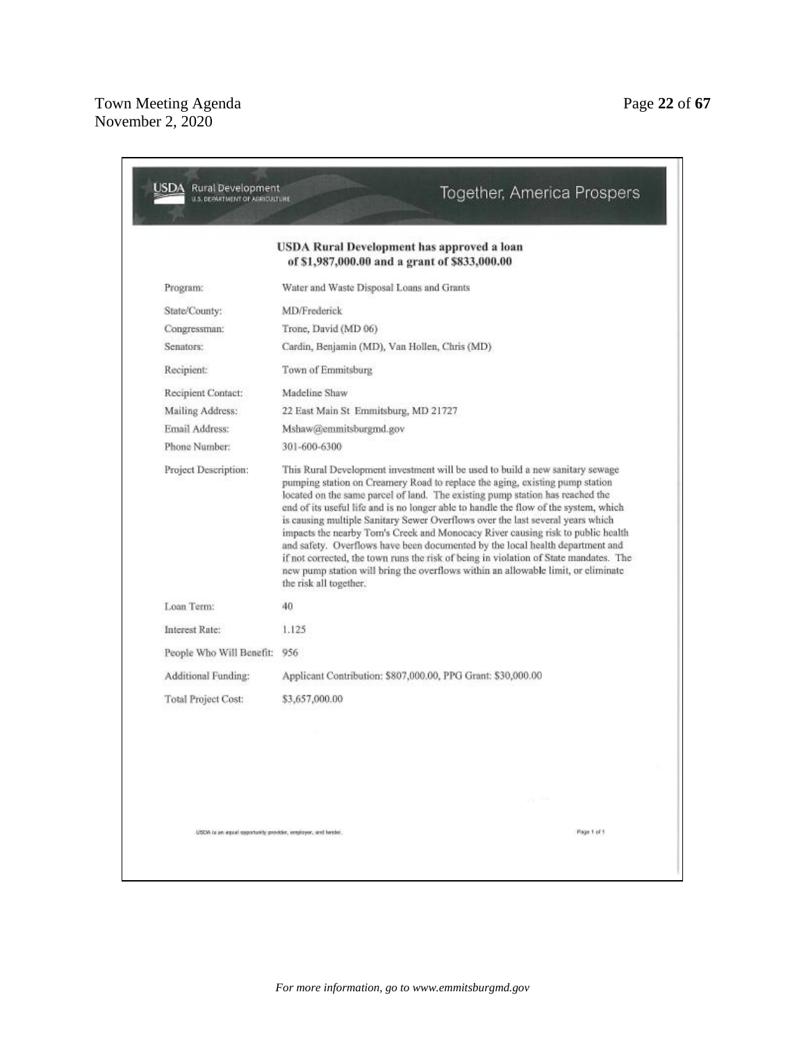USDA Rural Development
U.S. DEPARTMENT OF AGRICULTURE

Together, America Prospers

## USDA Rural Development has approved a loan of $1,987,000.00 and a grant of $833,000.00

| | |
|---|---|
| Program: | Water and Waste Disposal Loans and Grants |
| State/County: | MD/Frederick |
| Congressman: | Trone, David (MD 06) |
| Senators: | Cardin, Benjamin (MD), Van Hollen, Chris (MD) |
| Recipient: | Town of Emmitsburg |
| Recipient Contact: | Madeline Shaw |
| Mailing Address: | 22 East Main St Emmitsburg, MD 21727 |
| Email Address: | Mshaw@emmitsburgmd.gov |
| Phone Number: | 301-600-6300 |
| Project Description: | This Rural Development investment will be used to build a new sanitary sewage pumping station on Creamery Road to replace the aging, existing pump station located on the same parcel of land. The existing pump station has reached the end of its useful life and is no longer able to handle the flow of the system, which is causing multiple Sanitary Sewer Overflows over the last several years which impacts the nearby Tom's Creek and Monocacy River causing risk to public health and safety. Overflows have been documented by the local health department and if not corrected, the town runs the risk of being in violation of State mandates. The new pump station will bring the overflows within an allowable limit, or eliminate the risk all together. |
| Loan Term: | 40 |
| Interest Rate: | 1.125 |
| People Who Will Benefit: | 956 |
| Additional Funding: | Applicant Contribution: $807,000.00, PPG Grant: $30,000.00 |
| Total Project Cost: | $3,657,000.00 |

USDA is an equal opportunity provider, employer, and lender.

For more information, go to www.emmitsburgmd.gov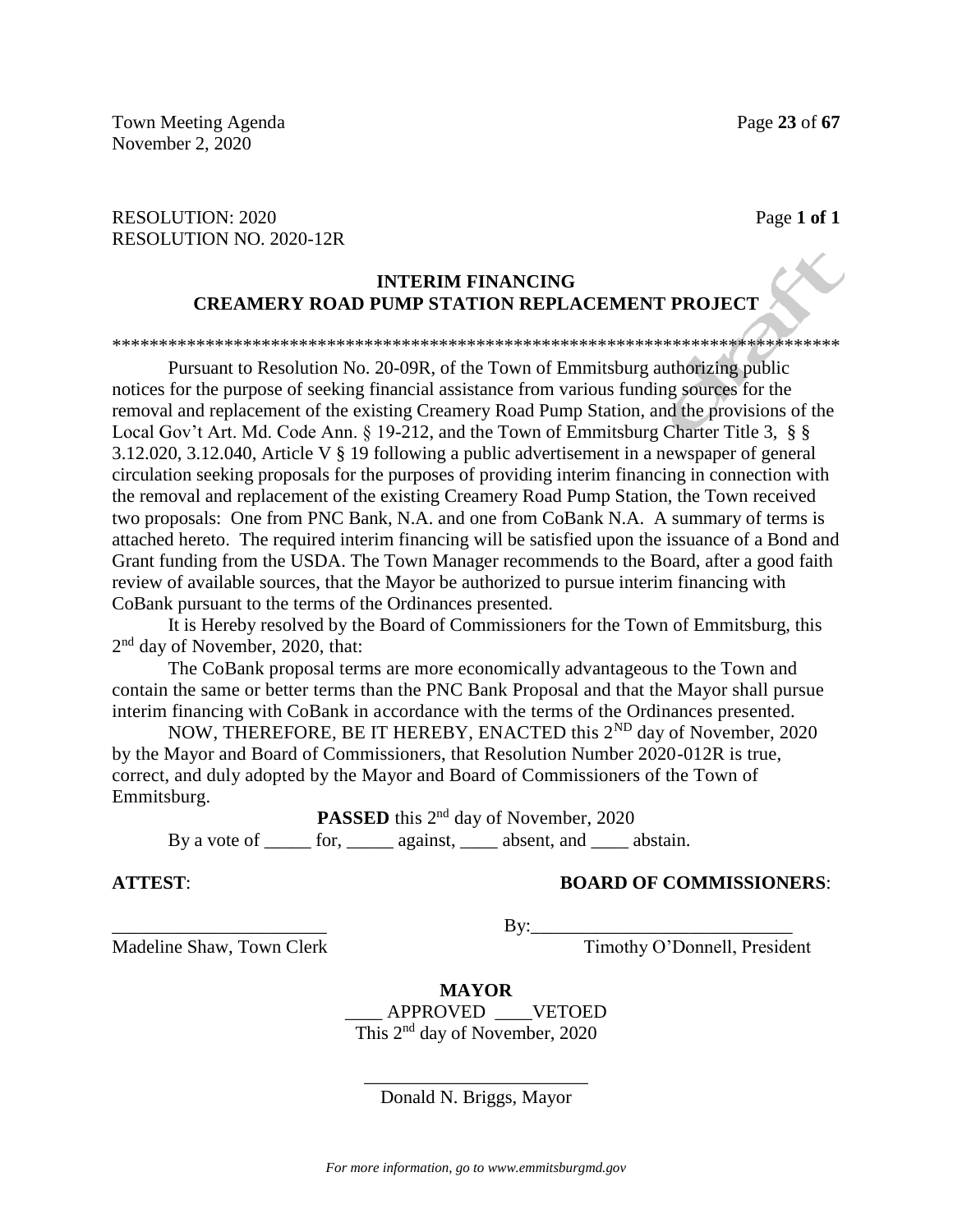RESOLUTION: 2020
RESOLUTION NO. 2020-12R

Page **1 of 1**

## INTERIM FINANCING
## CREAMERY ROAD PUMP STATION REPLACEMENT PROJECT

*******************************************************************************

Pursuant to Resolution No. 20-09R, of the Town of Emmitsburg authorizing public notices for the purpose of seeking financial assistance from various funding sources for the removal and replacement of the existing Creamery Road Pump Station, and the provisions of the Local Gov't Art. Md. Code Ann. § 19-212, and the Town of Emmitsburg Charter Title 3, § § 3.12.020, 3.12.040, Article V § 19 following a public advertisement in a newspaper of general circulation seeking proposals for the purposes of providing interim financing in connection with the removal and replacement of the existing Creamery Road Pump Station, the Town received two proposals: One from PNC Bank, N.A. and one from CoBank N.A. A summary of terms is attached hereto. The required interim financing will be satisfied upon the issuance of a Bond and Grant funding from the USDA. The Town Manager recommends to the Board, after a good faith review of available sources, that the Mayor be authorized to pursue interim financing with CoBank pursuant to the terms of the Ordinances presented.

It is Hereby resolved by the Board of Commissioners for the Town of Emmitsburg, this 2nd day of November, 2020, that:

The CoBank proposal terms are more economically advantageous to the Town and contain the same or better terms than the PNC Bank Proposal and that the Mayor shall pursue interim financing with CoBank in accordance with the terms of the Ordinances presented.

NOW, THEREFORE, BE IT HEREBY, ENACTED this 2ND day of November, 2020 by the Mayor and Board of Commissioners, that Resolution Number 2020-012R is true, correct, and duly adopted by the Mayor and Board of Commissioners of the Town of Emmitsburg.

**PASSED** this 2nd day of November, 2020

By a vote of _____ for, _____ against, ____ absent, and ____ abstain.

**ATTEST**: **BOARD OF COMMISSIONERS**:

_______________________ By:___________________________

Madeline Shaw, Town Clerk Timothy O'Donnell, President

**MAYOR**

____ APPROVED ____VETOED

This 2nd day of November, 2020

________________________

Donald N. Briggs, Mayor

*For more information, go to www.emmitsburgmd.gov*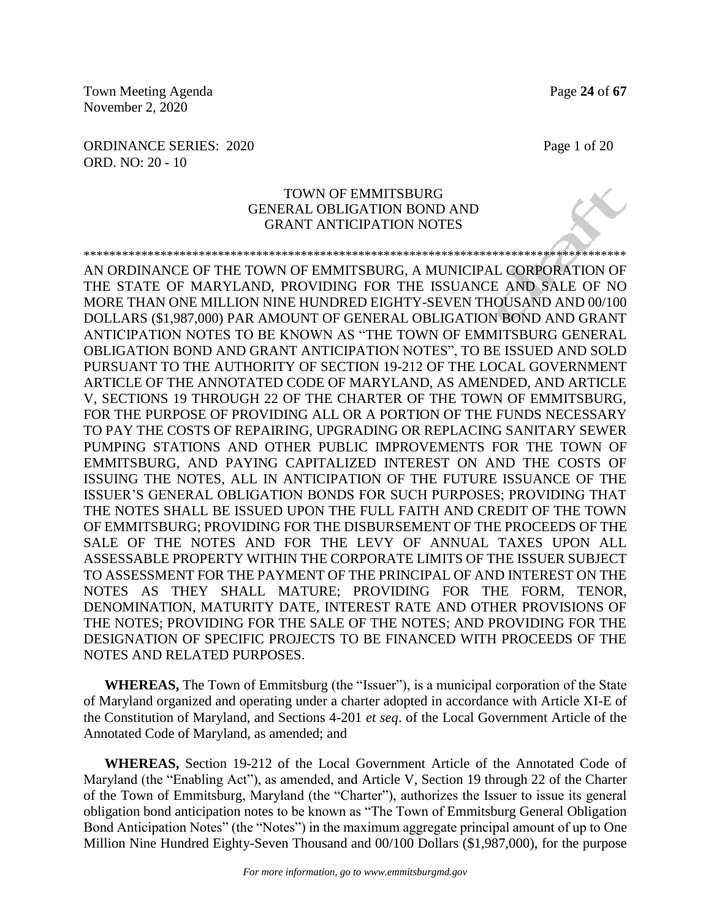ORDINANCE SERIES: 2020
ORD. NO: 20 - 10

TOWN OF EMMITSBURG
GENERAL OBLIGATION BOND AND
GRANT ANTICIPATION NOTES

\*\*\*\*\*\*\*\*\*\*\*\*\*\*\*\*\*\*\*\*\*\*\*\*\*\*\*\*\*\*\*\*\*\*\*\*\*\*\*\*\*\*\*\*\*\*\*\*\*\*\*\*\*\*\*\*\*\*\*\*\*\*\*\*\*\*\*\*\*\*\*\*\*\*\*\*\*\*\*\*\*\*\*\*

AN ORDINANCE OF THE TOWN OF EMMITSBURG, A MUNICIPAL CORPORATION OF THE STATE OF MARYLAND, PROVIDING FOR THE ISSUANCE AND SALE OF NO MORE THAN ONE MILLION NINE HUNDRED EIGHTY-SEVEN THOUSAND AND 00/100 DOLLARS ($1,987,000) PAR AMOUNT OF GENERAL OBLIGATION BOND AND GRANT ANTICIPATION NOTES TO BE KNOWN AS "THE TOWN OF EMMITSBURG GENERAL OBLIGATION BOND AND GRANT ANTICIPATION NOTES", TO BE ISSUED AND SOLD PURSUANT TO THE AUTHORITY OF SECTION 19-212 OF THE LOCAL GOVERNMENT ARTICLE OF THE ANNOTATED CODE OF MARYLAND, AS AMENDED, AND ARTICLE V, SECTIONS 19 THROUGH 22 OF THE CHARTER OF THE TOWN OF EMMITSBURG, FOR THE PURPOSE OF PROVIDING ALL OR A PORTION OF THE FUNDS NECESSARY TO PAY THE COSTS OF REPAIRING, UPGRADING OR REPLACING SANITARY SEWER PUMPING STATIONS AND OTHER PUBLIC IMPROVEMENTS FOR THE TOWN OF EMMITSBURG, AND PAYING CAPITALIZED INTEREST ON AND THE COSTS OF ISSUING THE NOTES, ALL IN ANTICIPATION OF THE FUTURE ISSUANCE OF THE ISSUER'S GENERAL OBLIGATION BONDS FOR SUCH PURPOSES; PROVIDING THAT THE NOTES SHALL BE ISSUED UPON THE FULL FAITH AND CREDIT OF THE TOWN OF EMMITSBURG; PROVIDING FOR THE DISBURSEMENT OF THE PROCEEDS OF THE SALE OF THE NOTES AND FOR THE LEVY OF ANNUAL TAXES UPON ALL ASSESSABLE PROPERTY WITHIN THE CORPORATE LIMITS OF THE ISSUER SUBJECT TO ASSESSMENT FOR THE PAYMENT OF THE PRINCIPAL OF AND INTEREST ON THE NOTES AS THEY SHALL MATURE; PROVIDING FOR THE FORM, TENOR, DENOMINATION, MATURITY DATE, INTEREST RATE AND OTHER PROVISIONS OF THE NOTES; PROVIDING FOR THE SALE OF THE NOTES; AND PROVIDING FOR THE DESIGNATION OF SPECIFIC PROJECTS TO BE FINANCED WITH PROCEEDS OF THE NOTES AND RELATED PURPOSES.

**WHEREAS,** The Town of Emmitsburg (the "Issuer"), is a municipal corporation of the State of Maryland organized and operating under a charter adopted in accordance with Article XI-E of the Constitution of Maryland, and Sections 4-201 *et seq*. of the Local Government Article of the Annotated Code of Maryland, as amended; and

**WHEREAS,** Section 19-212 of the Local Government Article of the Annotated Code of Maryland (the "Enabling Act"), as amended, and Article V, Section 19 through 22 of the Charter of the Town of Emmitsburg, Maryland (the "Charter"), authorizes the Issuer to issue its general obligation bond anticipation notes to be known as "The Town of Emmitsburg General Obligation Bond Anticipation Notes" (the "Notes") in the maximum aggregate principal amount of up to One Million Nine Hundred Eighty-Seven Thousand and 00/100 Dollars ($1,987,000), for the purpose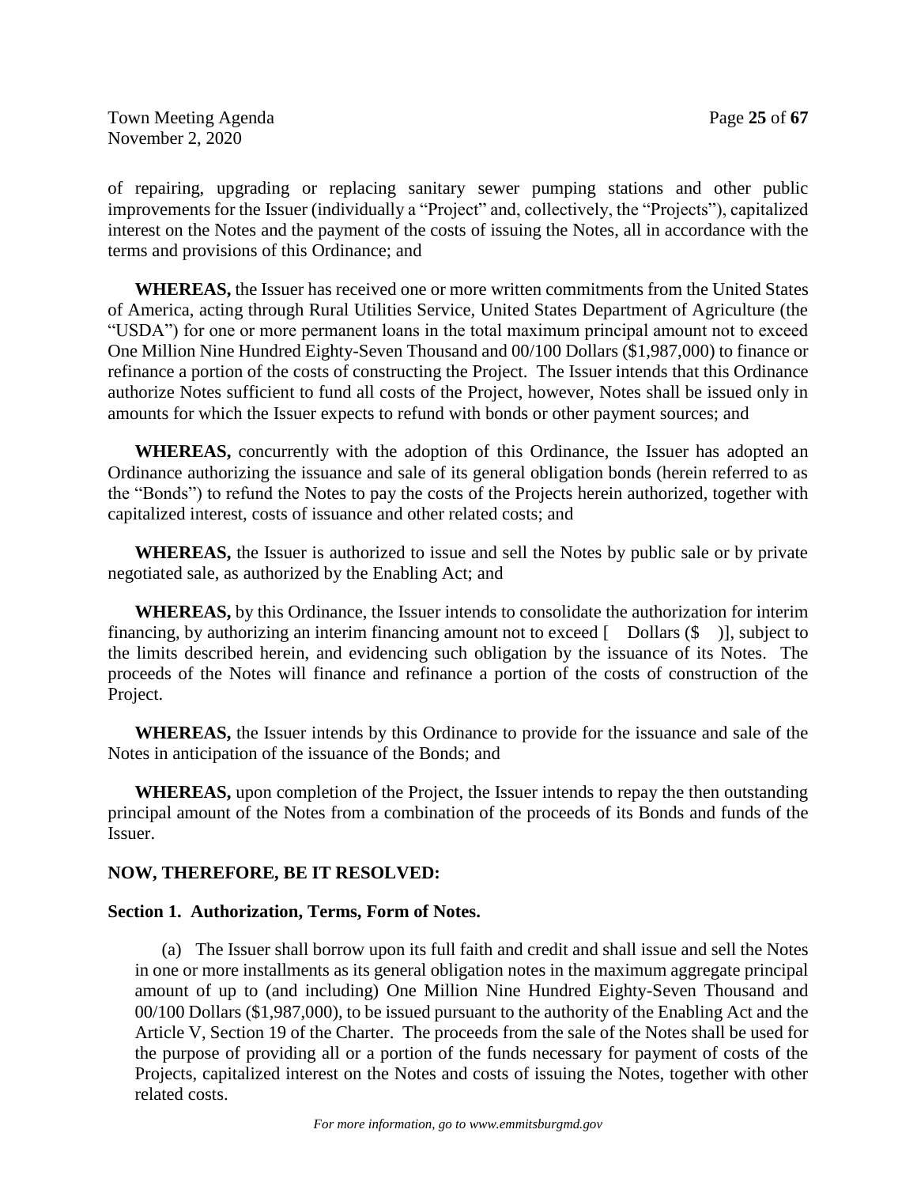of repairing, upgrading or replacing sanitary sewer pumping stations and other public improvements for the Issuer (individually a "Project" and, collectively, the "Projects"), capitalized interest on the Notes and the payment of the costs of issuing the Notes, all in accordance with the terms and provisions of this Ordinance; and

**WHEREAS,** the Issuer has received one or more written commitments from the United States of America, acting through Rural Utilities Service, United States Department of Agriculture (the "USDA") for one or more permanent loans in the total maximum principal amount not to exceed One Million Nine Hundred Eighty-Seven Thousand and 00/100 Dollars ($1,987,000) to finance or refinance a portion of the costs of constructing the Project. The Issuer intends that this Ordinance authorize Notes sufficient to fund all costs of the Project, however, Notes shall be issued only in amounts for which the Issuer expects to refund with bonds or other payment sources; and

**WHEREAS,** concurrently with the adoption of this Ordinance, the Issuer has adopted an Ordinance authorizing the issuance and sale of its general obligation bonds (herein referred to as the "Bonds") to refund the Notes to pay the costs of the Projects herein authorized, together with capitalized interest, costs of issuance and other related costs; and

**WHEREAS,** the Issuer is authorized to issue and sell the Notes by public sale or by private negotiated sale, as authorized by the Enabling Act; and

**WHEREAS,** by this Ordinance, the Issuer intends to consolidate the authorization for interim financing, by authorizing an interim financing amount not to exceed [ Dollars ($ )], subject to the limits described herein, and evidencing such obligation by the issuance of its Notes. The proceeds of the Notes will finance and refinance a portion of the costs of construction of the Project.

**WHEREAS,** the Issuer intends by this Ordinance to provide for the issuance and sale of the Notes in anticipation of the issuance of the Bonds; and

**WHEREAS,** upon completion of the Project, the Issuer intends to repay the then outstanding principal amount of the Notes from a combination of the proceeds of its Bonds and funds of the Issuer.

**NOW, THEREFORE, BE IT RESOLVED:**

**Section 1. Authorization, Terms, Form of Notes.**

(a) The Issuer shall borrow upon its full faith and credit and shall issue and sell the Notes in one or more installments as its general obligation notes in the maximum aggregate principal amount of up to (and including) One Million Nine Hundred Eighty-Seven Thousand and 00/100 Dollars ($1,987,000), to be issued pursuant to the authority of the Enabling Act and the Article V, Section 19 of the Charter. The proceeds from the sale of the Notes shall be used for the purpose of providing all or a portion of the funds necessary for payment of costs of the Projects, capitalized interest on the Notes and costs of issuing the Notes, together with other related costs.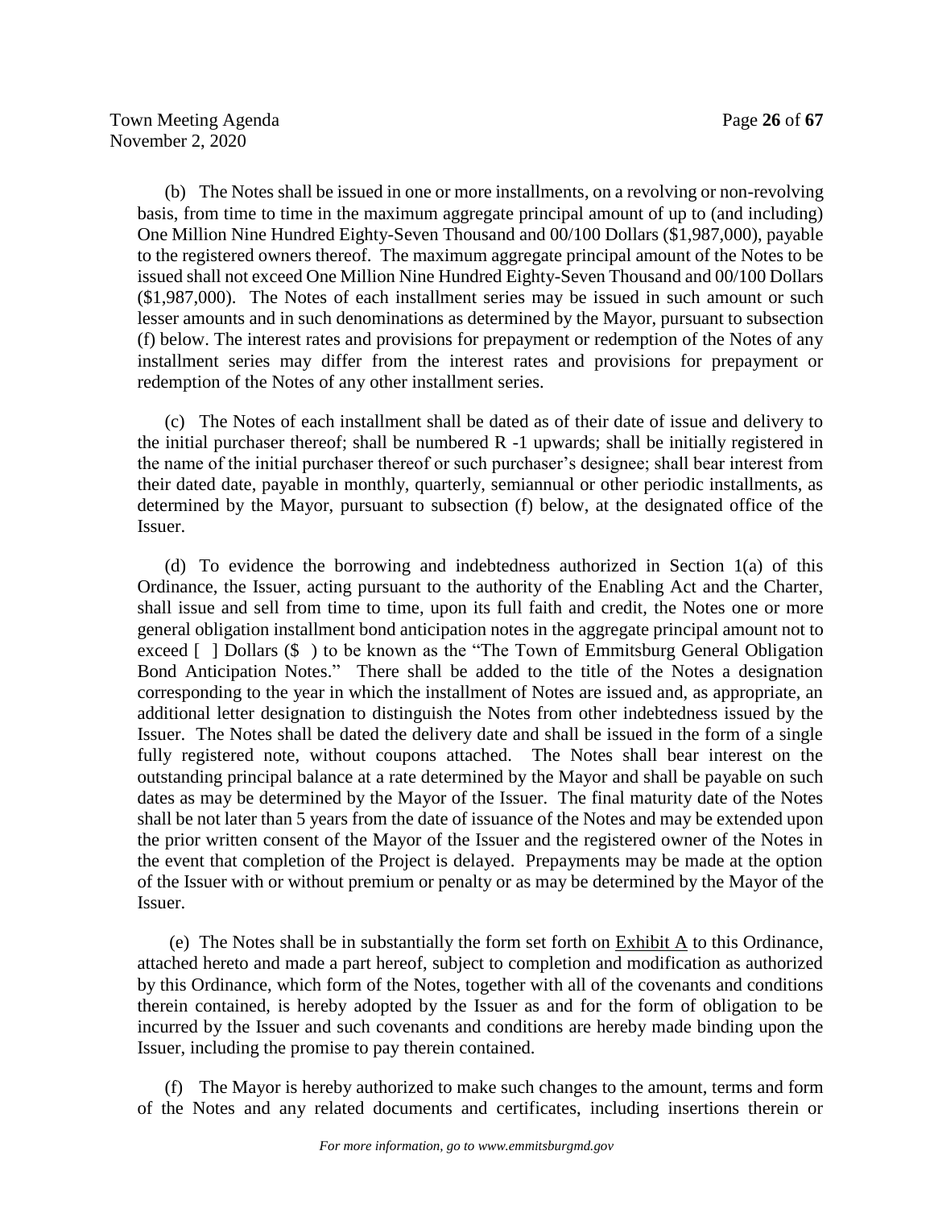(b) The Notes shall be issued in one or more installments, on a revolving or non-revolving basis, from time to time in the maximum aggregate principal amount of up to (and including) One Million Nine Hundred Eighty-Seven Thousand and 00/100 Dollars ($1,987,000), payable to the registered owners thereof. The maximum aggregate principal amount of the Notes to be issued shall not exceed One Million Nine Hundred Eighty-Seven Thousand and 00/100 Dollars ($1,987,000). The Notes of each installment series may be issued in such amount or such lesser amounts and in such denominations as determined by the Mayor, pursuant to subsection (f) below. The interest rates and provisions for prepayment or redemption of the Notes of any installment series may differ from the interest rates and provisions for prepayment or redemption of the Notes of any other installment series.

(c) The Notes of each installment shall be dated as of their date of issue and delivery to the initial purchaser thereof; shall be numbered R -1 upwards; shall be initially registered in the name of the initial purchaser thereof or such purchaser's designee; shall bear interest from their dated date, payable in monthly, quarterly, semiannual or other periodic installments, as determined by the Mayor, pursuant to subsection (f) below, at the designated office of the Issuer.

(d) To evidence the borrowing and indebtedness authorized in Section 1(a) of this Ordinance, the Issuer, acting pursuant to the authority of the Enabling Act and the Charter, shall issue and sell from time to time, upon its full faith and credit, the Notes one or more general obligation installment bond anticipation notes in the aggregate principal amount not to exceed [ ] Dollars ($ ) to be known as the "The Town of Emmitsburg General Obligation Bond Anticipation Notes." There shall be added to the title of the Notes a designation corresponding to the year in which the installment of Notes are issued and, as appropriate, an additional letter designation to distinguish the Notes from other indebtedness issued by the Issuer. The Notes shall be dated the delivery date and shall be issued in the form of a single fully registered note, without coupons attached. The Notes shall bear interest on the outstanding principal balance at a rate determined by the Mayor and shall be payable on such dates as may be determined by the Mayor of the Issuer. The final maturity date of the Notes shall be not later than 5 years from the date of issuance of the Notes and may be extended upon the prior written consent of the Mayor of the Issuer and the registered owner of the Notes in the event that completion of the Project is delayed. Prepayments may be made at the option of the Issuer with or without premium or penalty or as may be determined by the Mayor of the Issuer.

(e) The Notes shall be in substantially the form set forth on Exhibit A to this Ordinance, attached hereto and made a part hereof, subject to completion and modification as authorized by this Ordinance, which form of the Notes, together with all of the covenants and conditions therein contained, is hereby adopted by the Issuer as and for the form of obligation to be incurred by the Issuer and such covenants and conditions are hereby made binding upon the Issuer, including the promise to pay therein contained.

(f) The Mayor is hereby authorized to make such changes to the amount, terms and form of the Notes and any related documents and certificates, including insertions therein or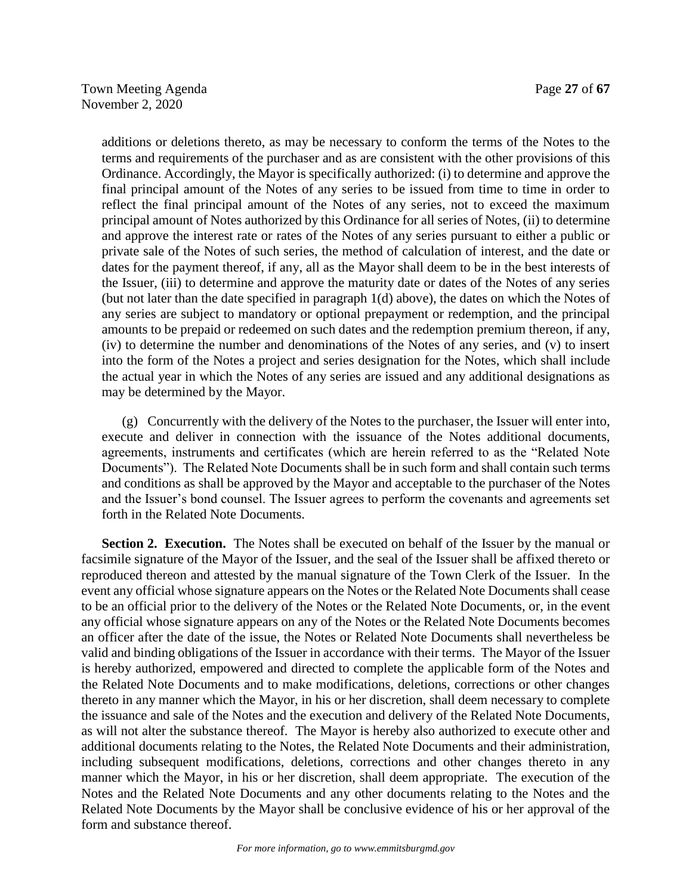additions or deletions thereto, as may be necessary to conform the terms of the Notes to the terms and requirements of the purchaser and as are consistent with the other provisions of this Ordinance. Accordingly, the Mayor is specifically authorized: (i) to determine and approve the final principal amount of the Notes of any series to be issued from time to time in order to reflect the final principal amount of the Notes of any series, not to exceed the maximum principal amount of Notes authorized by this Ordinance for all series of Notes, (ii) to determine and approve the interest rate or rates of the Notes of any series pursuant to either a public or private sale of the Notes of such series, the method of calculation of interest, and the date or dates for the payment thereof, if any, all as the Mayor shall deem to be in the best interests of the Issuer, (iii) to determine and approve the maturity date or dates of the Notes of any series (but not later than the date specified in paragraph 1(d) above), the dates on which the Notes of any series are subject to mandatory or optional prepayment or redemption, and the principal amounts to be prepaid or redeemed on such dates and the redemption premium thereon, if any, (iv) to determine the number and denominations of the Notes of any series, and (v) to insert into the form of the Notes a project and series designation for the Notes, which shall include the actual year in which the Notes of any series are issued and any additional designations as may be determined by the Mayor.

(g) Concurrently with the delivery of the Notes to the purchaser, the Issuer will enter into, execute and deliver in connection with the issuance of the Notes additional documents, agreements, instruments and certificates (which are herein referred to as the "Related Note Documents"). The Related Note Documents shall be in such form and shall contain such terms and conditions as shall be approved by the Mayor and acceptable to the purchaser of the Notes and the Issuer's bond counsel. The Issuer agrees to perform the covenants and agreements set forth in the Related Note Documents.

**Section 2. Execution.** The Notes shall be executed on behalf of the Issuer by the manual or facsimile signature of the Mayor of the Issuer, and the seal of the Issuer shall be affixed thereto or reproduced thereon and attested by the manual signature of the Town Clerk of the Issuer. In the event any official whose signature appears on the Notes or the Related Note Documents shall cease to be an official prior to the delivery of the Notes or the Related Note Documents, or, in the event any official whose signature appears on any of the Notes or the Related Note Documents becomes an officer after the date of the issue, the Notes or Related Note Documents shall nevertheless be valid and binding obligations of the Issuer in accordance with their terms. The Mayor of the Issuer is hereby authorized, empowered and directed to complete the applicable form of the Notes and the Related Note Documents and to make modifications, deletions, corrections or other changes thereto in any manner which the Mayor, in his or her discretion, shall deem necessary to complete the issuance and sale of the Notes and the execution and delivery of the Related Note Documents, as will not alter the substance thereof. The Mayor is hereby also authorized to execute other and additional documents relating to the Notes, the Related Note Documents and their administration, including subsequent modifications, deletions, corrections and other changes thereto in any manner which the Mayor, in his or her discretion, shall deem appropriate. The execution of the Notes and the Related Note Documents and any other documents relating to the Notes and the Related Note Documents by the Mayor shall be conclusive evidence of his or her approval of the form and substance thereof.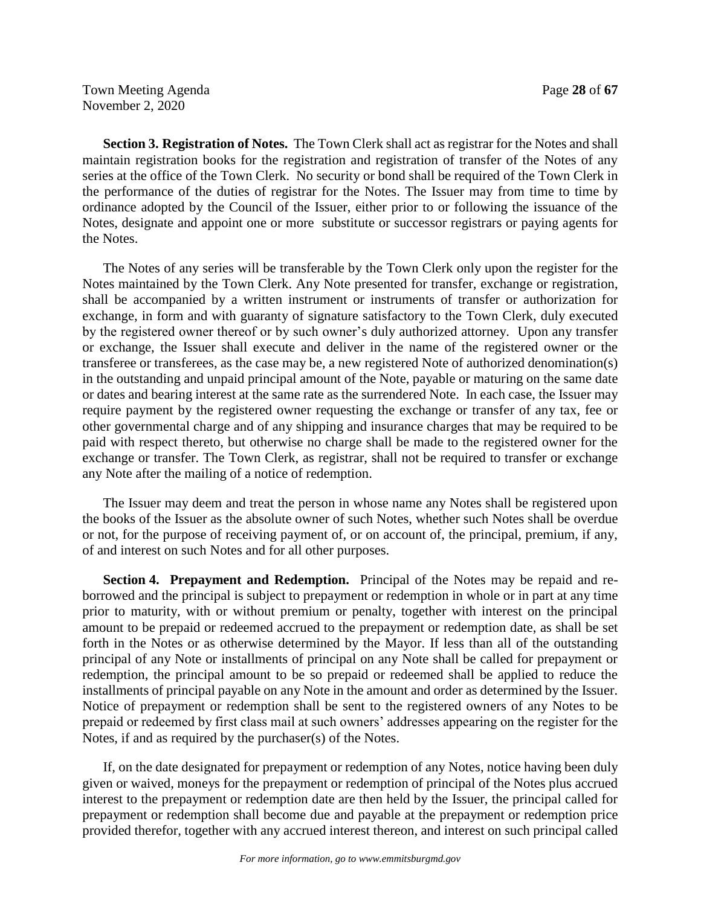**Section 3. Registration of Notes.** The Town Clerk shall act as registrar for the Notes and shall maintain registration books for the registration and registration of transfer of the Notes of any series at the office of the Town Clerk. No security or bond shall be required of the Town Clerk in the performance of the duties of registrar for the Notes. The Issuer may from time to time by ordinance adopted by the Council of the Issuer, either prior to or following the issuance of the Notes, designate and appoint one or more substitute or successor registrars or paying agents for the Notes.

The Notes of any series will be transferable by the Town Clerk only upon the register for the Notes maintained by the Town Clerk. Any Note presented for transfer, exchange or registration, shall be accompanied by a written instrument or instruments of transfer or authorization for exchange, in form and with guaranty of signature satisfactory to the Town Clerk, duly executed by the registered owner thereof or by such owner's duly authorized attorney. Upon any transfer or exchange, the Issuer shall execute and deliver in the name of the registered owner or the transferee or transferees, as the case may be, a new registered Note of authorized denomination(s) in the outstanding and unpaid principal amount of the Note, payable or maturing on the same date or dates and bearing interest at the same rate as the surrendered Note. In each case, the Issuer may require payment by the registered owner requesting the exchange or transfer of any tax, fee or other governmental charge and of any shipping and insurance charges that may be required to be paid with respect thereto, but otherwise no charge shall be made to the registered owner for the exchange or transfer. The Town Clerk, as registrar, shall not be required to transfer or exchange any Note after the mailing of a notice of redemption.

The Issuer may deem and treat the person in whose name any Notes shall be registered upon the books of the Issuer as the absolute owner of such Notes, whether such Notes shall be overdue or not, for the purpose of receiving payment of, or on account of, the principal, premium, if any, of and interest on such Notes and for all other purposes.

**Section 4. Prepayment and Redemption.** Principal of the Notes may be repaid and re-borrowed and the principal is subject to prepayment or redemption in whole or in part at any time prior to maturity, with or without premium or penalty, together with interest on the principal amount to be prepaid or redeemed accrued to the prepayment or redemption date, as shall be set forth in the Notes or as otherwise determined by the Mayor. If less than all of the outstanding principal of any Note or installments of principal on any Note shall be called for prepayment or redemption, the principal amount to be so prepaid or redeemed shall be applied to reduce the installments of principal payable on any Note in the amount and order as determined by the Issuer. Notice of prepayment or redemption shall be sent to the registered owners of any Notes to be prepaid or redeemed by first class mail at such owners' addresses appearing on the register for the Notes, if and as required by the purchaser(s) of the Notes.

If, on the date designated for prepayment or redemption of any Notes, notice having been duly given or waived, moneys for the prepayment or redemption of principal of the Notes plus accrued interest to the prepayment or redemption date are then held by the Issuer, the principal called for prepayment or redemption shall become due and payable at the prepayment or redemption price provided therefor, together with any accrued interest thereon, and interest on such principal called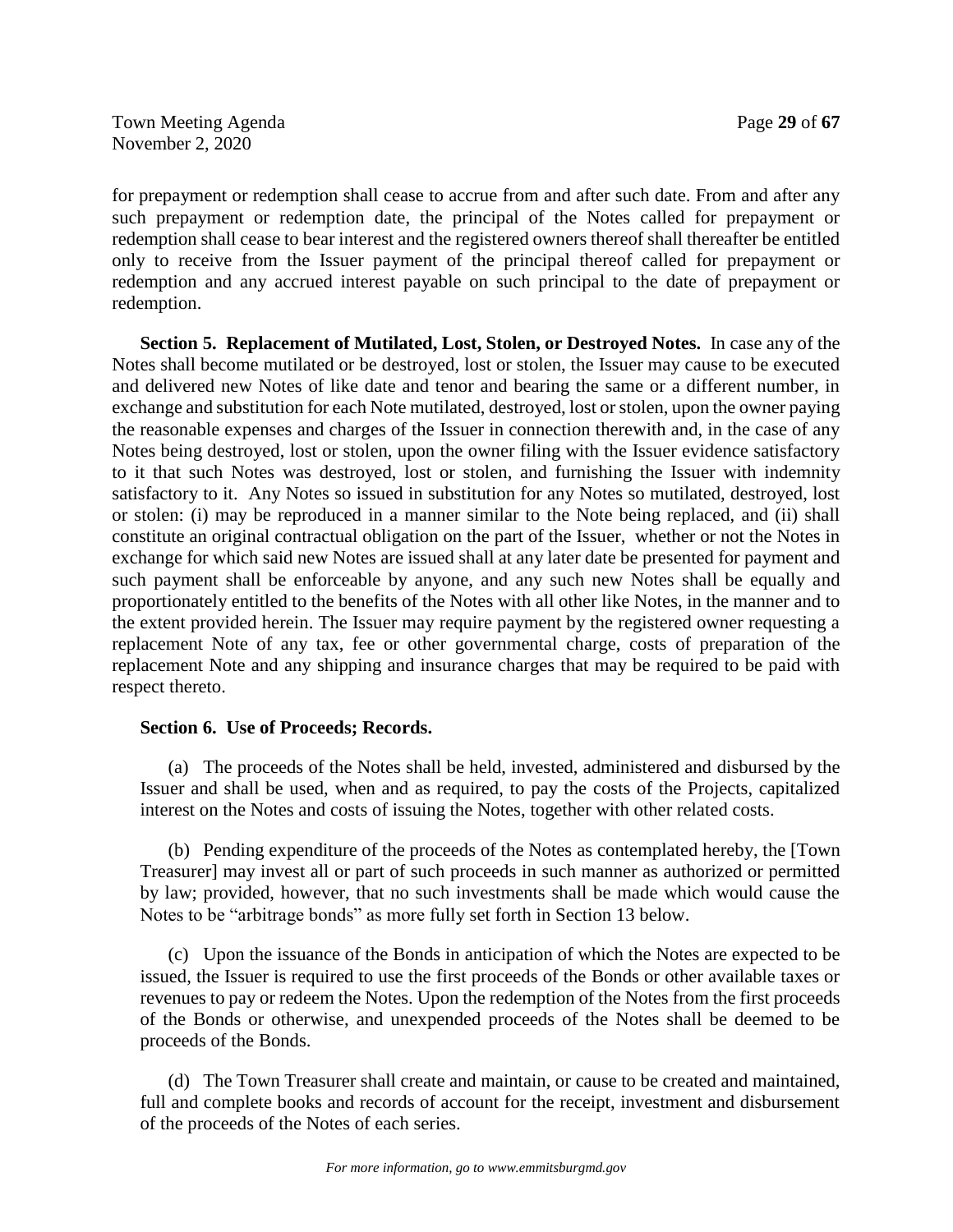for prepayment or redemption shall cease to accrue from and after such date. From and after any such prepayment or redemption date, the principal of the Notes called for prepayment or redemption shall cease to bear interest and the registered owners thereof shall thereafter be entitled only to receive from the Issuer payment of the principal thereof called for prepayment or redemption and any accrued interest payable on such principal to the date of prepayment or redemption.

**Section 5. Replacement of Mutilated, Lost, Stolen, or Destroyed Notes.** In case any of the Notes shall become mutilated or be destroyed, lost or stolen, the Issuer may cause to be executed and delivered new Notes of like date and tenor and bearing the same or a different number, in exchange and substitution for each Note mutilated, destroyed, lost or stolen, upon the owner paying the reasonable expenses and charges of the Issuer in connection therewith and, in the case of any Notes being destroyed, lost or stolen, upon the owner filing with the Issuer evidence satisfactory to it that such Notes was destroyed, lost or stolen, and furnishing the Issuer with indemnity satisfactory to it. Any Notes so issued in substitution for any Notes so mutilated, destroyed, lost or stolen: (i) may be reproduced in a manner similar to the Note being replaced, and (ii) shall constitute an original contractual obligation on the part of the Issuer, whether or not the Notes in exchange for which said new Notes are issued shall at any later date be presented for payment and such payment shall be enforceable by anyone, and any such new Notes shall be equally and proportionately entitled to the benefits of the Notes with all other like Notes, in the manner and to the extent provided herein. The Issuer may require payment by the registered owner requesting a replacement Note of any tax, fee or other governmental charge, costs of preparation of the replacement Note and any shipping and insurance charges that may be required to be paid with respect thereto.

**Section 6. Use of Proceeds; Records.**

(a) The proceeds of the Notes shall be held, invested, administered and disbursed by the Issuer and shall be used, when and as required, to pay the costs of the Projects, capitalized interest on the Notes and costs of issuing the Notes, together with other related costs.

(b) Pending expenditure of the proceeds of the Notes as contemplated hereby, the [Town Treasurer] may invest all or part of such proceeds in such manner as authorized or permitted by law; provided, however, that no such investments shall be made which would cause the Notes to be "arbitrage bonds" as more fully set forth in Section 13 below.

(c) Upon the issuance of the Bonds in anticipation of which the Notes are expected to be issued, the Issuer is required to use the first proceeds of the Bonds or other available taxes or revenues to pay or redeem the Notes. Upon the redemption of the Notes from the first proceeds of the Bonds or otherwise, and unexpended proceeds of the Notes shall be deemed to be proceeds of the Bonds.

(d) The Town Treasurer shall create and maintain, or cause to be created and maintained, full and complete books and records of account for the receipt, investment and disbursement of the proceeds of the Notes of each series.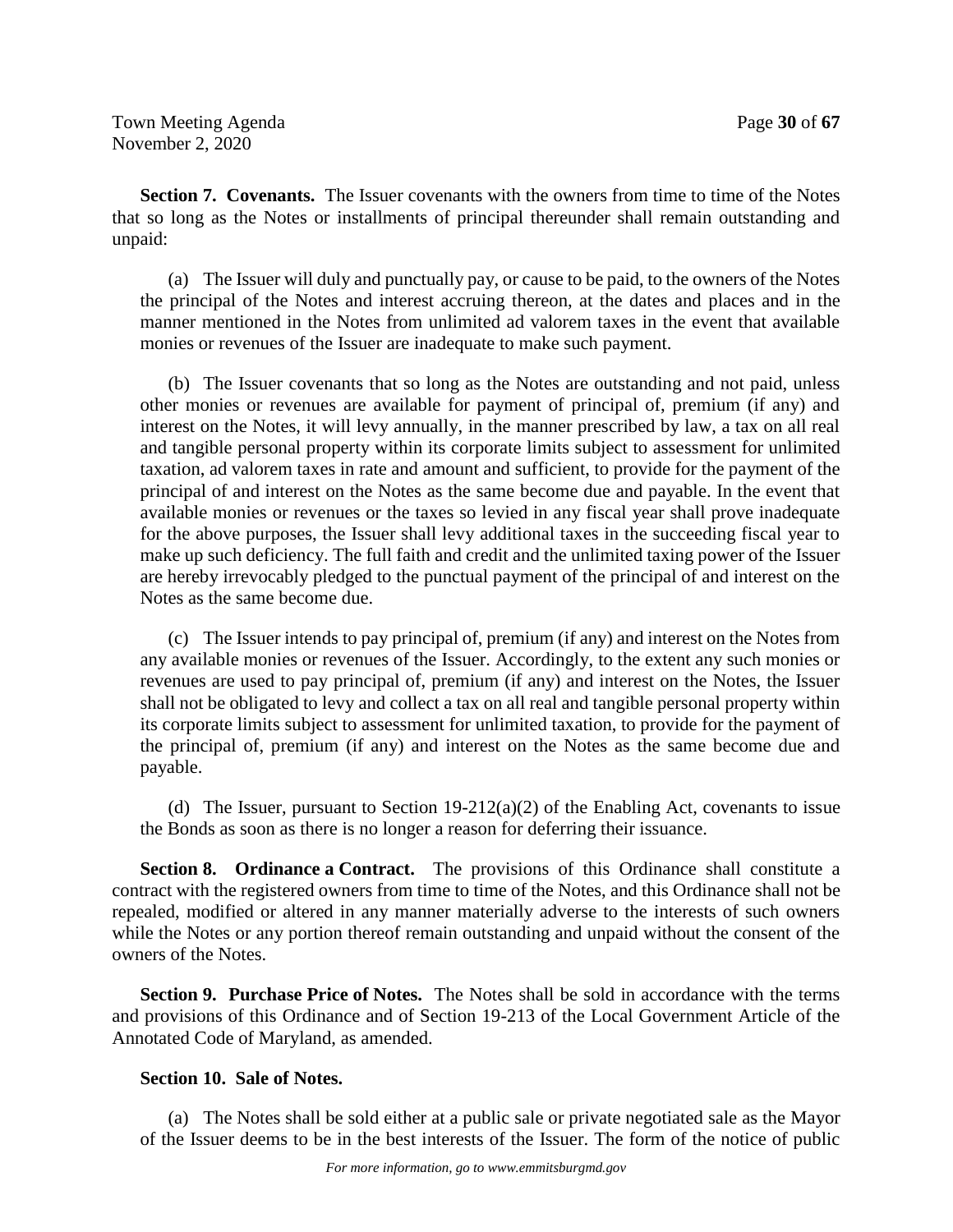**Section 7. Covenants.** The Issuer covenants with the owners from time to time of the Notes that so long as the Notes or installments of principal thereunder shall remain outstanding and unpaid:

(a) The Issuer will duly and punctually pay, or cause to be paid, to the owners of the Notes the principal of the Notes and interest accruing thereon, at the dates and places and in the manner mentioned in the Notes from unlimited ad valorem taxes in the event that available monies or revenues of the Issuer are inadequate to make such payment.

(b) The Issuer covenants that so long as the Notes are outstanding and not paid, unless other monies or revenues are available for payment of principal of, premium (if any) and interest on the Notes, it will levy annually, in the manner prescribed by law, a tax on all real and tangible personal property within its corporate limits subject to assessment for unlimited taxation, ad valorem taxes in rate and amount and sufficient, to provide for the payment of the principal of and interest on the Notes as the same become due and payable. In the event that available monies or revenues or the taxes so levied in any fiscal year shall prove inadequate for the above purposes, the Issuer shall levy additional taxes in the succeeding fiscal year to make up such deficiency. The full faith and credit and the unlimited taxing power of the Issuer are hereby irrevocably pledged to the punctual payment of the principal of and interest on the Notes as the same become due.

(c) The Issuer intends to pay principal of, premium (if any) and interest on the Notes from any available monies or revenues of the Issuer. Accordingly, to the extent any such monies or revenues are used to pay principal of, premium (if any) and interest on the Notes, the Issuer shall not be obligated to levy and collect a tax on all real and tangible personal property within its corporate limits subject to assessment for unlimited taxation, to provide for the payment of the principal of, premium (if any) and interest on the Notes as the same become due and payable.

(d) The Issuer, pursuant to Section 19-212(a)(2) of the Enabling Act, covenants to issue the Bonds as soon as there is no longer a reason for deferring their issuance.

**Section 8. Ordinance a Contract.** The provisions of this Ordinance shall constitute a contract with the registered owners from time to time of the Notes, and this Ordinance shall not be repealed, modified or altered in any manner materially adverse to the interests of such owners while the Notes or any portion thereof remain outstanding and unpaid without the consent of the owners of the Notes.

**Section 9. Purchase Price of Notes.** The Notes shall be sold in accordance with the terms and provisions of this Ordinance and of Section 19-213 of the Local Government Article of the Annotated Code of Maryland, as amended.

**Section 10. Sale of Notes.**

(a) The Notes shall be sold either at a public sale or private negotiated sale as the Mayor of the Issuer deems to be in the best interests of the Issuer. The form of the notice of public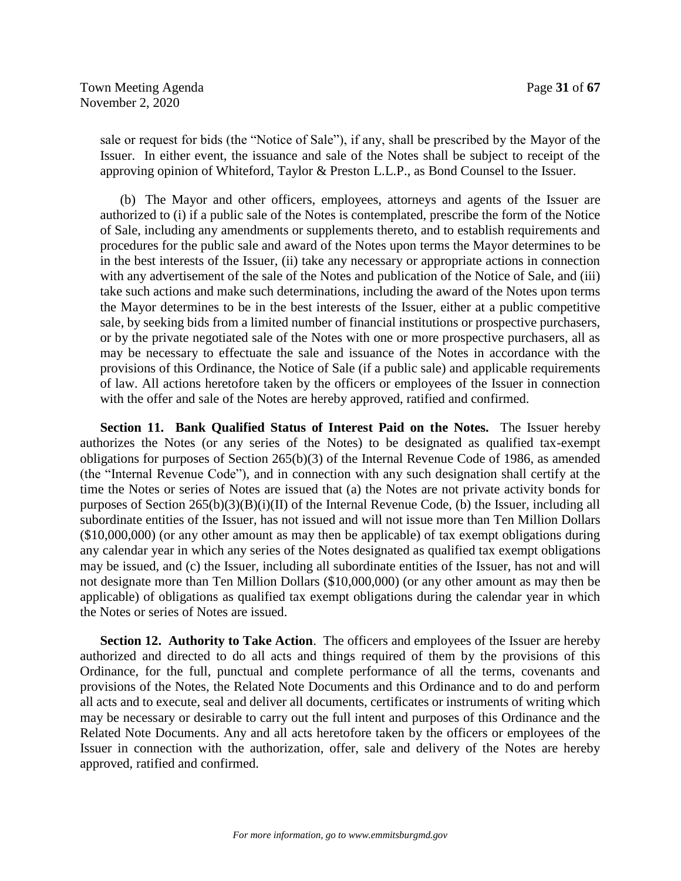sale or request for bids (the "Notice of Sale"), if any, shall be prescribed by the Mayor of the Issuer. In either event, the issuance and sale of the Notes shall be subject to receipt of the approving opinion of Whiteford, Taylor & Preston L.L.P., as Bond Counsel to the Issuer.

(b) The Mayor and other officers, employees, attorneys and agents of the Issuer are authorized to (i) if a public sale of the Notes is contemplated, prescribe the form of the Notice of Sale, including any amendments or supplements thereto, and to establish requirements and procedures for the public sale and award of the Notes upon terms the Mayor determines to be in the best interests of the Issuer, (ii) take any necessary or appropriate actions in connection with any advertisement of the sale of the Notes and publication of the Notice of Sale, and (iii) take such actions and make such determinations, including the award of the Notes upon terms the Mayor determines to be in the best interests of the Issuer, either at a public competitive sale, by seeking bids from a limited number of financial institutions or prospective purchasers, or by the private negotiated sale of the Notes with one or more prospective purchasers, all as may be necessary to effectuate the sale and issuance of the Notes in accordance with the provisions of this Ordinance, the Notice of Sale (if a public sale) and applicable requirements of law. All actions heretofore taken by the officers or employees of the Issuer in connection with the offer and sale of the Notes are hereby approved, ratified and confirmed.

**Section 11. Bank Qualified Status of Interest Paid on the Notes.** The Issuer hereby authorizes the Notes (or any series of the Notes) to be designated as qualified tax-exempt obligations for purposes of Section 265(b)(3) of the Internal Revenue Code of 1986, as amended (the "Internal Revenue Code"), and in connection with any such designation shall certify at the time the Notes or series of Notes are issued that (a) the Notes are not private activity bonds for purposes of Section 265(b)(3)(B)(i)(II) of the Internal Revenue Code, (b) the Issuer, including all subordinate entities of the Issuer, has not issued and will not issue more than Ten Million Dollars ($10,000,000) (or any other amount as may then be applicable) of tax exempt obligations during any calendar year in which any series of the Notes designated as qualified tax exempt obligations may be issued, and (c) the Issuer, including all subordinate entities of the Issuer, has not and will not designate more than Ten Million Dollars ($10,000,000) (or any other amount as may then be applicable) of obligations as qualified tax exempt obligations during the calendar year in which the Notes or series of Notes are issued.

**Section 12. Authority to Take Action**. The officers and employees of the Issuer are hereby authorized and directed to do all acts and things required of them by the provisions of this Ordinance, for the full, punctual and complete performance of all the terms, covenants and provisions of the Notes, the Related Note Documents and this Ordinance and to do and perform all acts and to execute, seal and deliver all documents, certificates or instruments of writing which may be necessary or desirable to carry out the full intent and purposes of this Ordinance and the Related Note Documents. Any and all acts heretofore taken by the officers or employees of the Issuer in connection with the authorization, offer, sale and delivery of the Notes are hereby approved, ratified and confirmed.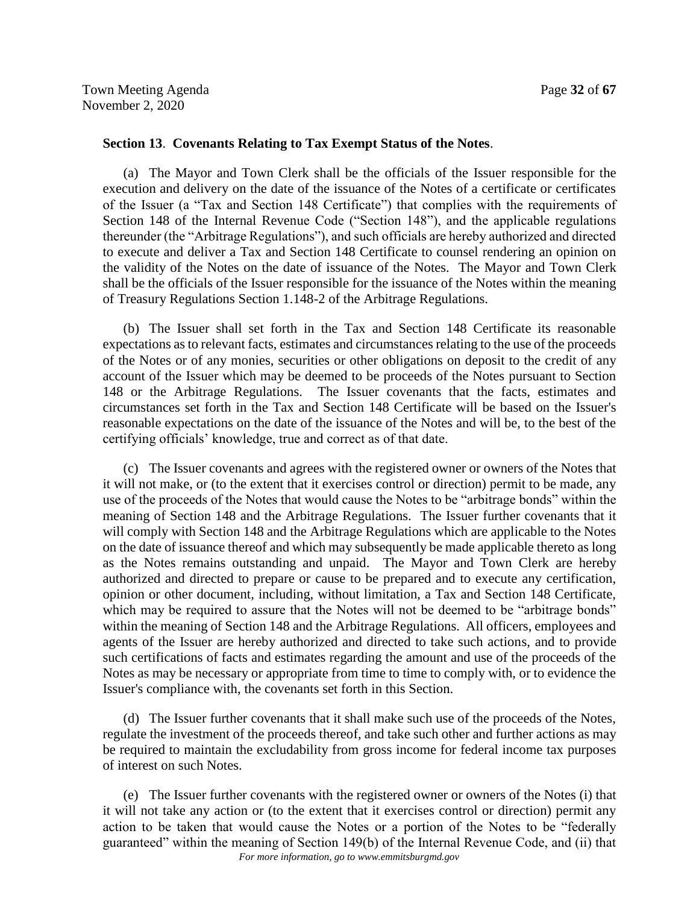**Section 13**. **Covenants Relating to Tax Exempt Status of the Notes**.

(a) The Mayor and Town Clerk shall be the officials of the Issuer responsible for the execution and delivery on the date of the issuance of the Notes of a certificate or certificates of the Issuer (a "Tax and Section 148 Certificate") that complies with the requirements of Section 148 of the Internal Revenue Code ("Section 148"), and the applicable regulations thereunder (the "Arbitrage Regulations"), and such officials are hereby authorized and directed to execute and deliver a Tax and Section 148 Certificate to counsel rendering an opinion on the validity of the Notes on the date of issuance of the Notes. The Mayor and Town Clerk shall be the officials of the Issuer responsible for the issuance of the Notes within the meaning of Treasury Regulations Section 1.148-2 of the Arbitrage Regulations.

(b) The Issuer shall set forth in the Tax and Section 148 Certificate its reasonable expectations as to relevant facts, estimates and circumstances relating to the use of the proceeds of the Notes or of any monies, securities or other obligations on deposit to the credit of any account of the Issuer which may be deemed to be proceeds of the Notes pursuant to Section 148 or the Arbitrage Regulations. The Issuer covenants that the facts, estimates and circumstances set forth in the Tax and Section 148 Certificate will be based on the Issuer's reasonable expectations on the date of the issuance of the Notes and will be, to the best of the certifying officials' knowledge, true and correct as of that date.

(c) The Issuer covenants and agrees with the registered owner or owners of the Notes that it will not make, or (to the extent that it exercises control or direction) permit to be made, any use of the proceeds of the Notes that would cause the Notes to be "arbitrage bonds" within the meaning of Section 148 and the Arbitrage Regulations. The Issuer further covenants that it will comply with Section 148 and the Arbitrage Regulations which are applicable to the Notes on the date of issuance thereof and which may subsequently be made applicable thereto as long as the Notes remains outstanding and unpaid. The Mayor and Town Clerk are hereby authorized and directed to prepare or cause to be prepared and to execute any certification, opinion or other document, including, without limitation, a Tax and Section 148 Certificate, which may be required to assure that the Notes will not be deemed to be "arbitrage bonds" within the meaning of Section 148 and the Arbitrage Regulations. All officers, employees and agents of the Issuer are hereby authorized and directed to take such actions, and to provide such certifications of facts and estimates regarding the amount and use of the proceeds of the Notes as may be necessary or appropriate from time to time to comply with, or to evidence the Issuer's compliance with, the covenants set forth in this Section.

(d) The Issuer further covenants that it shall make such use of the proceeds of the Notes, regulate the investment of the proceeds thereof, and take such other and further actions as may be required to maintain the excludability from gross income for federal income tax purposes of interest on such Notes.

(e) The Issuer further covenants with the registered owner or owners of the Notes (i) that it will not take any action or (to the extent that it exercises control or direction) permit any action to be taken that would cause the Notes or a portion of the Notes to be "federally guaranteed" within the meaning of Section 149(b) of the Internal Revenue Code, and (ii) that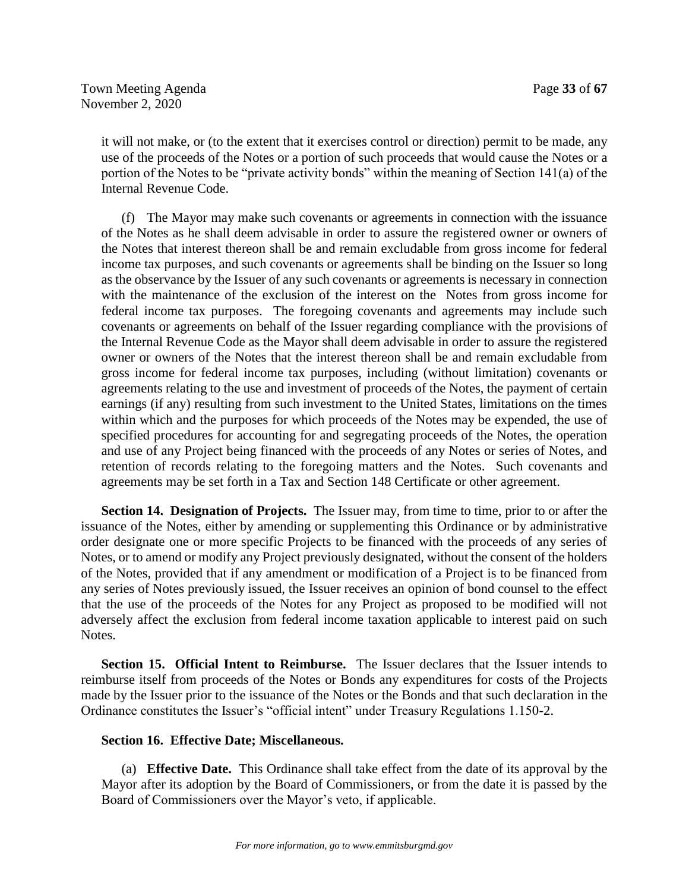it will not make, or (to the extent that it exercises control or direction) permit to be made, any use of the proceeds of the Notes or a portion of such proceeds that would cause the Notes or a portion of the Notes to be "private activity bonds" within the meaning of Section 141(a) of the Internal Revenue Code.

(f) The Mayor may make such covenants or agreements in connection with the issuance of the Notes as he shall deem advisable in order to assure the registered owner or owners of the Notes that interest thereon shall be and remain excludable from gross income for federal income tax purposes, and such covenants or agreements shall be binding on the Issuer so long as the observance by the Issuer of any such covenants or agreements is necessary in connection with the maintenance of the exclusion of the interest on the Notes from gross income for federal income tax purposes. The foregoing covenants and agreements may include such covenants or agreements on behalf of the Issuer regarding compliance with the provisions of the Internal Revenue Code as the Mayor shall deem advisable in order to assure the registered owner or owners of the Notes that the interest thereon shall be and remain excludable from gross income for federal income tax purposes, including (without limitation) covenants or agreements relating to the use and investment of proceeds of the Notes, the payment of certain earnings (if any) resulting from such investment to the United States, limitations on the times within which and the purposes for which proceeds of the Notes may be expended, the use of specified procedures for accounting for and segregating proceeds of the Notes, the operation and use of any Project being financed with the proceeds of any Notes or series of Notes, and retention of records relating to the foregoing matters and the Notes. Such covenants and agreements may be set forth in a Tax and Section 148 Certificate or other agreement.

**Section 14. Designation of Projects.** The Issuer may, from time to time, prior to or after the issuance of the Notes, either by amending or supplementing this Ordinance or by administrative order designate one or more specific Projects to be financed with the proceeds of any series of Notes, or to amend or modify any Project previously designated, without the consent of the holders of the Notes, provided that if any amendment or modification of a Project is to be financed from any series of Notes previously issued, the Issuer receives an opinion of bond counsel to the effect that the use of the proceeds of the Notes for any Project as proposed to be modified will not adversely affect the exclusion from federal income taxation applicable to interest paid on such Notes.

**Section 15. Official Intent to Reimburse.** The Issuer declares that the Issuer intends to reimburse itself from proceeds of the Notes or Bonds any expenditures for costs of the Projects made by the Issuer prior to the issuance of the Notes or the Bonds and that such declaration in the Ordinance constitutes the Issuer's "official intent" under Treasury Regulations 1.150-2.

**Section 16. Effective Date; Miscellaneous.**

(a) **Effective Date.** This Ordinance shall take effect from the date of its approval by the Mayor after its adoption by the Board of Commissioners, or from the date it is passed by the Board of Commissioners over the Mayor's veto, if applicable.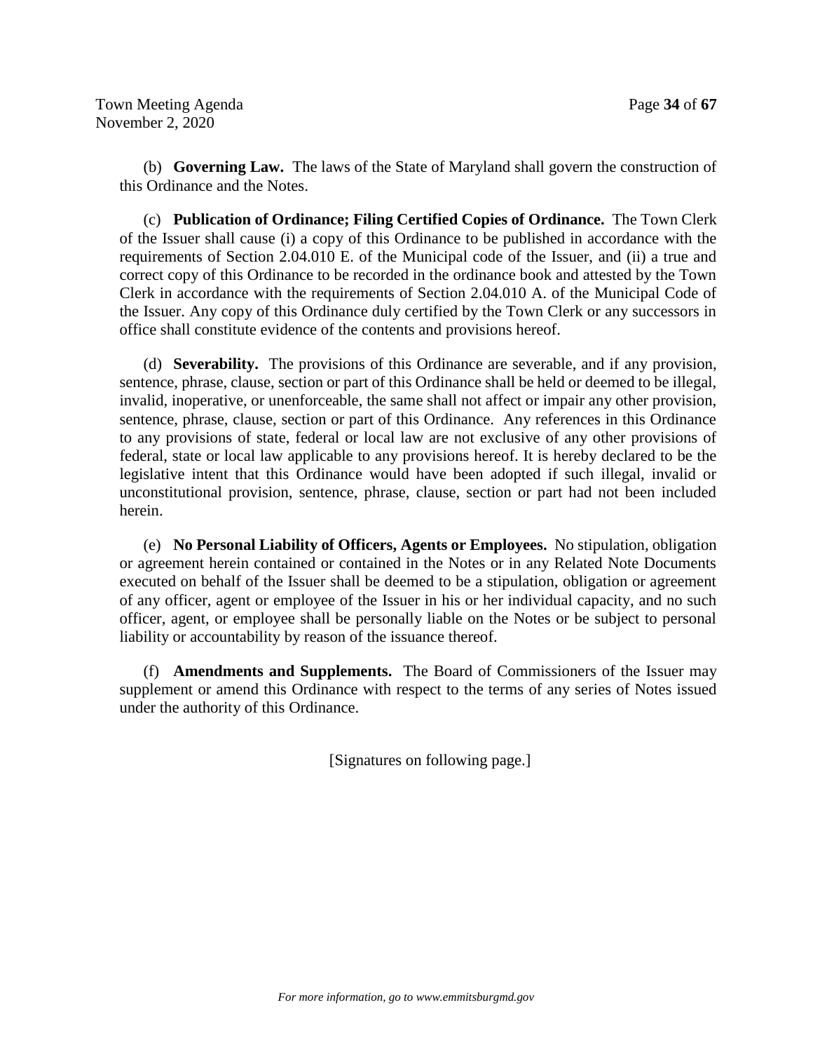(b) **Governing Law.** The laws of the State of Maryland shall govern the construction of this Ordinance and the Notes.

(c) **Publication of Ordinance; Filing Certified Copies of Ordinance.** The Town Clerk of the Issuer shall cause (i) a copy of this Ordinance to be published in accordance with the requirements of Section 2.04.010 E. of the Municipal code of the Issuer, and (ii) a true and correct copy of this Ordinance to be recorded in the ordinance book and attested by the Town Clerk in accordance with the requirements of Section 2.04.010 A. of the Municipal Code of the Issuer. Any copy of this Ordinance duly certified by the Town Clerk or any successors in office shall constitute evidence of the contents and provisions hereof.

(d) **Severability.** The provisions of this Ordinance are severable, and if any provision, sentence, phrase, clause, section or part of this Ordinance shall be held or deemed to be illegal, invalid, inoperative, or unenforceable, the same shall not affect or impair any other provision, sentence, phrase, clause, section or part of this Ordinance. Any references in this Ordinance to any provisions of state, federal or local law are not exclusive of any other provisions of federal, state or local law applicable to any provisions hereof. It is hereby declared to be the legislative intent that this Ordinance would have been adopted if such illegal, invalid or unconstitutional provision, sentence, phrase, clause, section or part had not been included herein.

(e) **No Personal Liability of Officers, Agents or Employees.** No stipulation, obligation or agreement herein contained or contained in the Notes or in any Related Note Documents executed on behalf of the Issuer shall be deemed to be a stipulation, obligation or agreement of any officer, agent or employee of the Issuer in his or her individual capacity, and no such officer, agent, or employee shall be personally liable on the Notes or be subject to personal liability or accountability by reason of the issuance thereof.

(f) **Amendments and Supplements.** The Board of Commissioners of the Issuer may supplement or amend this Ordinance with respect to the terms of any series of Notes issued under the authority of this Ordinance.

[Signatures on following page.]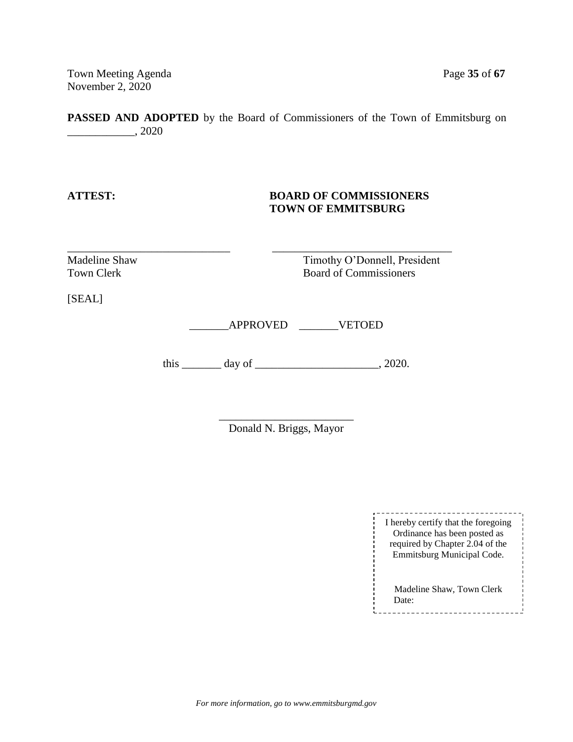**PASSED AND ADOPTED** by the Board of Commissioners of the Town of Emmitsburg on ____________, 2020

**ATTEST:** **BOARD OF COMMISSIONERS TOWN OF EMMITSBURG**

______________________________ ______________________________

Madeline Shaw Timothy O'Donnell, President
Town Clerk Board of Commissioners

[SEAL]

_______APPROVED _______VETOED

this _______ day of ______________________, 2020.

________________________
Donald N. Briggs, Mayor

I hereby certify that the foregoing Ordinance has been posted as required by Chapter 2.04 of the Emmitsburg Municipal Code.

Madeline Shaw, Town Clerk
Date: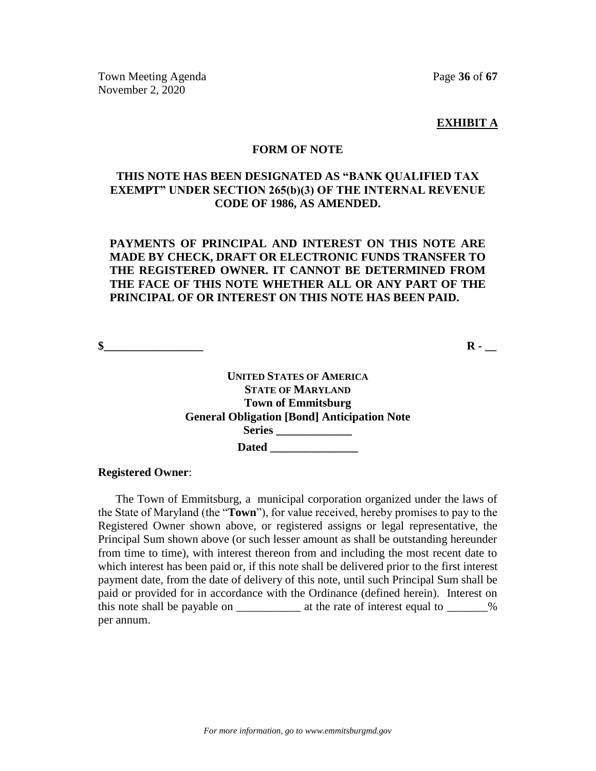**EXHIBIT A**

**FORM OF NOTE**

**THIS NOTE HAS BEEN DESIGNATED AS "BANK QUALIFIED TAX EXEMPT" UNDER SECTION 265(b)(3) OF THE INTERNAL REVENUE CODE OF 1986, AS AMENDED.**

**PAYMENTS OF PRINCIPAL AND INTEREST ON THIS NOTE ARE MADE BY CHECK, DRAFT OR ELECTRONIC FUNDS TRANSFER TO THE REGISTERED OWNER. IT CANNOT BE DETERMINED FROM THE FACE OF THIS NOTE WHETHER ALL OR ANY PART OF THE PRINCIPAL OF OR INTEREST ON THIS NOTE HAS BEEN PAID.**

**$_________________** **R - __**

**UNITED STATES OF AMERICA**
**STATE OF MARYLAND**
**Town of Emmitsburg**
**General Obligation [Bond] Anticipation Note**
**Series _____________**
**Dated _______________**

**Registered Owner**:

The Town of Emmitsburg, a municipal corporation organized under the laws of the State of Maryland (the "**Town**"), for value received, hereby promises to pay to the Registered Owner shown above, or registered assigns or legal representative, the Principal Sum shown above (or such lesser amount as shall be outstanding hereunder from time to time), with interest thereon from and including the most recent date to which interest has been paid or, if this note shall be delivered prior to the first interest payment date, from the date of delivery of this note, until such Principal Sum shall be paid or provided for in accordance with the Ordinance (defined herein). Interest on this note shall be payable on ___________ at the rate of interest equal to _______% per annum.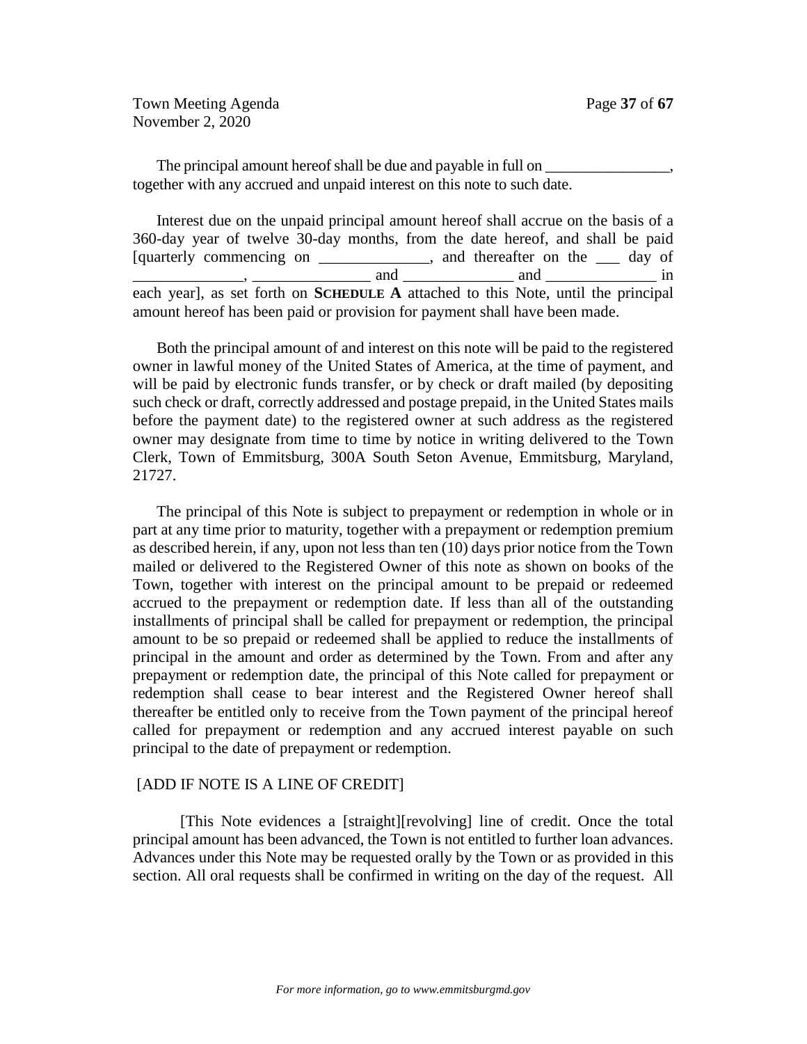The principal amount hereof shall be due and payable in full on ________________, together with any accrued and unpaid interest on this note to such date.

Interest due on the unpaid principal amount hereof shall accrue on the basis of a 360-day year of twelve 30-day months, from the date hereof, and shall be paid [quarterly commencing on ______________, and thereafter on the ___ day of ______________, _______________ and ______________ and ______________ in each year], as set forth on **SCHEDULE A** attached to this Note, until the principal amount hereof has been paid or provision for payment shall have been made.

Both the principal amount of and interest on this note will be paid to the registered owner in lawful money of the United States of America, at the time of payment, and will be paid by electronic funds transfer, or by check or draft mailed (by depositing such check or draft, correctly addressed and postage prepaid, in the United States mails before the payment date) to the registered owner at such address as the registered owner may designate from time to time by notice in writing delivered to the Town Clerk, Town of Emmitsburg, 300A South Seton Avenue, Emmitsburg, Maryland, 21727.

The principal of this Note is subject to prepayment or redemption in whole or in part at any time prior to maturity, together with a prepayment or redemption premium as described herein, if any, upon not less than ten (10) days prior notice from the Town mailed or delivered to the Registered Owner of this note as shown on books of the Town, together with interest on the principal amount to be prepaid or redeemed accrued to the prepayment or redemption date. If less than all of the outstanding installments of principal shall be called for prepayment or redemption, the principal amount to be so prepaid or redeemed shall be applied to reduce the installments of principal in the amount and order as determined by the Town. From and after any prepayment or redemption date, the principal of this Note called for prepayment or redemption shall cease to bear interest and the Registered Owner hereof shall thereafter be entitled only to receive from the Town payment of the principal hereof called for prepayment or redemption and any accrued interest payable on such principal to the date of prepayment or redemption.

[ADD IF NOTE IS A LINE OF CREDIT]

[This Note evidences a [straight][revolving] line of credit. Once the total principal amount has been advanced, the Town is not entitled to further loan advances. Advances under this Note may be requested orally by the Town or as provided in this section. All oral requests shall be confirmed in writing on the day of the request. All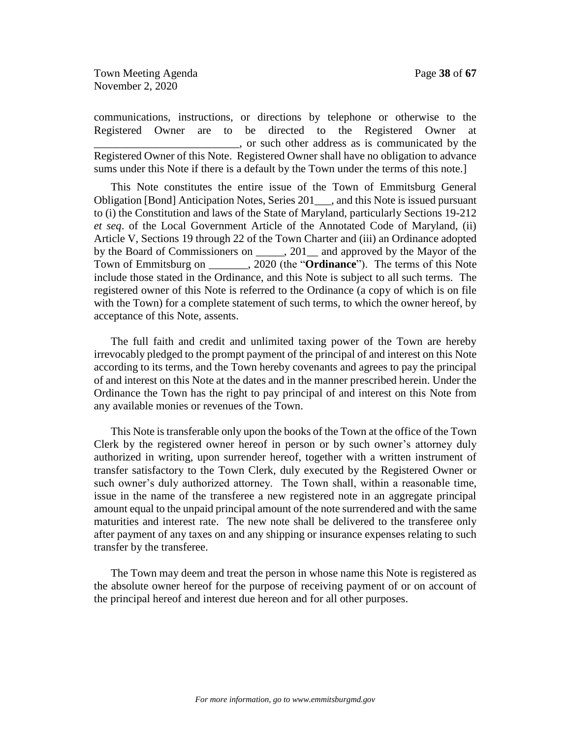communications, instructions, or directions by telephone or otherwise to the Registered Owner are to be directed to the Registered Owner at __________________________, or such other address as is communicated by the Registered Owner of this Note. Registered Owner shall have no obligation to advance sums under this Note if there is a default by the Town under the terms of this note.]

This Note constitutes the entire issue of the Town of Emmitsburg General Obligation [Bond] Anticipation Notes, Series 201___, and this Note is issued pursuant to (i) the Constitution and laws of the State of Maryland, particularly Sections 19-212 *et seq*. of the Local Government Article of the Annotated Code of Maryland, (ii) Article V, Sections 19 through 22 of the Town Charter and (iii) an Ordinance adopted by the Board of Commissioners on _____, 201__ and approved by the Mayor of the Town of Emmitsburg on _______, 2020 (the "**Ordinance**"). The terms of this Note include those stated in the Ordinance, and this Note is subject to all such terms. The registered owner of this Note is referred to the Ordinance (a copy of which is on file with the Town) for a complete statement of such terms, to which the owner hereof, by acceptance of this Note, assents.

The full faith and credit and unlimited taxing power of the Town are hereby irrevocably pledged to the prompt payment of the principal of and interest on this Note according to its terms, and the Town hereby covenants and agrees to pay the principal of and interest on this Note at the dates and in the manner prescribed herein. Under the Ordinance the Town has the right to pay principal of and interest on this Note from any available monies or revenues of the Town.

This Note is transferable only upon the books of the Town at the office of the Town Clerk by the registered owner hereof in person or by such owner's attorney duly authorized in writing, upon surrender hereof, together with a written instrument of transfer satisfactory to the Town Clerk, duly executed by the Registered Owner or such owner's duly authorized attorney. The Town shall, within a reasonable time, issue in the name of the transferee a new registered note in an aggregate principal amount equal to the unpaid principal amount of the note surrendered and with the same maturities and interest rate. The new note shall be delivered to the transferee only after payment of any taxes on and any shipping or insurance expenses relating to such transfer by the transferee.

The Town may deem and treat the person in whose name this Note is registered as the absolute owner hereof for the purpose of receiving payment of or on account of the principal hereof and interest due hereon and for all other purposes.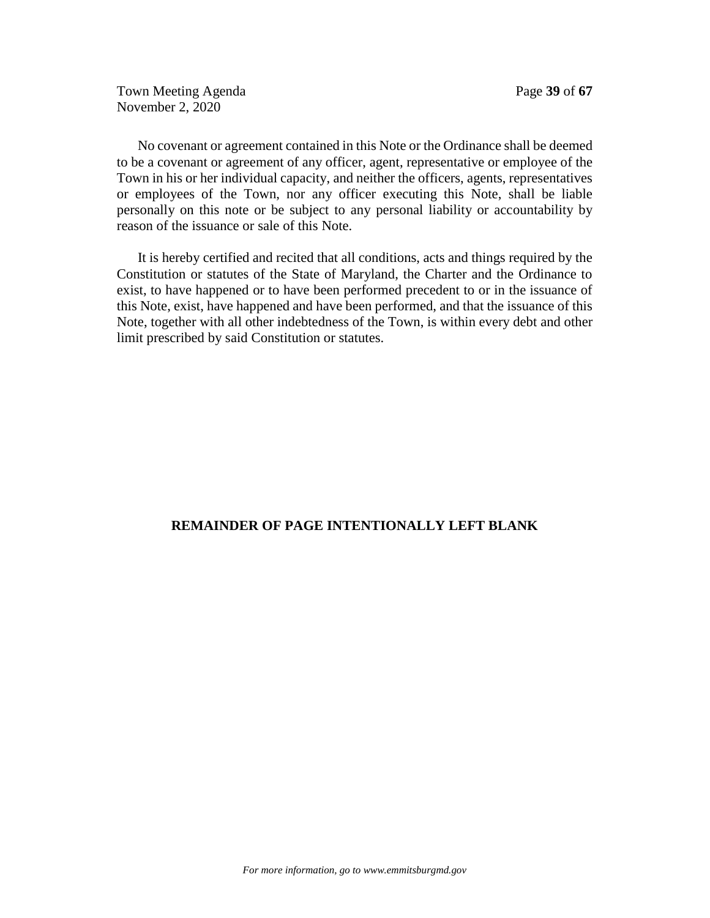No covenant or agreement contained in this Note or the Ordinance shall be deemed to be a covenant or agreement of any officer, agent, representative or employee of the Town in his or her individual capacity, and neither the officers, agents, representatives or employees of the Town, nor any officer executing this Note, shall be liable personally on this note or be subject to any personal liability or accountability by reason of the issuance or sale of this Note.

It is hereby certified and recited that all conditions, acts and things required by the Constitution or statutes of the State of Maryland, the Charter and the Ordinance to exist, to have happened or to have been performed precedent to or in the issuance of this Note, exist, have happened and have been performed, and that the issuance of this Note, together with all other indebtedness of the Town, is within every debt and other limit prescribed by said Constitution or statutes.

**REMAINDER OF PAGE INTENTIONALLY LEFT BLANK**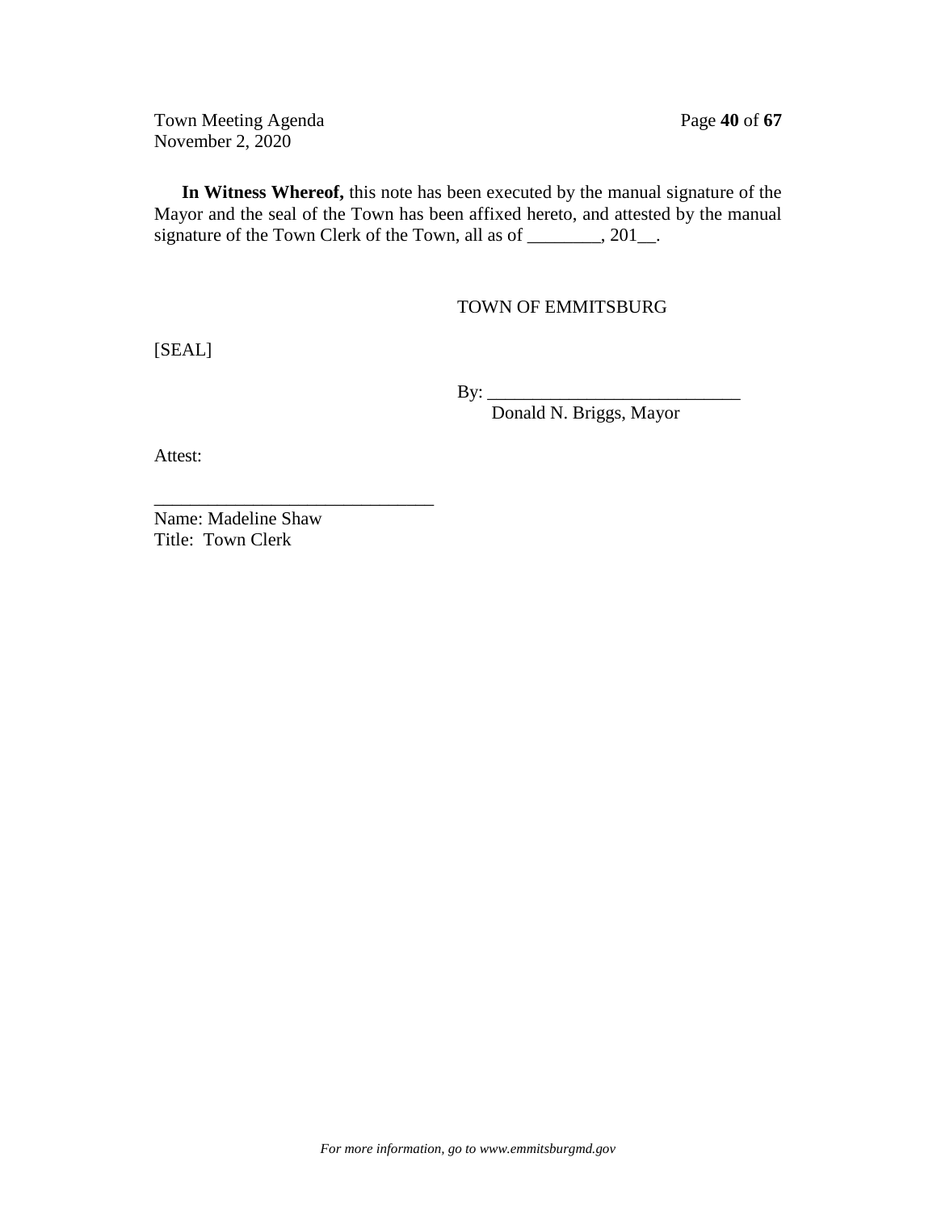**In Witness Whereof,** this note has been executed by the manual signature of the Mayor and the seal of the Town has been affixed hereto, and attested by the manual signature of the Town Clerk of the Town, all as of ________, 201__.

TOWN OF EMMITSBURG

[SEAL]

By: ____________________________
Donald N. Briggs, Mayor

Attest:

_______________________________
Name: Madeline Shaw
Title: Town Clerk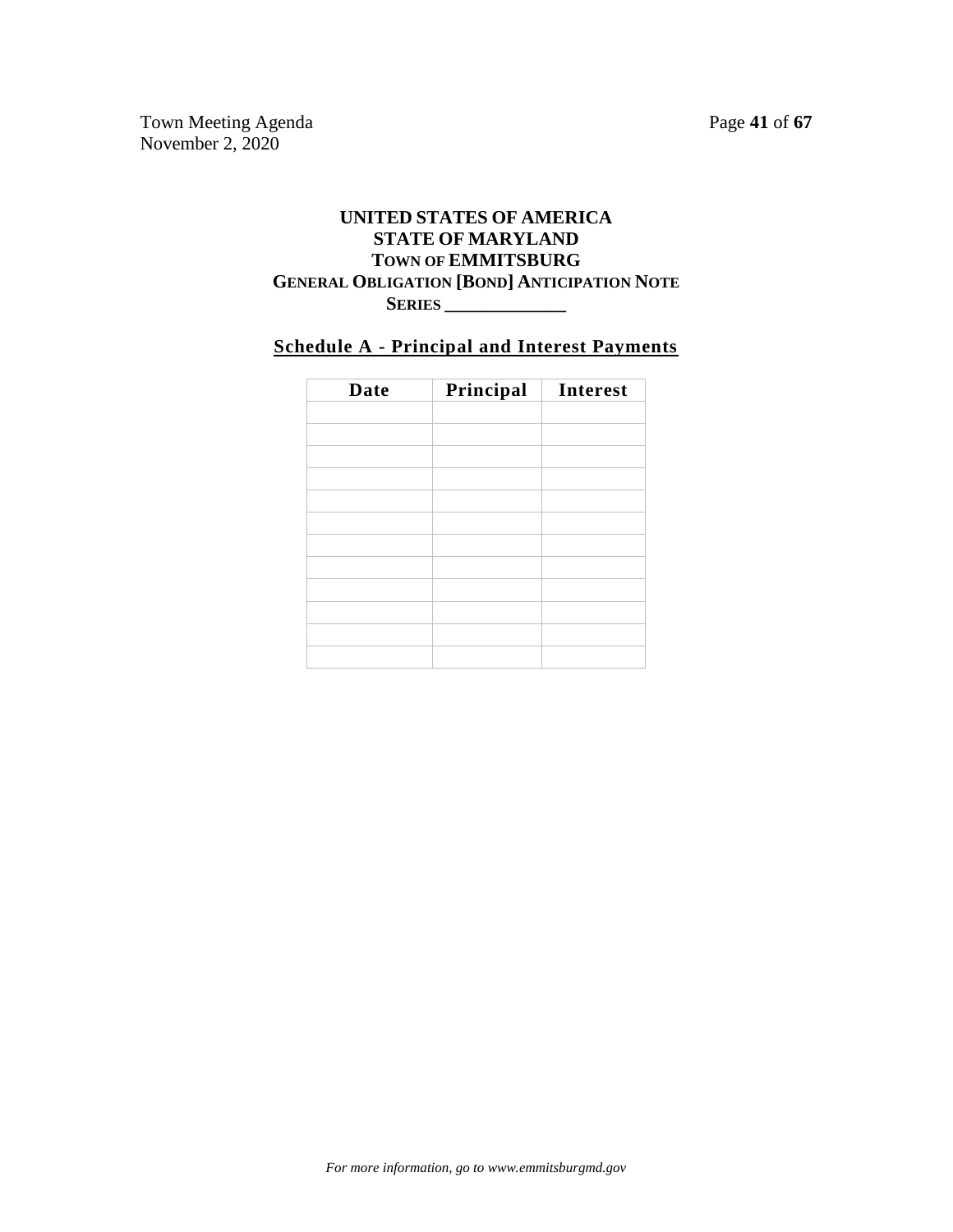**UNITED STATES OF AMERICA**
**STATE OF MARYLAND**
**TOWN OF EMMITSBURG**
**GENERAL OBLIGATION [BOND] ANTICIPATION NOTE**
**SERIES _____________**

## Schedule A - Principal and Interest Payments

| Date | Principal | Interest |
|---|---|---|
| | | |
| | | |
| | | |
| | | |
| | | |
| | | |
| | | |
| | | |
| | | |
| | | |
| | | |
| | | |

*For more information, go to www.emmitsburgmd.gov*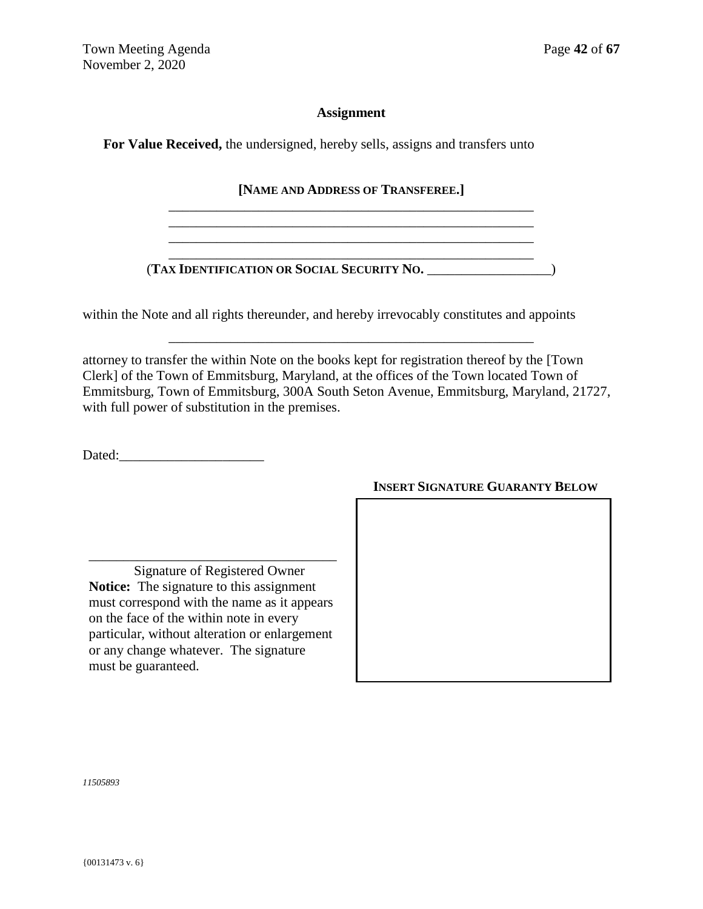**Assignment**

**For Value Received,** the undersigned, hereby sells, assigns and transfers unto

**[NAME AND ADDRESS OF TRANSFEREE.]**

\_\_\_\_\_\_\_\_\_\_\_\_\_\_\_\_\_\_\_\_\_\_\_\_\_\_\_\_\_\_\_\_\_\_\_\_\_\_\_\_\_\_\_\_\_\_\_\_\_\_\_\_\_\_

\_\_\_\_\_\_\_\_\_\_\_\_\_\_\_\_\_\_\_\_\_\_\_\_\_\_\_\_\_\_\_\_\_\_\_\_\_\_\_\_\_\_\_\_\_\_\_\_\_\_\_\_\_\_

\_\_\_\_\_\_\_\_\_\_\_\_\_\_\_\_\_\_\_\_\_\_\_\_\_\_\_\_\_\_\_\_\_\_\_\_\_\_\_\_\_\_\_\_\_\_\_\_\_\_\_\_\_\_

\_\_\_\_\_\_\_\_\_\_\_\_\_\_\_\_\_\_\_\_\_\_\_\_\_\_\_\_\_\_\_\_\_\_\_\_\_\_\_\_\_\_\_\_\_\_\_\_\_\_\_\_\_\_

(**TAX IDENTIFICATION OR SOCIAL SECURITY NO.** \_\_\_\_\_\_\_\_\_\_\_\_\_\_\_\_\_\_)

within the Note and all rights thereunder, and hereby irrevocably constitutes and appoints

\_\_\_\_\_\_\_\_\_\_\_\_\_\_\_\_\_\_\_\_\_\_\_\_\_\_\_\_\_\_\_\_\_\_\_\_\_\_\_\_\_\_\_\_\_\_\_\_\_\_\_\_\_\_

attorney to transfer the within Note on the books kept for registration thereof by the [Town Clerk] of the Town of Emmitsburg, Maryland, at the offices of the Town located Town of Emmitsburg, Town of Emmitsburg, 300A South Seton Avenue, Emmitsburg, Maryland, 21727, with full power of substitution in the premises.

Dated:\_\_\_\_\_\_\_\_\_\_\_\_\_\_\_\_\_\_\_\_\_

**INSERT SIGNATURE GUARANTY BELOW**

\_\_\_\_\_\_\_\_\_\_\_\_\_\_\_\_\_\_\_\_\_\_\_\_\_\_\_\_\_\_\_\_\_\_\_\_

Signature of Registered Owner

**Notice:** The signature to this assignment must correspond with the name as it appears on the face of the within note in every particular, without alteration or enlargement or any change whatever. The signature must be guaranteed.

*11505893*

{00131473 v. 6}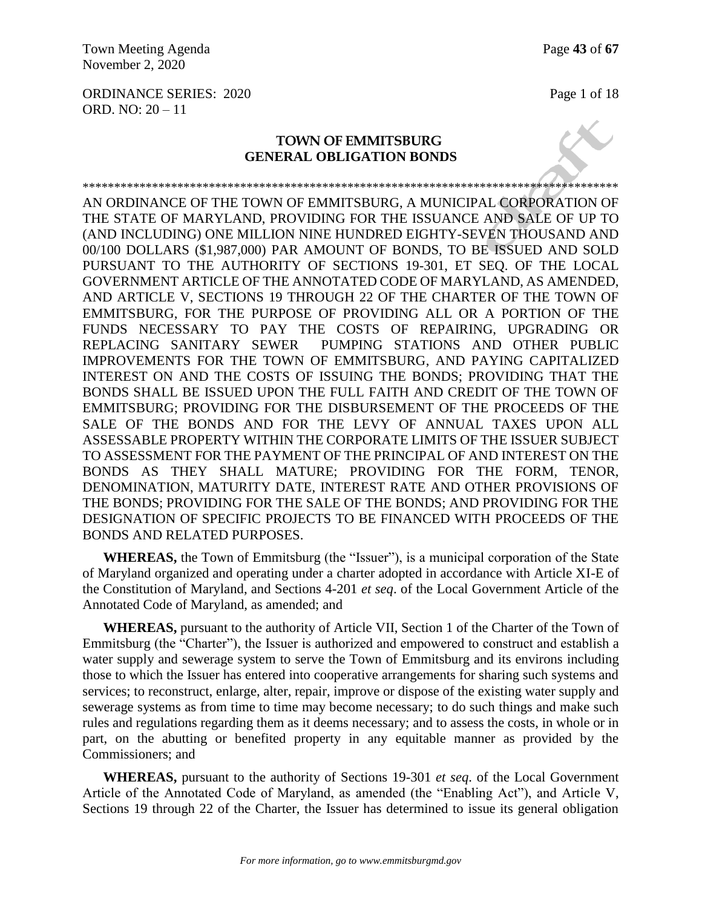ORDINANCE SERIES: 2020
ORD. NO: 20 – 11

## TOWN OF EMMITSBURG
## GENERAL OBLIGATION BONDS

\*\*\*\*\*\*\*\*\*\*\*\*\*\*\*\*\*\*\*\*\*\*\*\*\*\*\*\*\*\*\*\*\*\*\*\*\*\*\*\*\*\*\*\*\*\*\*\*\*\*\*\*\*\*\*\*\*\*\*\*\*\*\*\*\*\*\*\*\*\*\*\*\*\*\*\*\*\*\*\*\*\*\*\*\*\*

AN ORDINANCE OF THE TOWN OF EMMITSBURG, A MUNICIPAL CORPORATION OF THE STATE OF MARYLAND, PROVIDING FOR THE ISSUANCE AND SALE OF UP TO (AND INCLUDING) ONE MILLION NINE HUNDRED EIGHTY-SEVEN THOUSAND AND 00/100 DOLLARS ($1,987,000) PAR AMOUNT OF BONDS, TO BE ISSUED AND SOLD PURSUANT TO THE AUTHORITY OF SECTIONS 19-301, ET SEQ. OF THE LOCAL GOVERNMENT ARTICLE OF THE ANNOTATED CODE OF MARYLAND, AS AMENDED, AND ARTICLE V, SECTIONS 19 THROUGH 22 OF THE CHARTER OF THE TOWN OF EMMITSBURG, FOR THE PURPOSE OF PROVIDING ALL OR A PORTION OF THE FUNDS NECESSARY TO PAY THE COSTS OF REPAIRING, UPGRADING OR REPLACING SANITARY SEWER PUMPING STATIONS AND OTHER PUBLIC IMPROVEMENTS FOR THE TOWN OF EMMITSBURG, AND PAYING CAPITALIZED INTEREST ON AND THE COSTS OF ISSUING THE BONDS; PROVIDING THAT THE BONDS SHALL BE ISSUED UPON THE FULL FAITH AND CREDIT OF THE TOWN OF EMMITSBURG; PROVIDING FOR THE DISBURSEMENT OF THE PROCEEDS OF THE SALE OF THE BONDS AND FOR THE LEVY OF ANNUAL TAXES UPON ALL ASSESSABLE PROPERTY WITHIN THE CORPORATE LIMITS OF THE ISSUER SUBJECT TO ASSESSMENT FOR THE PAYMENT OF THE PRINCIPAL OF AND INTEREST ON THE BONDS AS THEY SHALL MATURE; PROVIDING FOR THE FORM, TENOR, DENOMINATION, MATURITY DATE, INTEREST RATE AND OTHER PROVISIONS OF THE BONDS; PROVIDING FOR THE SALE OF THE BONDS; AND PROVIDING FOR THE DESIGNATION OF SPECIFIC PROJECTS TO BE FINANCED WITH PROCEEDS OF THE BONDS AND RELATED PURPOSES.

**WHEREAS,** the Town of Emmitsburg (the "Issuer"), is a municipal corporation of the State of Maryland organized and operating under a charter adopted in accordance with Article XI-E of the Constitution of Maryland, and Sections 4-201 *et seq*. of the Local Government Article of the Annotated Code of Maryland, as amended; and

**WHEREAS,** pursuant to the authority of Article VII, Section 1 of the Charter of the Town of Emmitsburg (the "Charter"), the Issuer is authorized and empowered to construct and establish a water supply and sewerage system to serve the Town of Emmitsburg and its environs including those to which the Issuer has entered into cooperative arrangements for sharing such systems and services; to reconstruct, enlarge, alter, repair, improve or dispose of the existing water supply and sewerage systems as from time to time may become necessary; to do such things and make such rules and regulations regarding them as it deems necessary; and to assess the costs, in whole or in part, on the abutting or benefited property in any equitable manner as provided by the Commissioners; and

**WHEREAS,** pursuant to the authority of Sections 19-301 *et seq*. of the Local Government Article of the Annotated Code of Maryland, as amended (the "Enabling Act"), and Article V, Sections 19 through 22 of the Charter, the Issuer has determined to issue its general obligation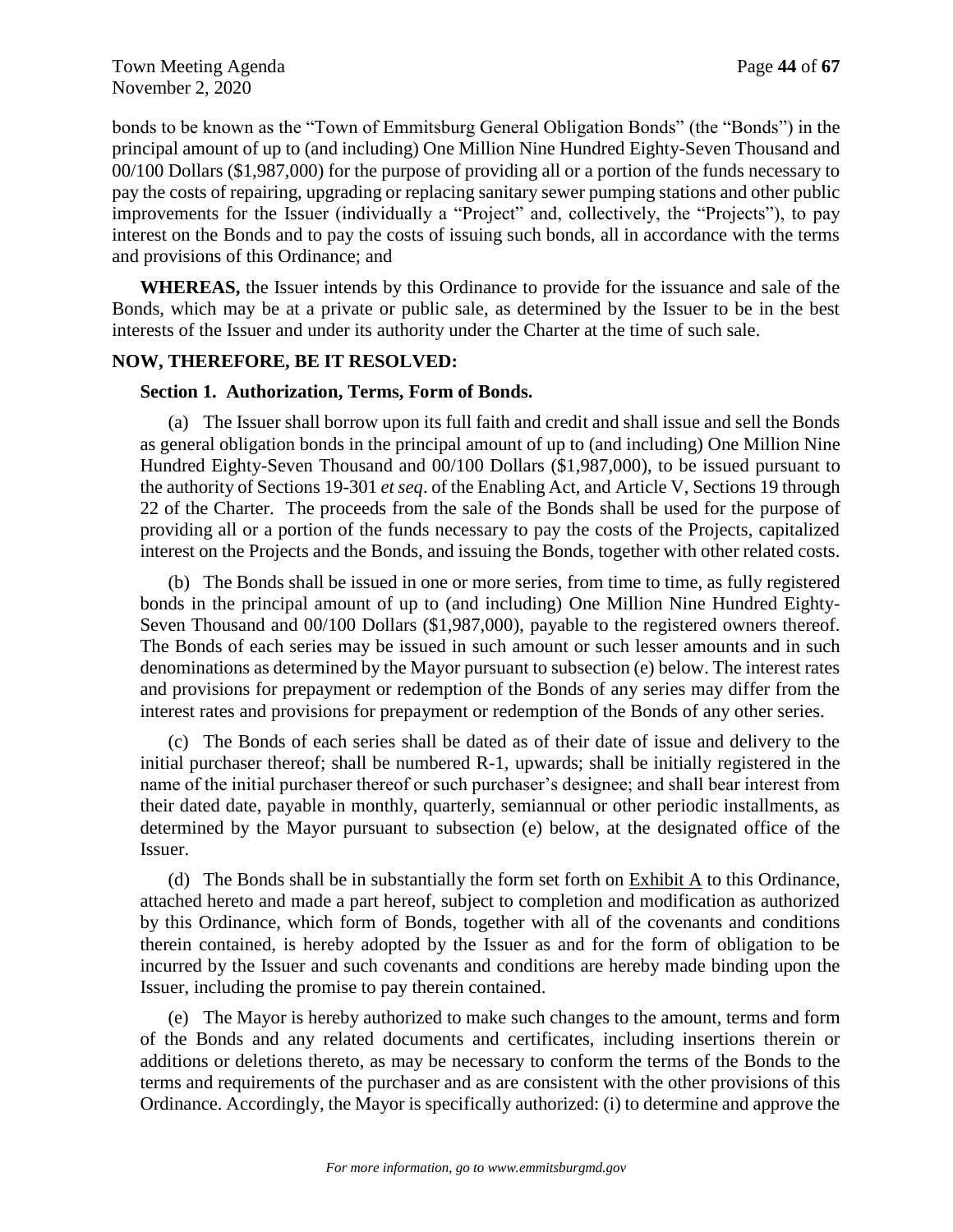bonds to be known as the "Town of Emmitsburg General Obligation Bonds" (the "Bonds") in the principal amount of up to (and including) One Million Nine Hundred Eighty-Seven Thousand and 00/100 Dollars ($1,987,000) for the purpose of providing all or a portion of the funds necessary to pay the costs of repairing, upgrading or replacing sanitary sewer pumping stations and other public improvements for the Issuer (individually a "Project" and, collectively, the "Projects"), to pay interest on the Bonds and to pay the costs of issuing such bonds, all in accordance with the terms and provisions of this Ordinance; and

**WHEREAS,** the Issuer intends by this Ordinance to provide for the issuance and sale of the Bonds, which may be at a private or public sale, as determined by the Issuer to be in the best interests of the Issuer and under its authority under the Charter at the time of such sale.

**NOW, THEREFORE, BE IT RESOLVED:**

**Section 1. Authorization, Terms, Form of Bonds.**

(a) The Issuer shall borrow upon its full faith and credit and shall issue and sell the Bonds as general obligation bonds in the principal amount of up to (and including) One Million Nine Hundred Eighty-Seven Thousand and 00/100 Dollars ($1,987,000), to be issued pursuant to the authority of Sections 19-301 *et seq*. of the Enabling Act, and Article V, Sections 19 through 22 of the Charter. The proceeds from the sale of the Bonds shall be used for the purpose of providing all or a portion of the funds necessary to pay the costs of the Projects, capitalized interest on the Projects and the Bonds, and issuing the Bonds, together with other related costs.

(b) The Bonds shall be issued in one or more series, from time to time, as fully registered bonds in the principal amount of up to (and including) One Million Nine Hundred Eighty-Seven Thousand and 00/100 Dollars ($1,987,000), payable to the registered owners thereof. The Bonds of each series may be issued in such amount or such lesser amounts and in such denominations as determined by the Mayor pursuant to subsection (e) below. The interest rates and provisions for prepayment or redemption of the Bonds of any series may differ from the interest rates and provisions for prepayment or redemption of the Bonds of any other series.

(c) The Bonds of each series shall be dated as of their date of issue and delivery to the initial purchaser thereof; shall be numbered R-1, upwards; shall be initially registered in the name of the initial purchaser thereof or such purchaser's designee; and shall bear interest from their dated date, payable in monthly, quarterly, semiannual or other periodic installments, as determined by the Mayor pursuant to subsection (e) below, at the designated office of the Issuer.

(d) The Bonds shall be in substantially the form set forth on Exhibit A to this Ordinance, attached hereto and made a part hereof, subject to completion and modification as authorized by this Ordinance, which form of Bonds, together with all of the covenants and conditions therein contained, is hereby adopted by the Issuer as and for the form of obligation to be incurred by the Issuer and such covenants and conditions are hereby made binding upon the Issuer, including the promise to pay therein contained.

(e) The Mayor is hereby authorized to make such changes to the amount, terms and form of the Bonds and any related documents and certificates, including insertions therein or additions or deletions thereto, as may be necessary to conform the terms of the Bonds to the terms and requirements of the purchaser and as are consistent with the other provisions of this Ordinance. Accordingly, the Mayor is specifically authorized: (i) to determine and approve the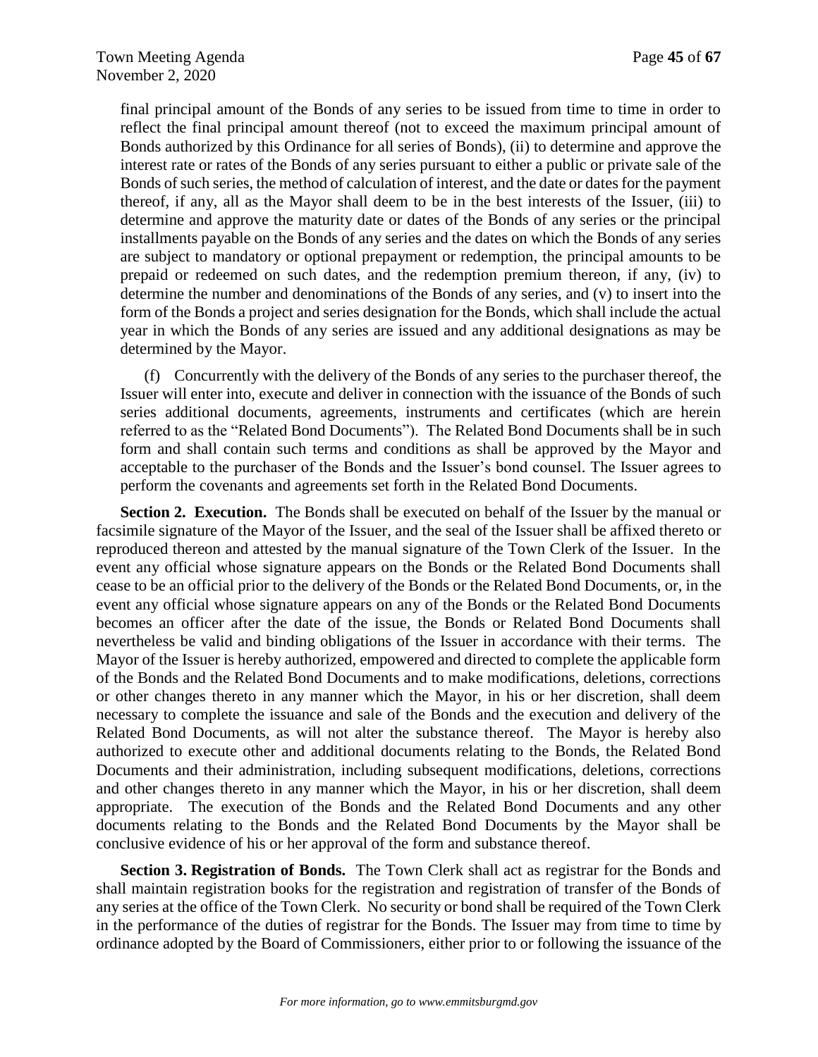final principal amount of the Bonds of any series to be issued from time to time in order to reflect the final principal amount thereof (not to exceed the maximum principal amount of Bonds authorized by this Ordinance for all series of Bonds), (ii) to determine and approve the interest rate or rates of the Bonds of any series pursuant to either a public or private sale of the Bonds of such series, the method of calculation of interest, and the date or dates for the payment thereof, if any, all as the Mayor shall deem to be in the best interests of the Issuer, (iii) to determine and approve the maturity date or dates of the Bonds of any series or the principal installments payable on the Bonds of any series and the dates on which the Bonds of any series are subject to mandatory or optional prepayment or redemption, the principal amounts to be prepaid or redeemed on such dates, and the redemption premium thereon, if any, (iv) to determine the number and denominations of the Bonds of any series, and (v) to insert into the form of the Bonds a project and series designation for the Bonds, which shall include the actual year in which the Bonds of any series are issued and any additional designations as may be determined by the Mayor.

(f) Concurrently with the delivery of the Bonds of any series to the purchaser thereof, the Issuer will enter into, execute and deliver in connection with the issuance of the Bonds of such series additional documents, agreements, instruments and certificates (which are herein referred to as the "Related Bond Documents"). The Related Bond Documents shall be in such form and shall contain such terms and conditions as shall be approved by the Mayor and acceptable to the purchaser of the Bonds and the Issuer's bond counsel. The Issuer agrees to perform the covenants and agreements set forth in the Related Bond Documents.

**Section 2. Execution.** The Bonds shall be executed on behalf of the Issuer by the manual or facsimile signature of the Mayor of the Issuer, and the seal of the Issuer shall be affixed thereto or reproduced thereon and attested by the manual signature of the Town Clerk of the Issuer. In the event any official whose signature appears on the Bonds or the Related Bond Documents shall cease to be an official prior to the delivery of the Bonds or the Related Bond Documents, or, in the event any official whose signature appears on any of the Bonds or the Related Bond Documents becomes an officer after the date of the issue, the Bonds or Related Bond Documents shall nevertheless be valid and binding obligations of the Issuer in accordance with their terms. The Mayor of the Issuer is hereby authorized, empowered and directed to complete the applicable form of the Bonds and the Related Bond Documents and to make modifications, deletions, corrections or other changes thereto in any manner which the Mayor, in his or her discretion, shall deem necessary to complete the issuance and sale of the Bonds and the execution and delivery of the Related Bond Documents, as will not alter the substance thereof. The Mayor is hereby also authorized to execute other and additional documents relating to the Bonds, the Related Bond Documents and their administration, including subsequent modifications, deletions, corrections and other changes thereto in any manner which the Mayor, in his or her discretion, shall deem appropriate. The execution of the Bonds and the Related Bond Documents and any other documents relating to the Bonds and the Related Bond Documents by the Mayor shall be conclusive evidence of his or her approval of the form and substance thereof.

**Section 3. Registration of Bonds.** The Town Clerk shall act as registrar for the Bonds and shall maintain registration books for the registration and registration of transfer of the Bonds of any series at the office of the Town Clerk. No security or bond shall be required of the Town Clerk in the performance of the duties of registrar for the Bonds. The Issuer may from time to time by ordinance adopted by the Board of Commissioners, either prior to or following the issuance of the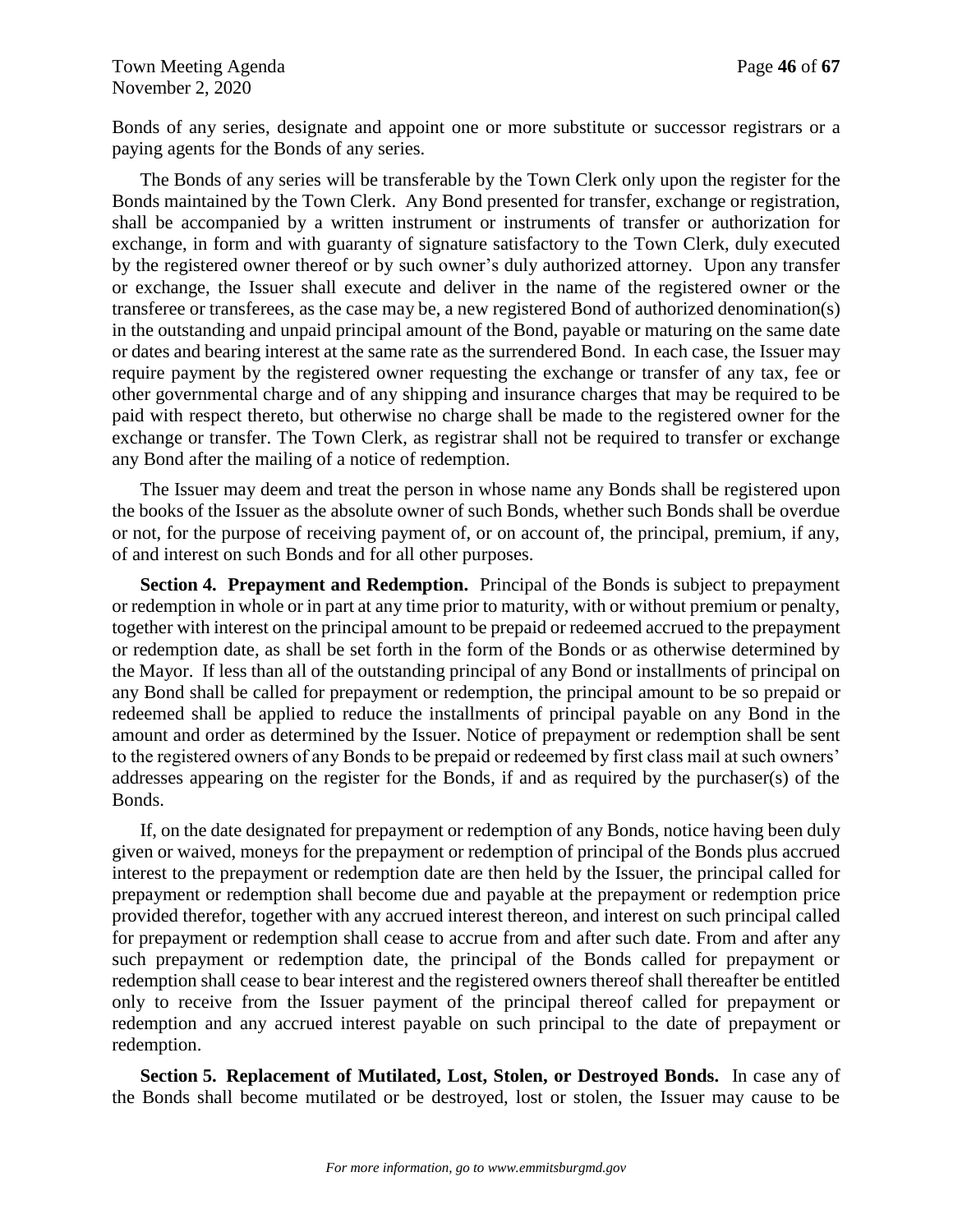Bonds of any series, designate and appoint one or more substitute or successor registrars or a paying agents for the Bonds of any series.

The Bonds of any series will be transferable by the Town Clerk only upon the register for the Bonds maintained by the Town Clerk. Any Bond presented for transfer, exchange or registration, shall be accompanied by a written instrument or instruments of transfer or authorization for exchange, in form and with guaranty of signature satisfactory to the Town Clerk, duly executed by the registered owner thereof or by such owner's duly authorized attorney. Upon any transfer or exchange, the Issuer shall execute and deliver in the name of the registered owner or the transferee or transferees, as the case may be, a new registered Bond of authorized denomination(s) in the outstanding and unpaid principal amount of the Bond, payable or maturing on the same date or dates and bearing interest at the same rate as the surrendered Bond. In each case, the Issuer may require payment by the registered owner requesting the exchange or transfer of any tax, fee or other governmental charge and of any shipping and insurance charges that may be required to be paid with respect thereto, but otherwise no charge shall be made to the registered owner for the exchange or transfer. The Town Clerk, as registrar shall not be required to transfer or exchange any Bond after the mailing of a notice of redemption.

The Issuer may deem and treat the person in whose name any Bonds shall be registered upon the books of the Issuer as the absolute owner of such Bonds, whether such Bonds shall be overdue or not, for the purpose of receiving payment of, or on account of, the principal, premium, if any, of and interest on such Bonds and for all other purposes.

**Section 4. Prepayment and Redemption.** Principal of the Bonds is subject to prepayment or redemption in whole or in part at any time prior to maturity, with or without premium or penalty, together with interest on the principal amount to be prepaid or redeemed accrued to the prepayment or redemption date, as shall be set forth in the form of the Bonds or as otherwise determined by the Mayor. If less than all of the outstanding principal of any Bond or installments of principal on any Bond shall be called for prepayment or redemption, the principal amount to be so prepaid or redeemed shall be applied to reduce the installments of principal payable on any Bond in the amount and order as determined by the Issuer. Notice of prepayment or redemption shall be sent to the registered owners of any Bonds to be prepaid or redeemed by first class mail at such owners' addresses appearing on the register for the Bonds, if and as required by the purchaser(s) of the Bonds.

If, on the date designated for prepayment or redemption of any Bonds, notice having been duly given or waived, moneys for the prepayment or redemption of principal of the Bonds plus accrued interest to the prepayment or redemption date are then held by the Issuer, the principal called for prepayment or redemption shall become due and payable at the prepayment or redemption price provided therefor, together with any accrued interest thereon, and interest on such principal called for prepayment or redemption shall cease to accrue from and after such date. From and after any such prepayment or redemption date, the principal of the Bonds called for prepayment or redemption shall cease to bear interest and the registered owners thereof shall thereafter be entitled only to receive from the Issuer payment of the principal thereof called for prepayment or redemption and any accrued interest payable on such principal to the date of prepayment or redemption.

**Section 5. Replacement of Mutilated, Lost, Stolen, or Destroyed Bonds.** In case any of the Bonds shall become mutilated or be destroyed, lost or stolen, the Issuer may cause to be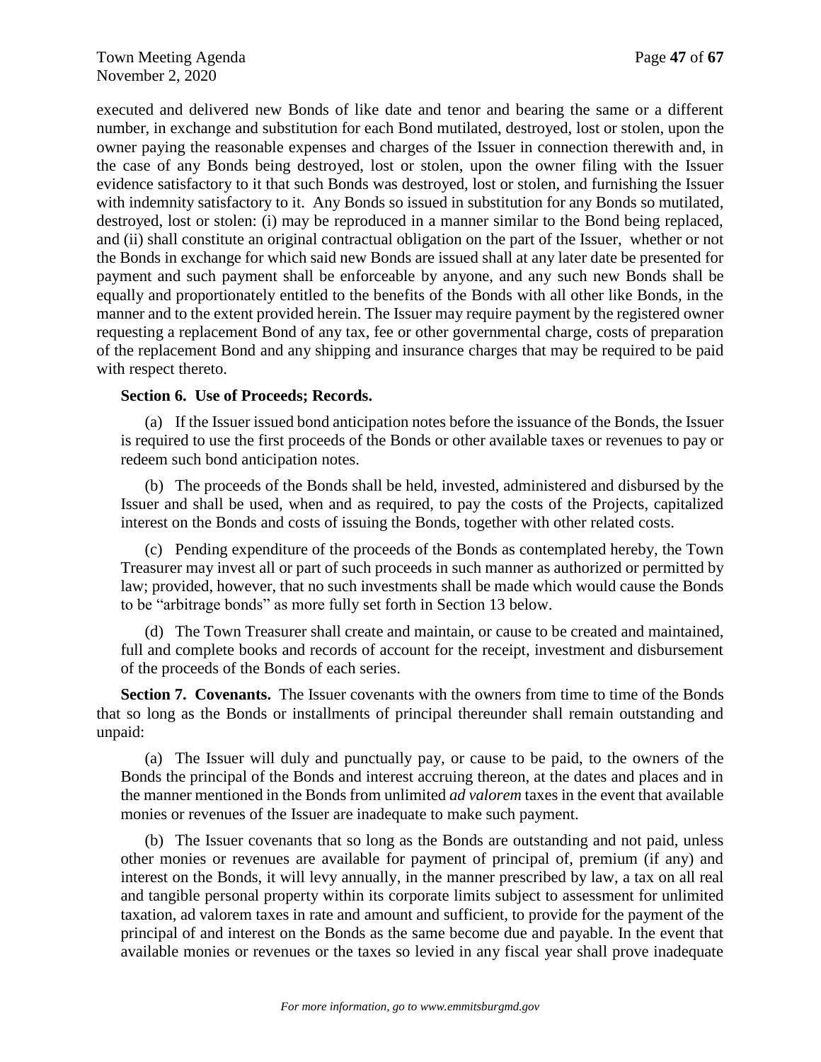executed and delivered new Bonds of like date and tenor and bearing the same or a different number, in exchange and substitution for each Bond mutilated, destroyed, lost or stolen, upon the owner paying the reasonable expenses and charges of the Issuer in connection therewith and, in the case of any Bonds being destroyed, lost or stolen, upon the owner filing with the Issuer evidence satisfactory to it that such Bonds was destroyed, lost or stolen, and furnishing the Issuer with indemnity satisfactory to it. Any Bonds so issued in substitution for any Bonds so mutilated, destroyed, lost or stolen: (i) may be reproduced in a manner similar to the Bond being replaced, and (ii) shall constitute an original contractual obligation on the part of the Issuer, whether or not the Bonds in exchange for which said new Bonds are issued shall at any later date be presented for payment and such payment shall be enforceable by anyone, and any such new Bonds shall be equally and proportionately entitled to the benefits of the Bonds with all other like Bonds, in the manner and to the extent provided herein. The Issuer may require payment by the registered owner requesting a replacement Bond of any tax, fee or other governmental charge, costs of preparation of the replacement Bond and any shipping and insurance charges that may be required to be paid with respect thereto.

**Section 6. Use of Proceeds; Records.**

(a) If the Issuer issued bond anticipation notes before the issuance of the Bonds, the Issuer is required to use the first proceeds of the Bonds or other available taxes or revenues to pay or redeem such bond anticipation notes.

(b) The proceeds of the Bonds shall be held, invested, administered and disbursed by the Issuer and shall be used, when and as required, to pay the costs of the Projects, capitalized interest on the Bonds and costs of issuing the Bonds, together with other related costs.

(c) Pending expenditure of the proceeds of the Bonds as contemplated hereby, the Town Treasurer may invest all or part of such proceeds in such manner as authorized or permitted by law; provided, however, that no such investments shall be made which would cause the Bonds to be "arbitrage bonds" as more fully set forth in Section 13 below.

(d) The Town Treasurer shall create and maintain, or cause to be created and maintained, full and complete books and records of account for the receipt, investment and disbursement of the proceeds of the Bonds of each series.

**Section 7. Covenants.** The Issuer covenants with the owners from time to time of the Bonds that so long as the Bonds or installments of principal thereunder shall remain outstanding and unpaid:

(a) The Issuer will duly and punctually pay, or cause to be paid, to the owners of the Bonds the principal of the Bonds and interest accruing thereon, at the dates and places and in the manner mentioned in the Bonds from unlimited *ad valorem* taxes in the event that available monies or revenues of the Issuer are inadequate to make such payment.

(b) The Issuer covenants that so long as the Bonds are outstanding and not paid, unless other monies or revenues are available for payment of principal of, premium (if any) and interest on the Bonds, it will levy annually, in the manner prescribed by law, a tax on all real and tangible personal property within its corporate limits subject to assessment for unlimited taxation, ad valorem taxes in rate and amount and sufficient, to provide for the payment of the principal of and interest on the Bonds as the same become due and payable. In the event that available monies or revenues or the taxes so levied in any fiscal year shall prove inadequate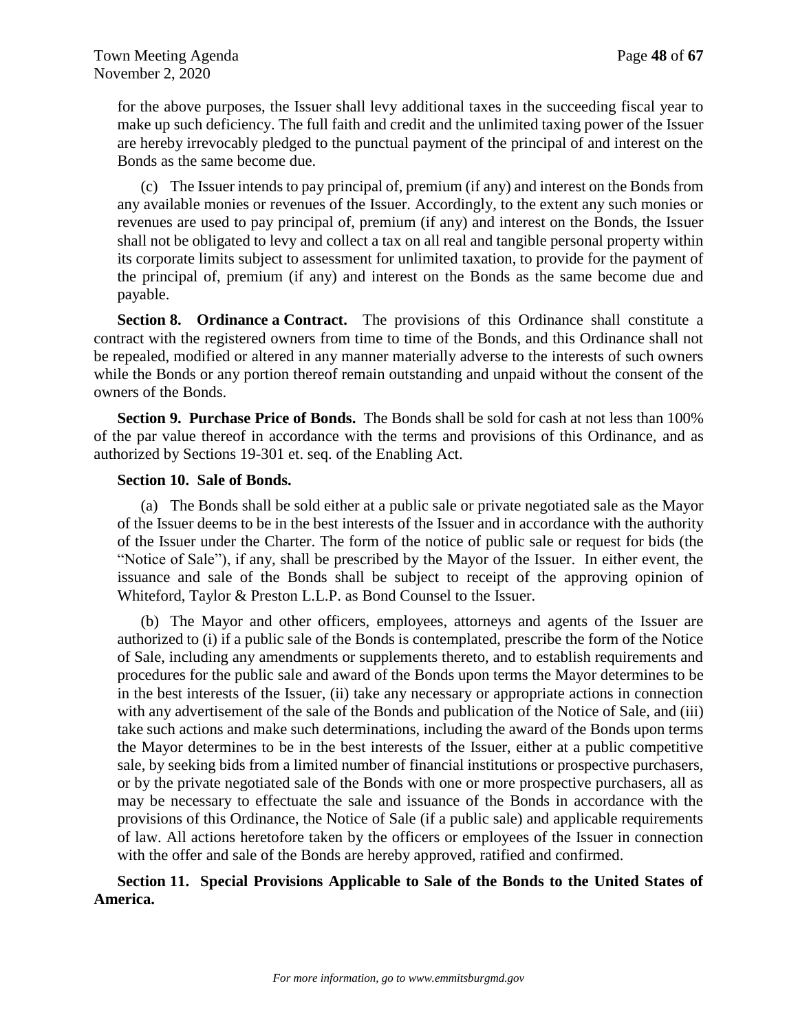for the above purposes, the Issuer shall levy additional taxes in the succeeding fiscal year to make up such deficiency. The full faith and credit and the unlimited taxing power of the Issuer are hereby irrevocably pledged to the punctual payment of the principal of and interest on the Bonds as the same become due.

(c) The Issuer intends to pay principal of, premium (if any) and interest on the Bonds from any available monies or revenues of the Issuer. Accordingly, to the extent any such monies or revenues are used to pay principal of, premium (if any) and interest on the Bonds, the Issuer shall not be obligated to levy and collect a tax on all real and tangible personal property within its corporate limits subject to assessment for unlimited taxation, to provide for the payment of the principal of, premium (if any) and interest on the Bonds as the same become due and payable.

**Section 8. Ordinance a Contract.** The provisions of this Ordinance shall constitute a contract with the registered owners from time to time of the Bonds, and this Ordinance shall not be repealed, modified or altered in any manner materially adverse to the interests of such owners while the Bonds or any portion thereof remain outstanding and unpaid without the consent of the owners of the Bonds.

**Section 9. Purchase Price of Bonds.** The Bonds shall be sold for cash at not less than 100% of the par value thereof in accordance with the terms and provisions of this Ordinance, and as authorized by Sections 19-301 et. seq. of the Enabling Act.

**Section 10. Sale of Bonds.**

(a) The Bonds shall be sold either at a public sale or private negotiated sale as the Mayor of the Issuer deems to be in the best interests of the Issuer and in accordance with the authority of the Issuer under the Charter. The form of the notice of public sale or request for bids (the "Notice of Sale"), if any, shall be prescribed by the Mayor of the Issuer. In either event, the issuance and sale of the Bonds shall be subject to receipt of the approving opinion of Whiteford, Taylor & Preston L.L.P. as Bond Counsel to the Issuer.

(b) The Mayor and other officers, employees, attorneys and agents of the Issuer are authorized to (i) if a public sale of the Bonds is contemplated, prescribe the form of the Notice of Sale, including any amendments or supplements thereto, and to establish requirements and procedures for the public sale and award of the Bonds upon terms the Mayor determines to be in the best interests of the Issuer, (ii) take any necessary or appropriate actions in connection with any advertisement of the sale of the Bonds and publication of the Notice of Sale, and (iii) take such actions and make such determinations, including the award of the Bonds upon terms the Mayor determines to be in the best interests of the Issuer, either at a public competitive sale, by seeking bids from a limited number of financial institutions or prospective purchasers, or by the private negotiated sale of the Bonds with one or more prospective purchasers, all as may be necessary to effectuate the sale and issuance of the Bonds in accordance with the provisions of this Ordinance, the Notice of Sale (if a public sale) and applicable requirements of law. All actions heretofore taken by the officers or employees of the Issuer in connection with the offer and sale of the Bonds are hereby approved, ratified and confirmed.

**Section 11. Special Provisions Applicable to Sale of the Bonds to the United States of America.**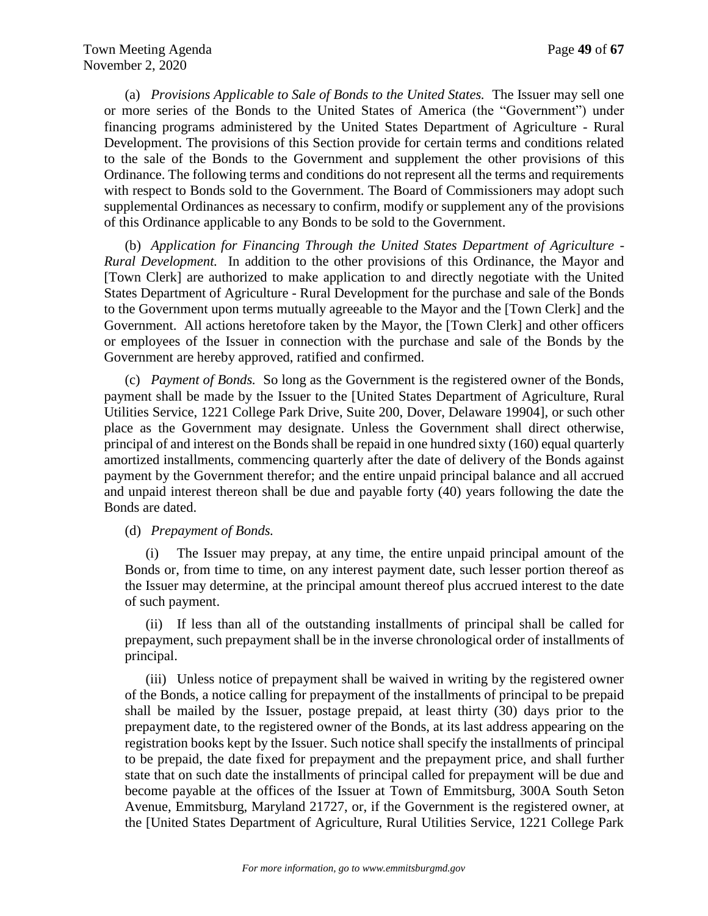(a) *Provisions Applicable to Sale of Bonds to the United States.* The Issuer may sell one or more series of the Bonds to the United States of America (the "Government") under financing programs administered by the United States Department of Agriculture - Rural Development. The provisions of this Section provide for certain terms and conditions related to the sale of the Bonds to the Government and supplement the other provisions of this Ordinance. The following terms and conditions do not represent all the terms and requirements with respect to Bonds sold to the Government. The Board of Commissioners may adopt such supplemental Ordinances as necessary to confirm, modify or supplement any of the provisions of this Ordinance applicable to any Bonds to be sold to the Government.

(b) *Application for Financing Through the United States Department of Agriculture - Rural Development.* In addition to the other provisions of this Ordinance, the Mayor and [Town Clerk] are authorized to make application to and directly negotiate with the United States Department of Agriculture - Rural Development for the purchase and sale of the Bonds to the Government upon terms mutually agreeable to the Mayor and the [Town Clerk] and the Government. All actions heretofore taken by the Mayor, the [Town Clerk] and other officers or employees of the Issuer in connection with the purchase and sale of the Bonds by the Government are hereby approved, ratified and confirmed.

(c) *Payment of Bonds.* So long as the Government is the registered owner of the Bonds, payment shall be made by the Issuer to the [United States Department of Agriculture, Rural Utilities Service, 1221 College Park Drive, Suite 200, Dover, Delaware 19904], or such other place as the Government may designate. Unless the Government shall direct otherwise, principal of and interest on the Bonds shall be repaid in one hundred sixty (160) equal quarterly amortized installments, commencing quarterly after the date of delivery of the Bonds against payment by the Government therefor; and the entire unpaid principal balance and all accrued and unpaid interest thereon shall be due and payable forty (40) years following the date the Bonds are dated.

(d) *Prepayment of Bonds.*

(i) The Issuer may prepay, at any time, the entire unpaid principal amount of the Bonds or, from time to time, on any interest payment date, such lesser portion thereof as the Issuer may determine, at the principal amount thereof plus accrued interest to the date of such payment.

(ii) If less than all of the outstanding installments of principal shall be called for prepayment, such prepayment shall be in the inverse chronological order of installments of principal.

(iii) Unless notice of prepayment shall be waived in writing by the registered owner of the Bonds, a notice calling for prepayment of the installments of principal to be prepaid shall be mailed by the Issuer, postage prepaid, at least thirty (30) days prior to the prepayment date, to the registered owner of the Bonds, at its last address appearing on the registration books kept by the Issuer. Such notice shall specify the installments of principal to be prepaid, the date fixed for prepayment and the prepayment price, and shall further state that on such date the installments of principal called for prepayment will be due and become payable at the offices of the Issuer at Town of Emmitsburg, 300A South Seton Avenue, Emmitsburg, Maryland 21727, or, if the Government is the registered owner, at the [United States Department of Agriculture, Rural Utilities Service, 1221 College Park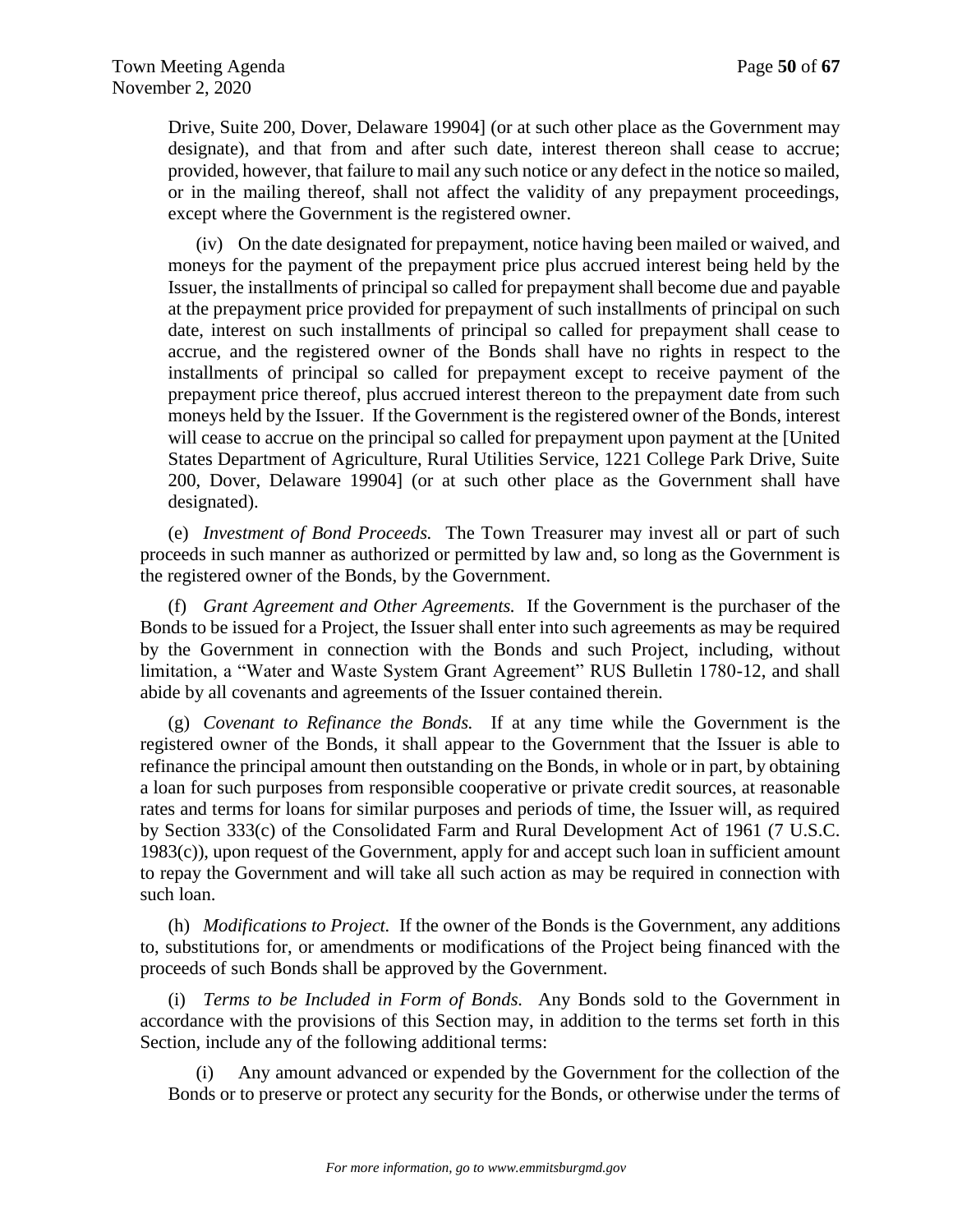Drive, Suite 200, Dover, Delaware 19904] (or at such other place as the Government may designate), and that from and after such date, interest thereon shall cease to accrue; provided, however, that failure to mail any such notice or any defect in the notice so mailed, or in the mailing thereof, shall not affect the validity of any prepayment proceedings, except where the Government is the registered owner.

(iv) On the date designated for prepayment, notice having been mailed or waived, and moneys for the payment of the prepayment price plus accrued interest being held by the Issuer, the installments of principal so called for prepayment shall become due and payable at the prepayment price provided for prepayment of such installments of principal on such date, interest on such installments of principal so called for prepayment shall cease to accrue, and the registered owner of the Bonds shall have no rights in respect to the installments of principal so called for prepayment except to receive payment of the prepayment price thereof, plus accrued interest thereon to the prepayment date from such moneys held by the Issuer. If the Government is the registered owner of the Bonds, interest will cease to accrue on the principal so called for prepayment upon payment at the [United States Department of Agriculture, Rural Utilities Service, 1221 College Park Drive, Suite 200, Dover, Delaware 19904] (or at such other place as the Government shall have designated).

(e) *Investment of Bond Proceeds.* The Town Treasurer may invest all or part of such proceeds in such manner as authorized or permitted by law and, so long as the Government is the registered owner of the Bonds, by the Government.

(f) *Grant Agreement and Other Agreements.* If the Government is the purchaser of the Bonds to be issued for a Project, the Issuer shall enter into such agreements as may be required by the Government in connection with the Bonds and such Project, including, without limitation, a "Water and Waste System Grant Agreement" RUS Bulletin 1780-12, and shall abide by all covenants and agreements of the Issuer contained therein.

(g) *Covenant to Refinance the Bonds.* If at any time while the Government is the registered owner of the Bonds, it shall appear to the Government that the Issuer is able to refinance the principal amount then outstanding on the Bonds, in whole or in part, by obtaining a loan for such purposes from responsible cooperative or private credit sources, at reasonable rates and terms for loans for similar purposes and periods of time, the Issuer will, as required by Section 333(c) of the Consolidated Farm and Rural Development Act of 1961 (7 U.S.C. 1983(c)), upon request of the Government, apply for and accept such loan in sufficient amount to repay the Government and will take all such action as may be required in connection with such loan.

(h) *Modifications to Project.* If the owner of the Bonds is the Government, any additions to, substitutions for, or amendments or modifications of the Project being financed with the proceeds of such Bonds shall be approved by the Government.

(i) *Terms to be Included in Form of Bonds.* Any Bonds sold to the Government in accordance with the provisions of this Section may, in addition to the terms set forth in this Section, include any of the following additional terms:

(i) Any amount advanced or expended by the Government for the collection of the Bonds or to preserve or protect any security for the Bonds, or otherwise under the terms of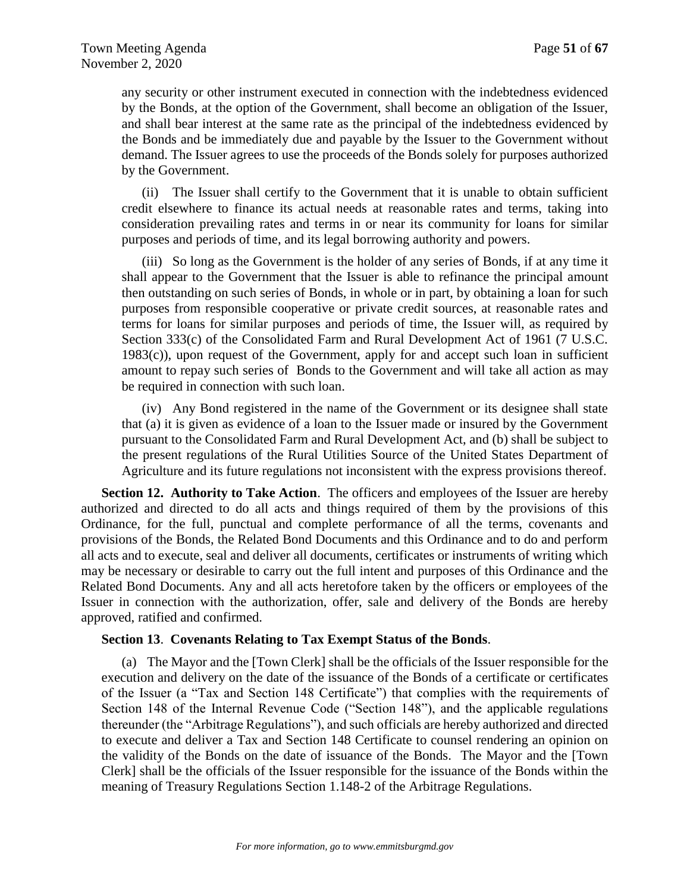any security or other instrument executed in connection with the indebtedness evidenced by the Bonds, at the option of the Government, shall become an obligation of the Issuer, and shall bear interest at the same rate as the principal of the indebtedness evidenced by the Bonds and be immediately due and payable by the Issuer to the Government without demand. The Issuer agrees to use the proceeds of the Bonds solely for purposes authorized by the Government.

(ii) The Issuer shall certify to the Government that it is unable to obtain sufficient credit elsewhere to finance its actual needs at reasonable rates and terms, taking into consideration prevailing rates and terms in or near its community for loans for similar purposes and periods of time, and its legal borrowing authority and powers.

(iii) So long as the Government is the holder of any series of Bonds, if at any time it shall appear to the Government that the Issuer is able to refinance the principal amount then outstanding on such series of Bonds, in whole or in part, by obtaining a loan for such purposes from responsible cooperative or private credit sources, at reasonable rates and terms for loans for similar purposes and periods of time, the Issuer will, as required by Section 333(c) of the Consolidated Farm and Rural Development Act of 1961 (7 U.S.C. 1983(c)), upon request of the Government, apply for and accept such loan in sufficient amount to repay such series of Bonds to the Government and will take all action as may be required in connection with such loan.

(iv) Any Bond registered in the name of the Government or its designee shall state that (a) it is given as evidence of a loan to the Issuer made or insured by the Government pursuant to the Consolidated Farm and Rural Development Act, and (b) shall be subject to the present regulations of the Rural Utilities Source of the United States Department of Agriculture and its future regulations not inconsistent with the express provisions thereof.

**Section 12. Authority to Take Action**. The officers and employees of the Issuer are hereby authorized and directed to do all acts and things required of them by the provisions of this Ordinance, for the full, punctual and complete performance of all the terms, covenants and provisions of the Bonds, the Related Bond Documents and this Ordinance and to do and perform all acts and to execute, seal and deliver all documents, certificates or instruments of writing which may be necessary or desirable to carry out the full intent and purposes of this Ordinance and the Related Bond Documents. Any and all acts heretofore taken by the officers or employees of the Issuer in connection with the authorization, offer, sale and delivery of the Bonds are hereby approved, ratified and confirmed.

**Section 13**. **Covenants Relating to Tax Exempt Status of the Bonds**.

(a) The Mayor and the [Town Clerk] shall be the officials of the Issuer responsible for the execution and delivery on the date of the issuance of the Bonds of a certificate or certificates of the Issuer (a "Tax and Section 148 Certificate") that complies with the requirements of Section 148 of the Internal Revenue Code ("Section 148"), and the applicable regulations thereunder (the "Arbitrage Regulations"), and such officials are hereby authorized and directed to execute and deliver a Tax and Section 148 Certificate to counsel rendering an opinion on the validity of the Bonds on the date of issuance of the Bonds. The Mayor and the [Town Clerk] shall be the officials of the Issuer responsible for the issuance of the Bonds within the meaning of Treasury Regulations Section 1.148-2 of the Arbitrage Regulations.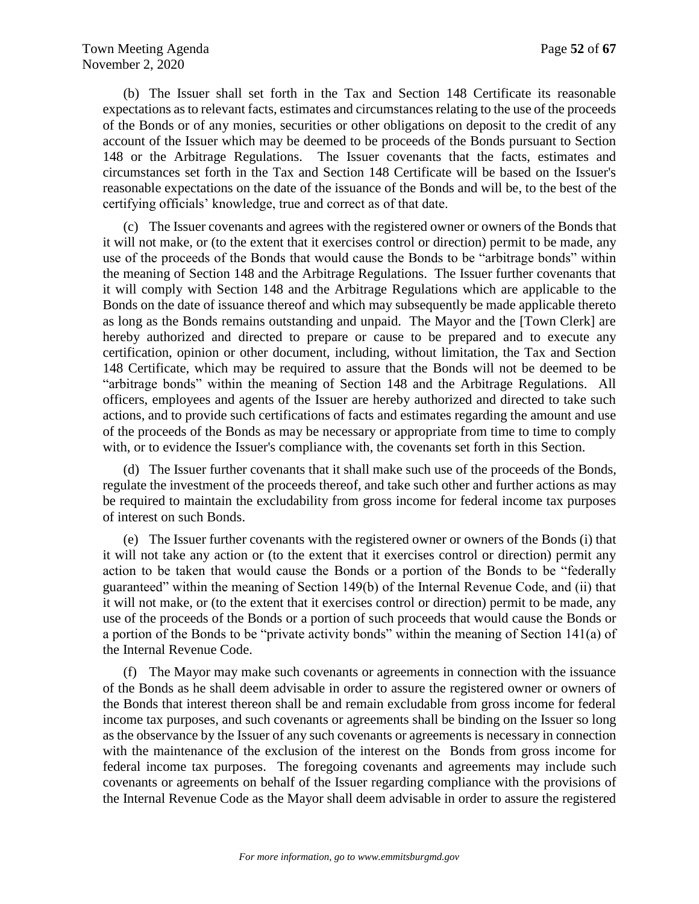(b) The Issuer shall set forth in the Tax and Section 148 Certificate its reasonable expectations as to relevant facts, estimates and circumstances relating to the use of the proceeds of the Bonds or of any monies, securities or other obligations on deposit to the credit of any account of the Issuer which may be deemed to be proceeds of the Bonds pursuant to Section 148 or the Arbitrage Regulations. The Issuer covenants that the facts, estimates and circumstances set forth in the Tax and Section 148 Certificate will be based on the Issuer's reasonable expectations on the date of the issuance of the Bonds and will be, to the best of the certifying officials' knowledge, true and correct as of that date.

(c) The Issuer covenants and agrees with the registered owner or owners of the Bonds that it will not make, or (to the extent that it exercises control or direction) permit to be made, any use of the proceeds of the Bonds that would cause the Bonds to be "arbitrage bonds" within the meaning of Section 148 and the Arbitrage Regulations. The Issuer further covenants that it will comply with Section 148 and the Arbitrage Regulations which are applicable to the Bonds on the date of issuance thereof and which may subsequently be made applicable thereto as long as the Bonds remains outstanding and unpaid. The Mayor and the [Town Clerk] are hereby authorized and directed to prepare or cause to be prepared and to execute any certification, opinion or other document, including, without limitation, the Tax and Section 148 Certificate, which may be required to assure that the Bonds will not be deemed to be "arbitrage bonds" within the meaning of Section 148 and the Arbitrage Regulations. All officers, employees and agents of the Issuer are hereby authorized and directed to take such actions, and to provide such certifications of facts and estimates regarding the amount and use of the proceeds of the Bonds as may be necessary or appropriate from time to time to comply with, or to evidence the Issuer's compliance with, the covenants set forth in this Section.

(d) The Issuer further covenants that it shall make such use of the proceeds of the Bonds, regulate the investment of the proceeds thereof, and take such other and further actions as may be required to maintain the excludability from gross income for federal income tax purposes of interest on such Bonds.

(e) The Issuer further covenants with the registered owner or owners of the Bonds (i) that it will not take any action or (to the extent that it exercises control or direction) permit any action to be taken that would cause the Bonds or a portion of the Bonds to be "federally guaranteed" within the meaning of Section 149(b) of the Internal Revenue Code, and (ii) that it will not make, or (to the extent that it exercises control or direction) permit to be made, any use of the proceeds of the Bonds or a portion of such proceeds that would cause the Bonds or a portion of the Bonds to be "private activity bonds" within the meaning of Section 141(a) of the Internal Revenue Code.

(f) The Mayor may make such covenants or agreements in connection with the issuance of the Bonds as he shall deem advisable in order to assure the registered owner or owners of the Bonds that interest thereon shall be and remain excludable from gross income for federal income tax purposes, and such covenants or agreements shall be binding on the Issuer so long as the observance by the Issuer of any such covenants or agreements is necessary in connection with the maintenance of the exclusion of the interest on the Bonds from gross income for federal income tax purposes. The foregoing covenants and agreements may include such covenants or agreements on behalf of the Issuer regarding compliance with the provisions of the Internal Revenue Code as the Mayor shall deem advisable in order to assure the registered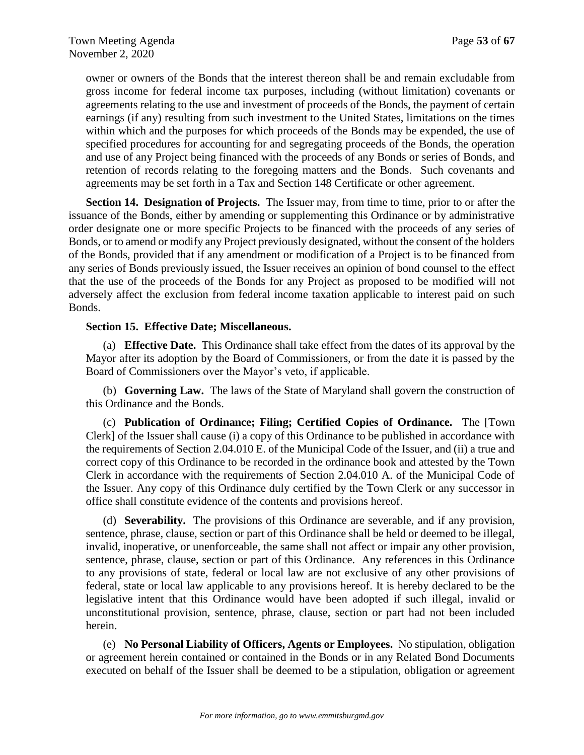owner or owners of the Bonds that the interest thereon shall be and remain excludable from gross income for federal income tax purposes, including (without limitation) covenants or agreements relating to the use and investment of proceeds of the Bonds, the payment of certain earnings (if any) resulting from such investment to the United States, limitations on the times within which and the purposes for which proceeds of the Bonds may be expended, the use of specified procedures for accounting for and segregating proceeds of the Bonds, the operation and use of any Project being financed with the proceeds of any Bonds or series of Bonds, and retention of records relating to the foregoing matters and the Bonds. Such covenants and agreements may be set forth in a Tax and Section 148 Certificate or other agreement.

**Section 14. Designation of Projects.** The Issuer may, from time to time, prior to or after the issuance of the Bonds, either by amending or supplementing this Ordinance or by administrative order designate one or more specific Projects to be financed with the proceeds of any series of Bonds, or to amend or modify any Project previously designated, without the consent of the holders of the Bonds, provided that if any amendment or modification of a Project is to be financed from any series of Bonds previously issued, the Issuer receives an opinion of bond counsel to the effect that the use of the proceeds of the Bonds for any Project as proposed to be modified will not adversely affect the exclusion from federal income taxation applicable to interest paid on such Bonds.

**Section 15. Effective Date; Miscellaneous.**

(a) **Effective Date.** This Ordinance shall take effect from the dates of its approval by the Mayor after its adoption by the Board of Commissioners, or from the date it is passed by the Board of Commissioners over the Mayor's veto, if applicable.

(b) **Governing Law.** The laws of the State of Maryland shall govern the construction of this Ordinance and the Bonds.

(c) **Publication of Ordinance; Filing; Certified Copies of Ordinance.** The [Town Clerk] of the Issuer shall cause (i) a copy of this Ordinance to be published in accordance with the requirements of Section 2.04.010 E. of the Municipal Code of the Issuer, and (ii) a true and correct copy of this Ordinance to be recorded in the ordinance book and attested by the Town Clerk in accordance with the requirements of Section 2.04.010 A. of the Municipal Code of the Issuer. Any copy of this Ordinance duly certified by the Town Clerk or any successor in office shall constitute evidence of the contents and provisions hereof.

(d) **Severability.** The provisions of this Ordinance are severable, and if any provision, sentence, phrase, clause, section or part of this Ordinance shall be held or deemed to be illegal, invalid, inoperative, or unenforceable, the same shall not affect or impair any other provision, sentence, phrase, clause, section or part of this Ordinance. Any references in this Ordinance to any provisions of state, federal or local law are not exclusive of any other provisions of federal, state or local law applicable to any provisions hereof. It is hereby declared to be the legislative intent that this Ordinance would have been adopted if such illegal, invalid or unconstitutional provision, sentence, phrase, clause, section or part had not been included herein.

(e) **No Personal Liability of Officers, Agents or Employees.** No stipulation, obligation or agreement herein contained or contained in the Bonds or in any Related Bond Documents executed on behalf of the Issuer shall be deemed to be a stipulation, obligation or agreement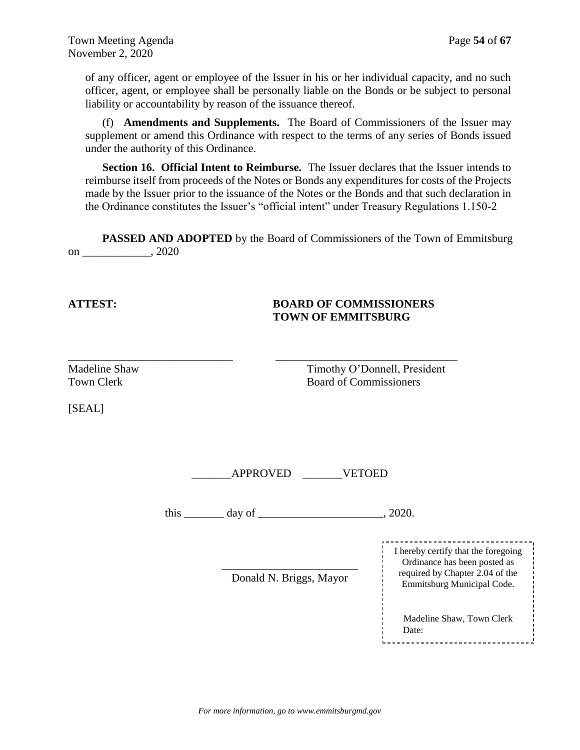of any officer, agent or employee of the Issuer in his or her individual capacity, and no such officer, agent, or employee shall be personally liable on the Bonds or be subject to personal liability or accountability by reason of the issuance thereof.

(f) **Amendments and Supplements.** The Board of Commissioners of the Issuer may supplement or amend this Ordinance with respect to the terms of any series of Bonds issued under the authority of this Ordinance.

**Section 16. Official Intent to Reimburse.** The Issuer declares that the Issuer intends to reimburse itself from proceeds of the Notes or Bonds any expenditures for costs of the Projects made by the Issuer prior to the issuance of the Notes or the Bonds and that such declaration in the Ordinance constitutes the Issuer's "official intent" under Treasury Regulations 1.150-2

**PASSED AND ADOPTED** by the Board of Commissioners of the Town of Emmitsburg on ____________, 2020

**ATTEST:**

**BOARD OF COMMISSIONERS TOWN OF EMMITSBURG**

_____________________________
Madeline Shaw
Town Clerk

_____________________________
Timothy O'Donnell, President
Board of Commissioners

[SEAL]

_______APPROVED _______VETOED

this _______ day of ______________________, 2020.

_________________________
Donald N. Briggs, Mayor

I hereby certify that the foregoing Ordinance has been posted as required by Chapter 2.04 of the Emmitsburg Municipal Code.

Madeline Shaw, Town Clerk
Date: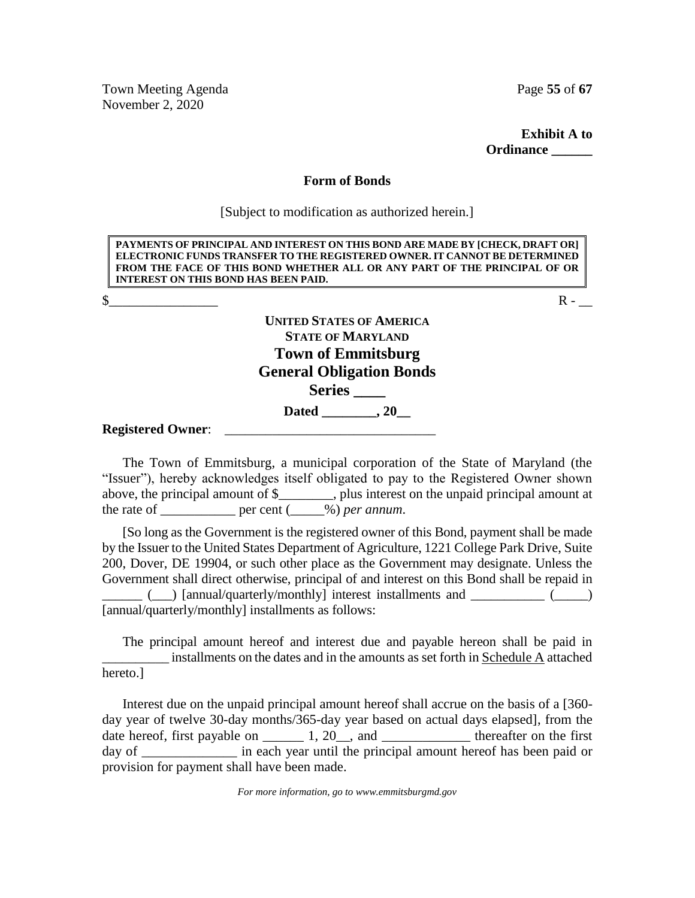**Exhibit A to**
**Ordinance ______**

**Form of Bonds**

[Subject to modification as authorized herein.]

> **PAYMENTS OF PRINCIPAL AND INTEREST ON THIS BOND ARE MADE BY [CHECK, DRAFT OR] ELECTRONIC FUNDS TRANSFER TO THE REGISTERED OWNER. IT CANNOT BE DETERMINED FROM THE FACE OF THIS BOND WHETHER ALL OR ANY PART OF THE PRINCIPAL OF OR INTEREST ON THIS BOND HAS BEEN PAID.**

$________________ R - __

**UNITED STATES OF AMERICA**
**STATE OF MARYLAND**

# Town of Emmitsburg
## General Obligation Bonds
## Series ____

**Dated ________, 20__**

**Registered Owner**: ______________________________

The Town of Emmitsburg, a municipal corporation of the State of Maryland (the "Issuer"), hereby acknowledges itself obligated to pay to the Registered Owner shown above, the principal amount of $________, plus interest on the unpaid principal amount at the rate of ___________ per cent (_____%) *per annum*.

[So long as the Government is the registered owner of this Bond, payment shall be made by the Issuer to the United States Department of Agriculture, 1221 College Park Drive, Suite 200, Dover, DE 19904, or such other place as the Government may designate. Unless the Government shall direct otherwise, principal of and interest on this Bond shall be repaid in ______ (___) [annual/quarterly/monthly] interest installments and ___________ (_____) [annual/quarterly/monthly] installments as follows:

The principal amount hereof and interest due and payable hereon shall be paid in __________ installments on the dates and in the amounts as set forth in Schedule A attached hereto.]

Interest due on the unpaid principal amount hereof shall accrue on the basis of a [360-day year of twelve 30-day months/365-day year based on actual days elapsed], from the date hereof, first payable on ______ 1, 20__, and _____________ thereafter on the first day of ______________ in each year until the principal amount hereof has been paid or provision for payment shall have been made.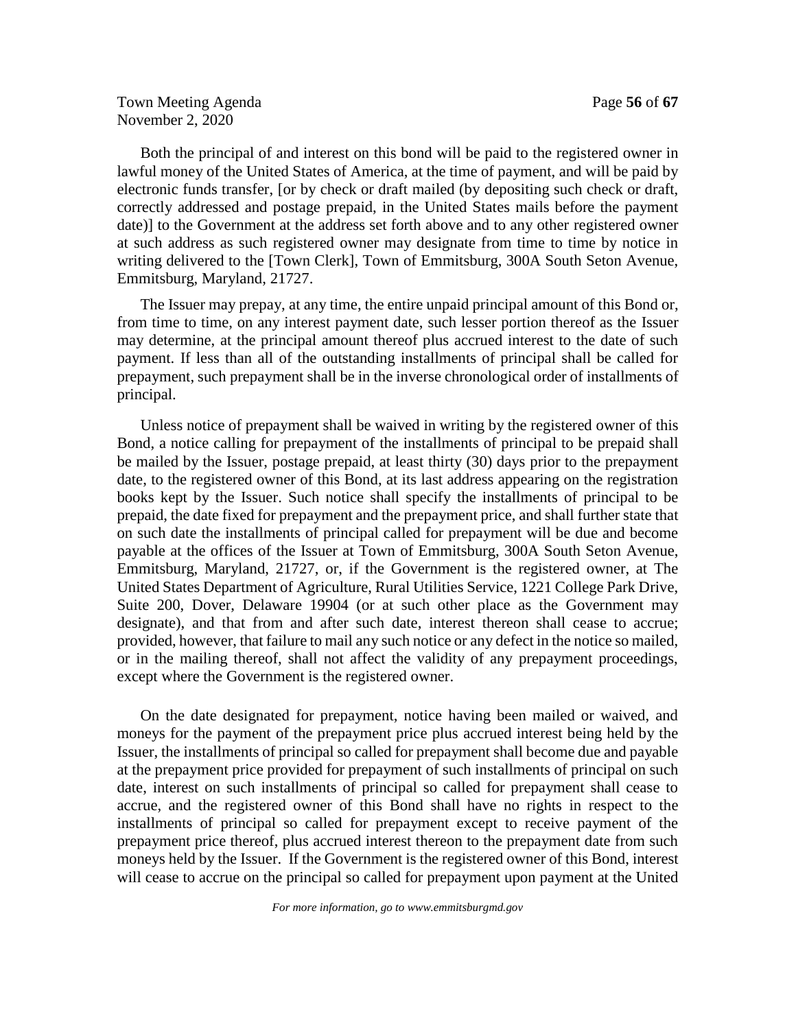Both the principal of and interest on this bond will be paid to the registered owner in lawful money of the United States of America, at the time of payment, and will be paid by electronic funds transfer, [or by check or draft mailed (by depositing such check or draft, correctly addressed and postage prepaid, in the United States mails before the payment date)] to the Government at the address set forth above and to any other registered owner at such address as such registered owner may designate from time to time by notice in writing delivered to the [Town Clerk], Town of Emmitsburg, 300A South Seton Avenue, Emmitsburg, Maryland, 21727.

The Issuer may prepay, at any time, the entire unpaid principal amount of this Bond or, from time to time, on any interest payment date, such lesser portion thereof as the Issuer may determine, at the principal amount thereof plus accrued interest to the date of such payment. If less than all of the outstanding installments of principal shall be called for prepayment, such prepayment shall be in the inverse chronological order of installments of principal.

Unless notice of prepayment shall be waived in writing by the registered owner of this Bond, a notice calling for prepayment of the installments of principal to be prepaid shall be mailed by the Issuer, postage prepaid, at least thirty (30) days prior to the prepayment date, to the registered owner of this Bond, at its last address appearing on the registration books kept by the Issuer. Such notice shall specify the installments of principal to be prepaid, the date fixed for prepayment and the prepayment price, and shall further state that on such date the installments of principal called for prepayment will be due and become payable at the offices of the Issuer at Town of Emmitsburg, 300A South Seton Avenue, Emmitsburg, Maryland, 21727, or, if the Government is the registered owner, at The United States Department of Agriculture, Rural Utilities Service, 1221 College Park Drive, Suite 200, Dover, Delaware 19904 (or at such other place as the Government may designate), and that from and after such date, interest thereon shall cease to accrue; provided, however, that failure to mail any such notice or any defect in the notice so mailed, or in the mailing thereof, shall not affect the validity of any prepayment proceedings, except where the Government is the registered owner.

On the date designated for prepayment, notice having been mailed or waived, and moneys for the payment of the prepayment price plus accrued interest being held by the Issuer, the installments of principal so called for prepayment shall become due and payable at the prepayment price provided for prepayment of such installments of principal on such date, interest on such installments of principal so called for prepayment shall cease to accrue, and the registered owner of this Bond shall have no rights in respect to the installments of principal so called for prepayment except to receive payment of the prepayment price thereof, plus accrued interest thereon to the prepayment date from such moneys held by the Issuer. If the Government is the registered owner of this Bond, interest will cease to accrue on the principal so called for prepayment upon payment at the United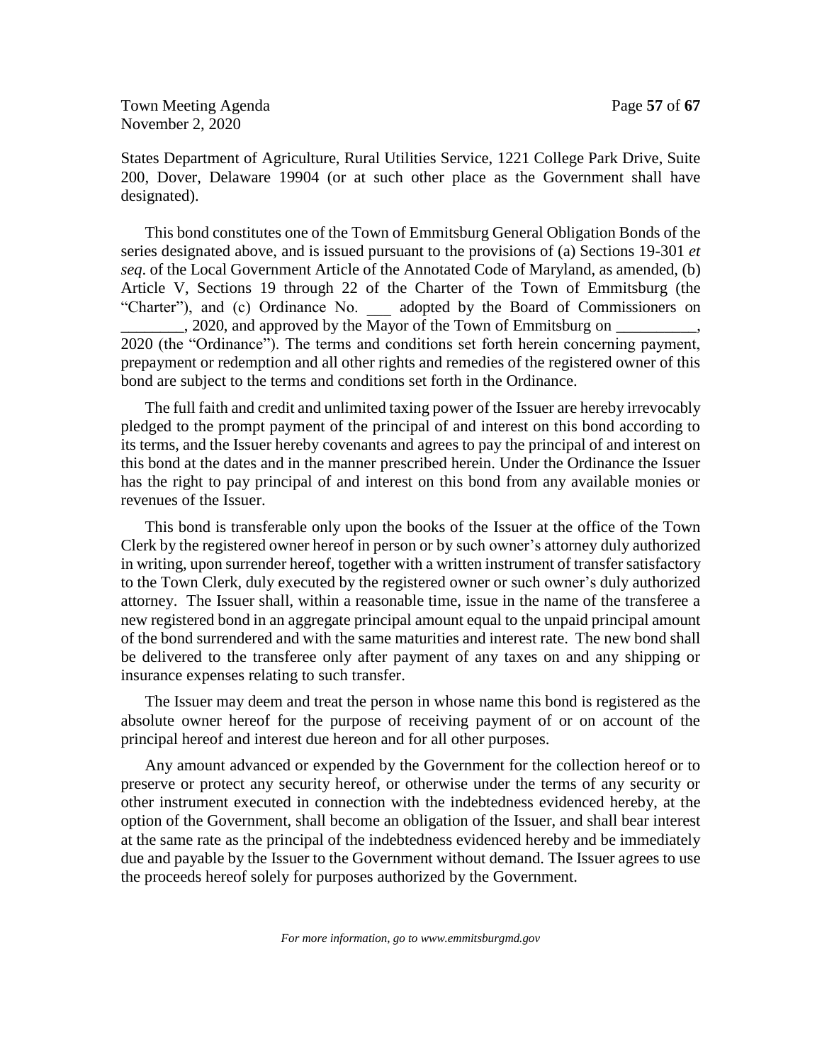States Department of Agriculture, Rural Utilities Service, 1221 College Park Drive, Suite 200, Dover, Delaware 19904 (or at such other place as the Government shall have designated).

This bond constitutes one of the Town of Emmitsburg General Obligation Bonds of the series designated above, and is issued pursuant to the provisions of (a) Sections 19-301 *et seq*. of the Local Government Article of the Annotated Code of Maryland, as amended, (b) Article V, Sections 19 through 22 of the Charter of the Town of Emmitsburg (the "Charter"), and (c) Ordinance No. ___ adopted by the Board of Commissioners on ________, 2020, and approved by the Mayor of the Town of Emmitsburg on __________, 2020 (the "Ordinance"). The terms and conditions set forth herein concerning payment, prepayment or redemption and all other rights and remedies of the registered owner of this bond are subject to the terms and conditions set forth in the Ordinance.

The full faith and credit and unlimited taxing power of the Issuer are hereby irrevocably pledged to the prompt payment of the principal of and interest on this bond according to its terms, and the Issuer hereby covenants and agrees to pay the principal of and interest on this bond at the dates and in the manner prescribed herein. Under the Ordinance the Issuer has the right to pay principal of and interest on this bond from any available monies or revenues of the Issuer.

This bond is transferable only upon the books of the Issuer at the office of the Town Clerk by the registered owner hereof in person or by such owner's attorney duly authorized in writing, upon surrender hereof, together with a written instrument of transfer satisfactory to the Town Clerk, duly executed by the registered owner or such owner's duly authorized attorney. The Issuer shall, within a reasonable time, issue in the name of the transferee a new registered bond in an aggregate principal amount equal to the unpaid principal amount of the bond surrendered and with the same maturities and interest rate. The new bond shall be delivered to the transferee only after payment of any taxes on and any shipping or insurance expenses relating to such transfer.

The Issuer may deem and treat the person in whose name this bond is registered as the absolute owner hereof for the purpose of receiving payment of or on account of the principal hereof and interest due hereon and for all other purposes.

Any amount advanced or expended by the Government for the collection hereof or to preserve or protect any security hereof, or otherwise under the terms of any security or other instrument executed in connection with the indebtedness evidenced hereby, at the option of the Government, shall become an obligation of the Issuer, and shall bear interest at the same rate as the principal of the indebtedness evidenced hereby and be immediately due and payable by the Issuer to the Government without demand. The Issuer agrees to use the proceeds hereof solely for purposes authorized by the Government.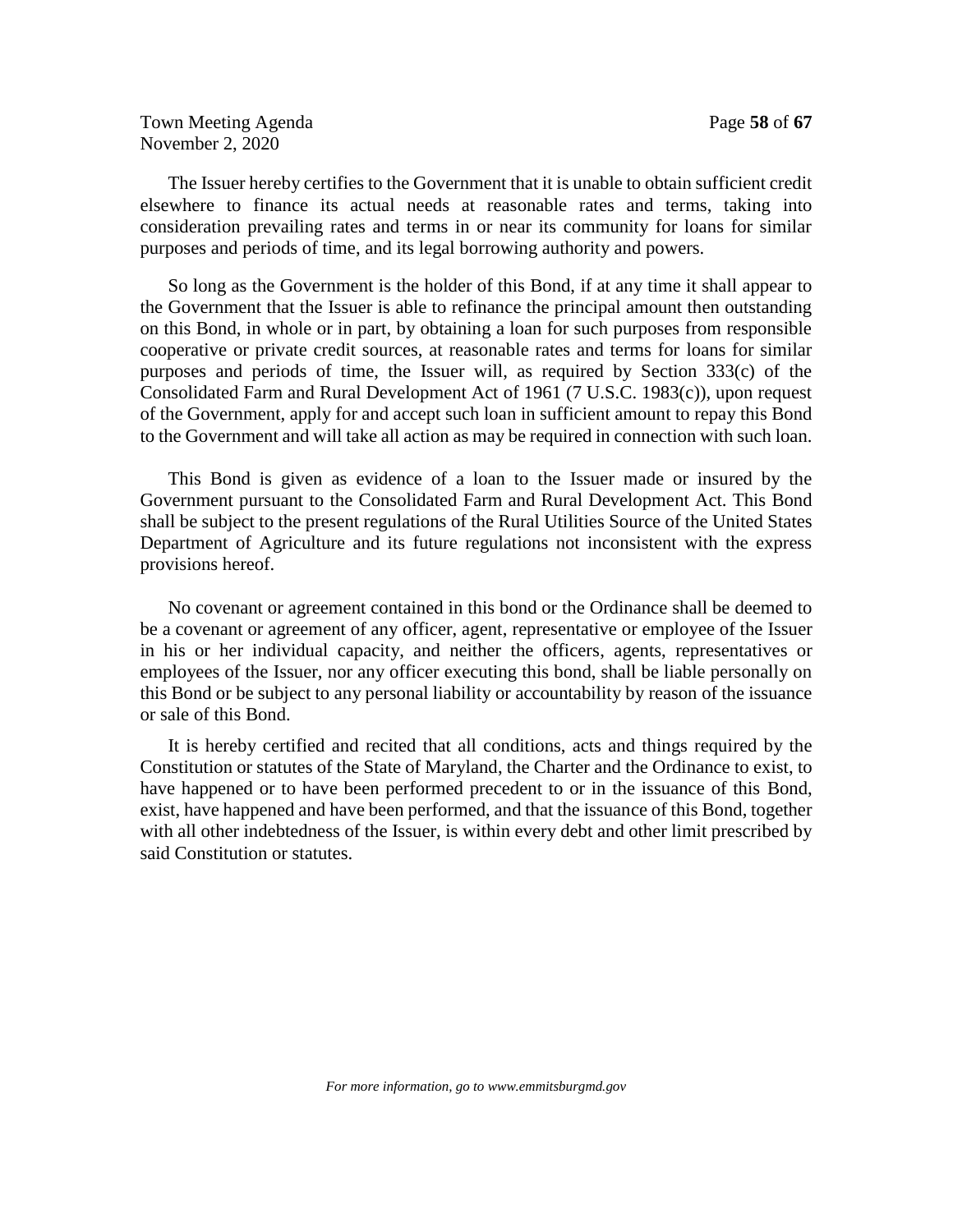The Issuer hereby certifies to the Government that it is unable to obtain sufficient credit elsewhere to finance its actual needs at reasonable rates and terms, taking into consideration prevailing rates and terms in or near its community for loans for similar purposes and periods of time, and its legal borrowing authority and powers.

So long as the Government is the holder of this Bond, if at any time it shall appear to the Government that the Issuer is able to refinance the principal amount then outstanding on this Bond, in whole or in part, by obtaining a loan for such purposes from responsible cooperative or private credit sources, at reasonable rates and terms for loans for similar purposes and periods of time, the Issuer will, as required by Section 333(c) of the Consolidated Farm and Rural Development Act of 1961 (7 U.S.C. 1983(c)), upon request of the Government, apply for and accept such loan in sufficient amount to repay this Bond to the Government and will take all action as may be required in connection with such loan.

This Bond is given as evidence of a loan to the Issuer made or insured by the Government pursuant to the Consolidated Farm and Rural Development Act. This Bond shall be subject to the present regulations of the Rural Utilities Source of the United States Department of Agriculture and its future regulations not inconsistent with the express provisions hereof.

No covenant or agreement contained in this bond or the Ordinance shall be deemed to be a covenant or agreement of any officer, agent, representative or employee of the Issuer in his or her individual capacity, and neither the officers, agents, representatives or employees of the Issuer, nor any officer executing this bond, shall be liable personally on this Bond or be subject to any personal liability or accountability by reason of the issuance or sale of this Bond.

It is hereby certified and recited that all conditions, acts and things required by the Constitution or statutes of the State of Maryland, the Charter and the Ordinance to exist, to have happened or to have been performed precedent to or in the issuance of this Bond, exist, have happened and have been performed, and that the issuance of this Bond, together with all other indebtedness of the Issuer, is within every debt and other limit prescribed by said Constitution or statutes.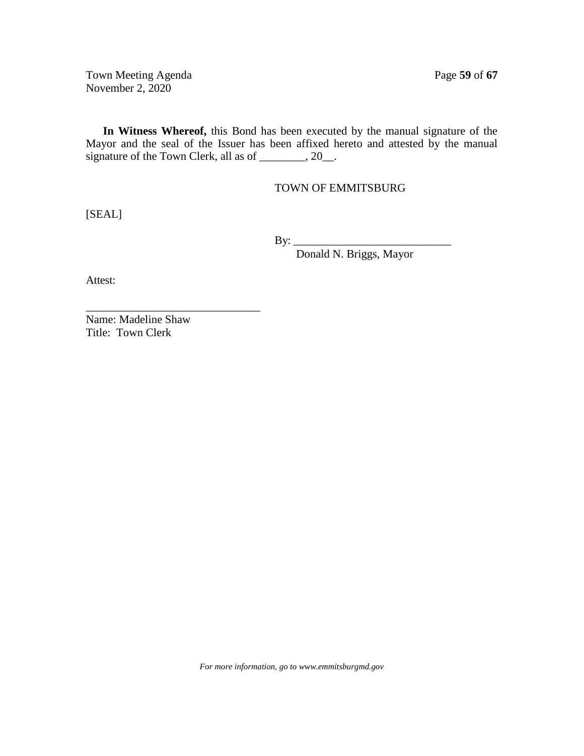**In Witness Whereof,** this Bond has been executed by the manual signature of the Mayor and the seal of the Issuer has been affixed hereto and attested by the manual signature of the Town Clerk, all as of ________, 20__.

TOWN OF EMMITSBURG

[SEAL]

By: ____________________________
Donald N. Briggs, Mayor

Attest:

______________________________
Name: Madeline Shaw
Title: Town Clerk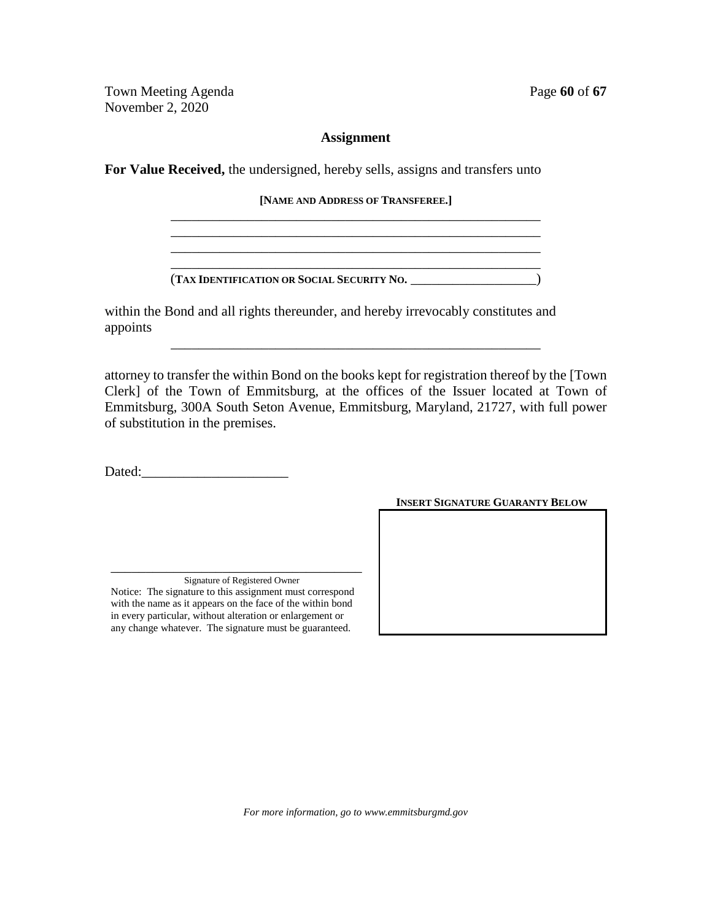## Assignment

**For Value Received,** the undersigned, hereby sells, assigns and transfers unto

**[NAME AND ADDRESS OF TRANSFEREE.]**

\_\_\_\_\_\_\_\_\_\_\_\_\_\_\_\_\_\_\_\_\_\_\_\_\_\_\_\_\_\_\_\_\_\_\_\_\_\_\_\_\_\_\_\_\_\_\_\_\_\_\_\_\_\_\_\_

\_\_\_\_\_\_\_\_\_\_\_\_\_\_\_\_\_\_\_\_\_\_\_\_\_\_\_\_\_\_\_\_\_\_\_\_\_\_\_\_\_\_\_\_\_\_\_\_\_\_\_\_\_\_\_\_

\_\_\_\_\_\_\_\_\_\_\_\_\_\_\_\_\_\_\_\_\_\_\_\_\_\_\_\_\_\_\_\_\_\_\_\_\_\_\_\_\_\_\_\_\_\_\_\_\_\_\_\_\_\_\_\_

\_\_\_\_\_\_\_\_\_\_\_\_\_\_\_\_\_\_\_\_\_\_\_\_\_\_\_\_\_\_\_\_\_\_\_\_\_\_\_\_\_\_\_\_\_\_\_\_\_\_\_\_\_\_\_\_

(**TAX IDENTIFICATION OR SOCIAL SECURITY NO.** \_\_\_\_\_\_\_\_\_\_\_\_\_\_\_\_\_\_\_\_)

within the Bond and all rights thereunder, and hereby irrevocably constitutes and appoints

\_\_\_\_\_\_\_\_\_\_\_\_\_\_\_\_\_\_\_\_\_\_\_\_\_\_\_\_\_\_\_\_\_\_\_\_\_\_\_\_\_\_\_\_\_\_\_\_\_\_\_\_\_\_\_\_

attorney to transfer the within Bond on the books kept for registration thereof by the [Town Clerk] of the Town of Emmitsburg, at the offices of the Issuer located at Town of Emmitsburg, 300A South Seton Avenue, Emmitsburg, Maryland, 21727, with full power of substitution in the premises.

Dated:\_\_\_\_\_\_\_\_\_\_\_\_\_\_\_\_\_\_\_\_\_

**INSERT SIGNATURE GUARANTY BELOW**

\_\_\_\_\_\_\_\_\_\_\_\_\_\_\_\_\_\_\_\_\_\_\_\_\_\_\_\_\_\_\_\_\_\_\_\_\_\_\_\_

Signature of Registered Owner

Notice: The signature to this assignment must correspond with the name as it appears on the face of the within bond in every particular, without alteration or enlargement or any change whatever. The signature must be guaranteed.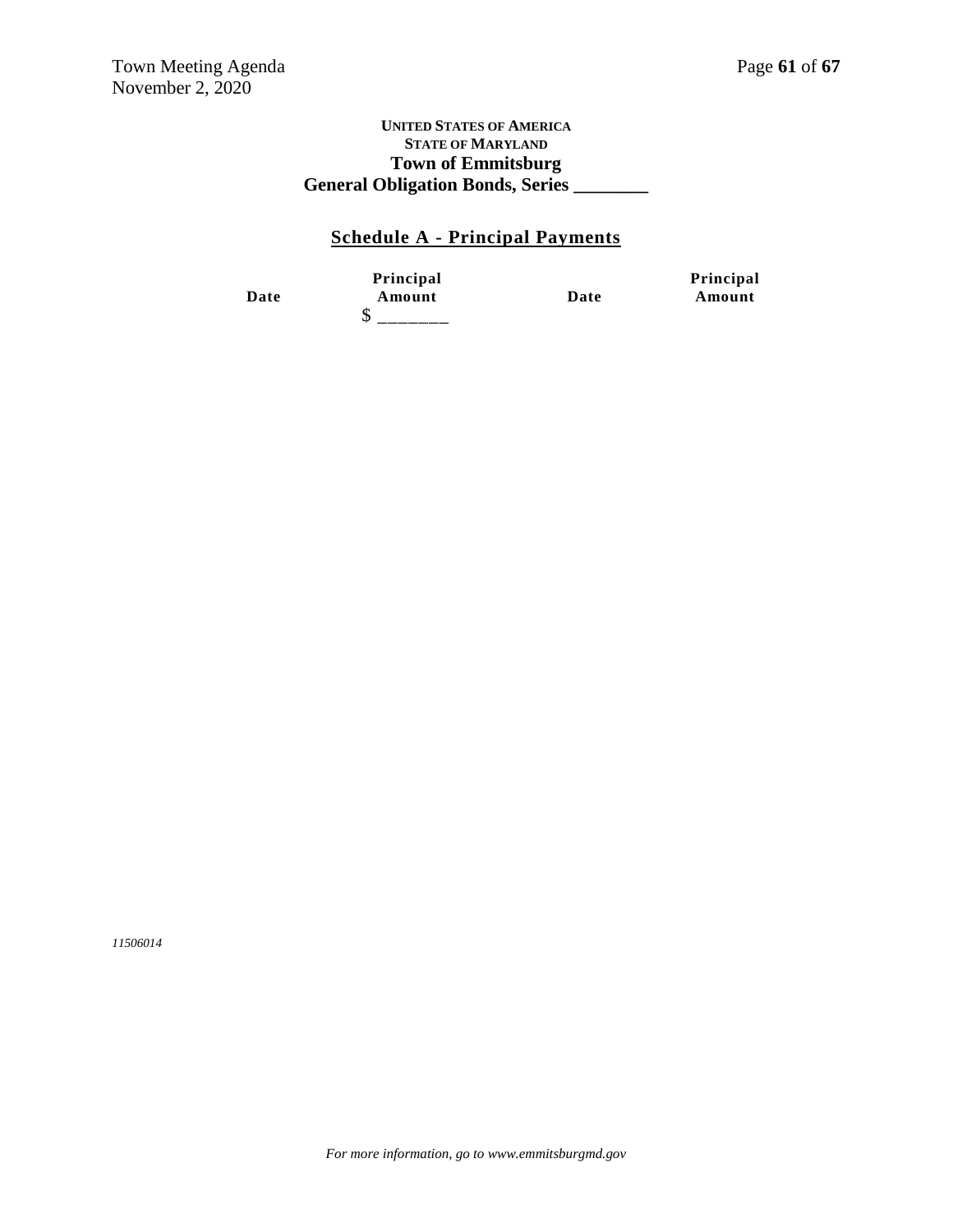**UNITED STATES OF AMERICA**
**STATE OF MARYLAND**
**Town of Emmitsburg**
**General Obligation Bonds, Series ________**

## Schedule A - Principal Payments

| Date | Principal Amount | Date | Principal Amount |
|---|---|---|---|
| | $ _______ | | |

*11506014*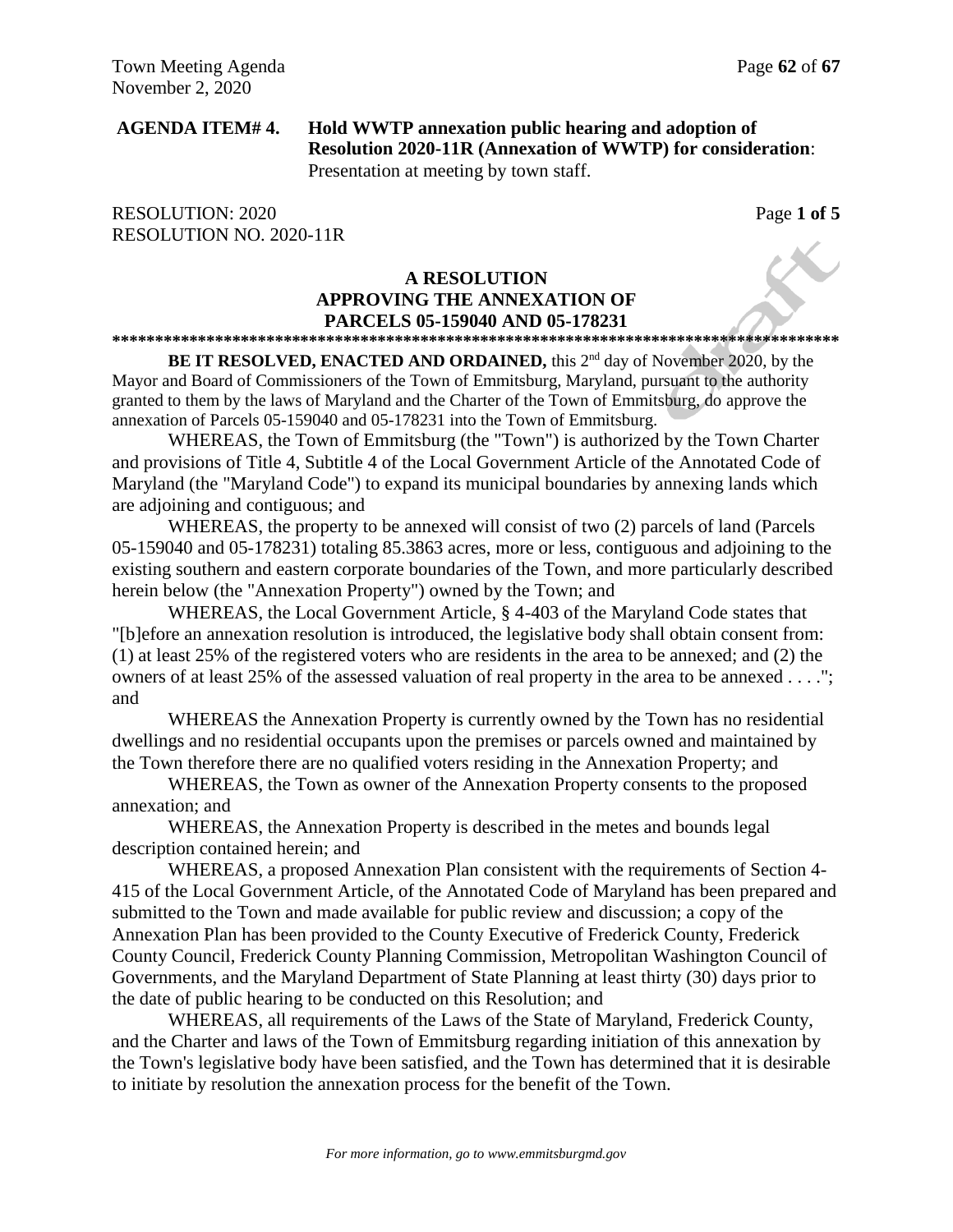**AGENDA ITEM# 4. Hold WWTP annexation public hearing and adoption of Resolution 2020-11R (Annexation of WWTP) for consideration**: Presentation at meeting by town staff.

RESOLUTION: 2020
RESOLUTION NO. 2020-11R

Page **1 of 5**

**A RESOLUTION**
**APPROVING THE ANNEXATION OF**
**PARCELS 05-159040 AND 05-178231**

**************************************************************************************

**BE IT RESOLVED, ENACTED AND ORDAINED,** this 2nd day of November 2020, by the Mayor and Board of Commissioners of the Town of Emmitsburg, Maryland, pursuant to the authority granted to them by the laws of Maryland and the Charter of the Town of Emmitsburg, do approve the annexation of Parcels 05-159040 and 05-178231 into the Town of Emmitsburg.

WHEREAS, the Town of Emmitsburg (the "Town") is authorized by the Town Charter and provisions of Title 4, Subtitle 4 of the Local Government Article of the Annotated Code of Maryland (the "Maryland Code") to expand its municipal boundaries by annexing lands which are adjoining and contiguous; and

WHEREAS, the property to be annexed will consist of two (2) parcels of land (Parcels 05-159040 and 05-178231) totaling 85.3863 acres, more or less, contiguous and adjoining to the existing southern and eastern corporate boundaries of the Town, and more particularly described herein below (the "Annexation Property") owned by the Town; and

WHEREAS, the Local Government Article, § 4-403 of the Maryland Code states that "[b]efore an annexation resolution is introduced, the legislative body shall obtain consent from: (1) at least 25% of the registered voters who are residents in the area to be annexed; and (2) the owners of at least 25% of the assessed valuation of real property in the area to be annexed . . . ."; and

WHEREAS the Annexation Property is currently owned by the Town has no residential dwellings and no residential occupants upon the premises or parcels owned and maintained by the Town therefore there are no qualified voters residing in the Annexation Property; and

WHEREAS, the Town as owner of the Annexation Property consents to the proposed annexation; and

WHEREAS, the Annexation Property is described in the metes and bounds legal description contained herein; and

WHEREAS, a proposed Annexation Plan consistent with the requirements of Section 4-415 of the Local Government Article, of the Annotated Code of Maryland has been prepared and submitted to the Town and made available for public review and discussion; a copy of the Annexation Plan has been provided to the County Executive of Frederick County, Frederick County Council, Frederick County Planning Commission, Metropolitan Washington Council of Governments, and the Maryland Department of State Planning at least thirty (30) days prior to the date of public hearing to be conducted on this Resolution; and

WHEREAS, all requirements of the Laws of the State of Maryland, Frederick County, and the Charter and laws of the Town of Emmitsburg regarding initiation of this annexation by the Town's legislative body have been satisfied, and the Town has determined that it is desirable to initiate by resolution the annexation process for the benefit of the Town.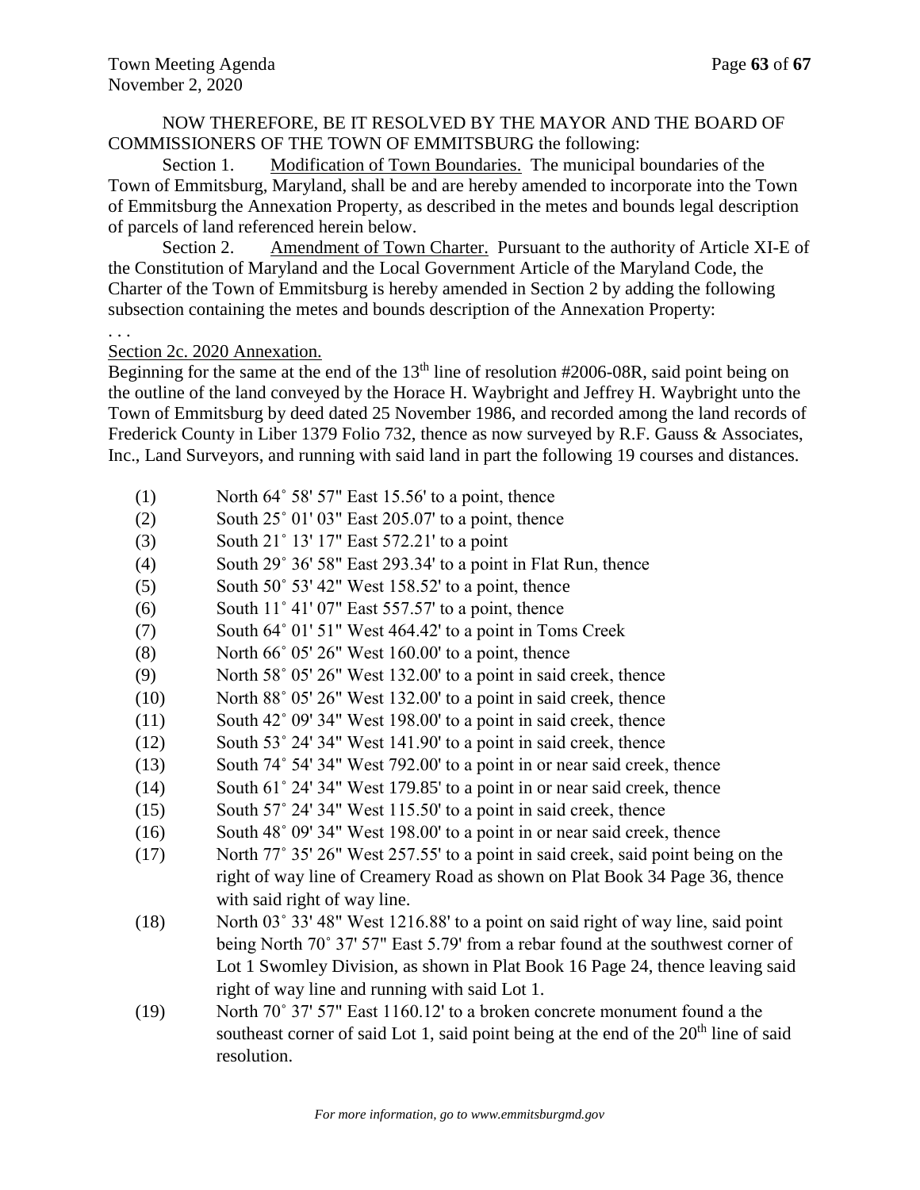NOW THEREFORE, BE IT RESOLVED BY THE MAYOR AND THE BOARD OF COMMISSIONERS OF THE TOWN OF EMMITSBURG the following:

Section 1. Modification of Town Boundaries. The municipal boundaries of the Town of Emmitsburg, Maryland, shall be and are hereby amended to incorporate into the Town of Emmitsburg the Annexation Property, as described in the metes and bounds legal description of parcels of land referenced herein below.

Section 2. Amendment of Town Charter. Pursuant to the authority of Article XI-E of the Constitution of Maryland and the Local Government Article of the Maryland Code, the Charter of the Town of Emmitsburg is hereby amended in Section 2 by adding the following subsection containing the metes and bounds description of the Annexation Property:

. . .

Section 2c. 2020 Annexation.

Beginning for the same at the end of the 13th line of resolution #2006-08R, said point being on the outline of the land conveyed by the Horace H. Waybright and Jeffrey H. Waybright unto the Town of Emmitsburg by deed dated 25 November 1986, and recorded among the land records of Frederick County in Liber 1379 Folio 732, thence as now surveyed by R.F. Gauss & Associates, Inc., Land Surveyors, and running with said land in part the following 19 courses and distances.

(1) North 64˚ 58' 57" East 15.56' to a point, thence

(2) South 25˚ 01' 03" East 205.07' to a point, thence

(3) South 21˚ 13' 17" East 572.21' to a point

(4) South 29˚ 36' 58" East 293.34' to a point in Flat Run, thence

(5) South 50˚ 53' 42" West 158.52' to a point, thence

(6) South 11˚ 41' 07" East 557.57' to a point, thence

(7) South 64˚ 01' 51" West 464.42' to a point in Toms Creek

(8) North 66˚ 05' 26" West 160.00' to a point, thence

(9) North 58˚ 05' 26" West 132.00' to a point in said creek, thence

(10) North 88˚ 05' 26" West 132.00' to a point in said creek, thence

(11) South 42˚ 09' 34" West 198.00' to a point in said creek, thence

(12) South 53˚ 24' 34" West 141.90' to a point in said creek, thence

(13) South 74˚ 54' 34" West 792.00' to a point in or near said creek, thence

(14) South 61˚ 24' 34" West 179.85' to a point in or near said creek, thence

(15) South 57˚ 24' 34" West 115.50' to a point in said creek, thence

(16) South 48˚ 09' 34" West 198.00' to a point in or near said creek, thence

(17) North 77˚ 35' 26" West 257.55' to a point in said creek, said point being on the right of way line of Creamery Road as shown on Plat Book 34 Page 36, thence with said right of way line.

(18) North 03˚ 33' 48" West 1216.88' to a point on said right of way line, said point being North 70˚ 37' 57" East 5.79' from a rebar found at the southwest corner of Lot 1 Swomley Division, as shown in Plat Book 16 Page 24, thence leaving said right of way line and running with said Lot 1.

(19) North 70˚ 37' 57" East 1160.12' to a broken concrete monument found a the southeast corner of said Lot 1, said point being at the end of the 20th line of said resolution.

*For more information, go to www.emmitsburgmd.gov*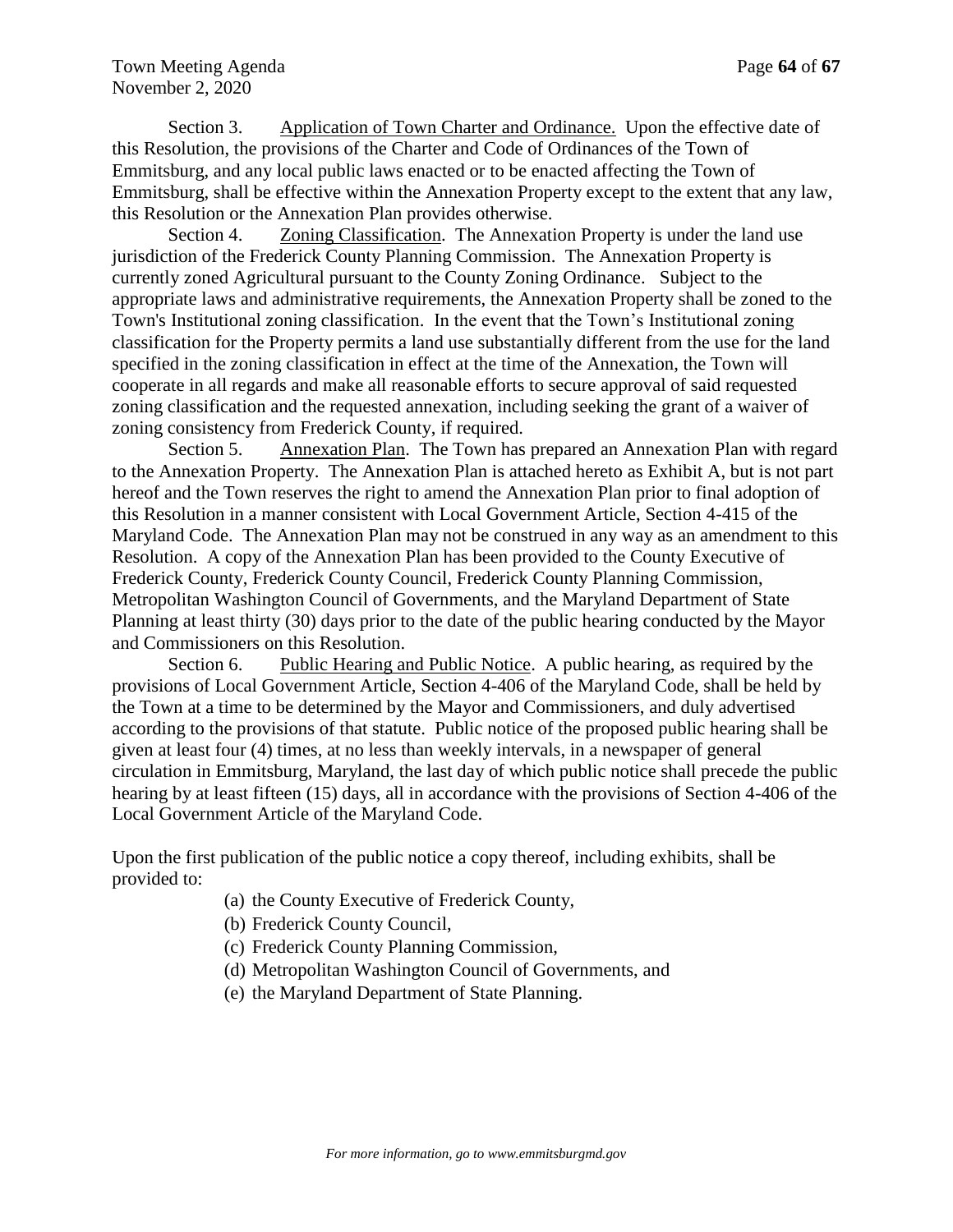Section 3. Application of Town Charter and Ordinance. Upon the effective date of this Resolution, the provisions of the Charter and Code of Ordinances of the Town of Emmitsburg, and any local public laws enacted or to be enacted affecting the Town of Emmitsburg, shall be effective within the Annexation Property except to the extent that any law, this Resolution or the Annexation Plan provides otherwise.

Section 4. Zoning Classification. The Annexation Property is under the land use jurisdiction of the Frederick County Planning Commission. The Annexation Property is currently zoned Agricultural pursuant to the County Zoning Ordinance. Subject to the appropriate laws and administrative requirements, the Annexation Property shall be zoned to the Town's Institutional zoning classification. In the event that the Town's Institutional zoning classification for the Property permits a land use substantially different from the use for the land specified in the zoning classification in effect at the time of the Annexation, the Town will cooperate in all regards and make all reasonable efforts to secure approval of said requested zoning classification and the requested annexation, including seeking the grant of a waiver of zoning consistency from Frederick County, if required.

Section 5. Annexation Plan. The Town has prepared an Annexation Plan with regard to the Annexation Property. The Annexation Plan is attached hereto as Exhibit A, but is not part hereof and the Town reserves the right to amend the Annexation Plan prior to final adoption of this Resolution in a manner consistent with Local Government Article, Section 4-415 of the Maryland Code. The Annexation Plan may not be construed in any way as an amendment to this Resolution. A copy of the Annexation Plan has been provided to the County Executive of Frederick County, Frederick County Council, Frederick County Planning Commission, Metropolitan Washington Council of Governments, and the Maryland Department of State Planning at least thirty (30) days prior to the date of the public hearing conducted by the Mayor and Commissioners on this Resolution.

Section 6. Public Hearing and Public Notice. A public hearing, as required by the provisions of Local Government Article, Section 4-406 of the Maryland Code, shall be held by the Town at a time to be determined by the Mayor and Commissioners, and duly advertised according to the provisions of that statute. Public notice of the proposed public hearing shall be given at least four (4) times, at no less than weekly intervals, in a newspaper of general circulation in Emmitsburg, Maryland, the last day of which public notice shall precede the public hearing by at least fifteen (15) days, all in accordance with the provisions of Section 4-406 of the Local Government Article of the Maryland Code.

Upon the first publication of the public notice a copy thereof, including exhibits, shall be provided to:

(a) the County Executive of Frederick County,
(b) Frederick County Council,
(c) Frederick County Planning Commission,
(d) Metropolitan Washington Council of Governments, and
(e) the Maryland Department of State Planning.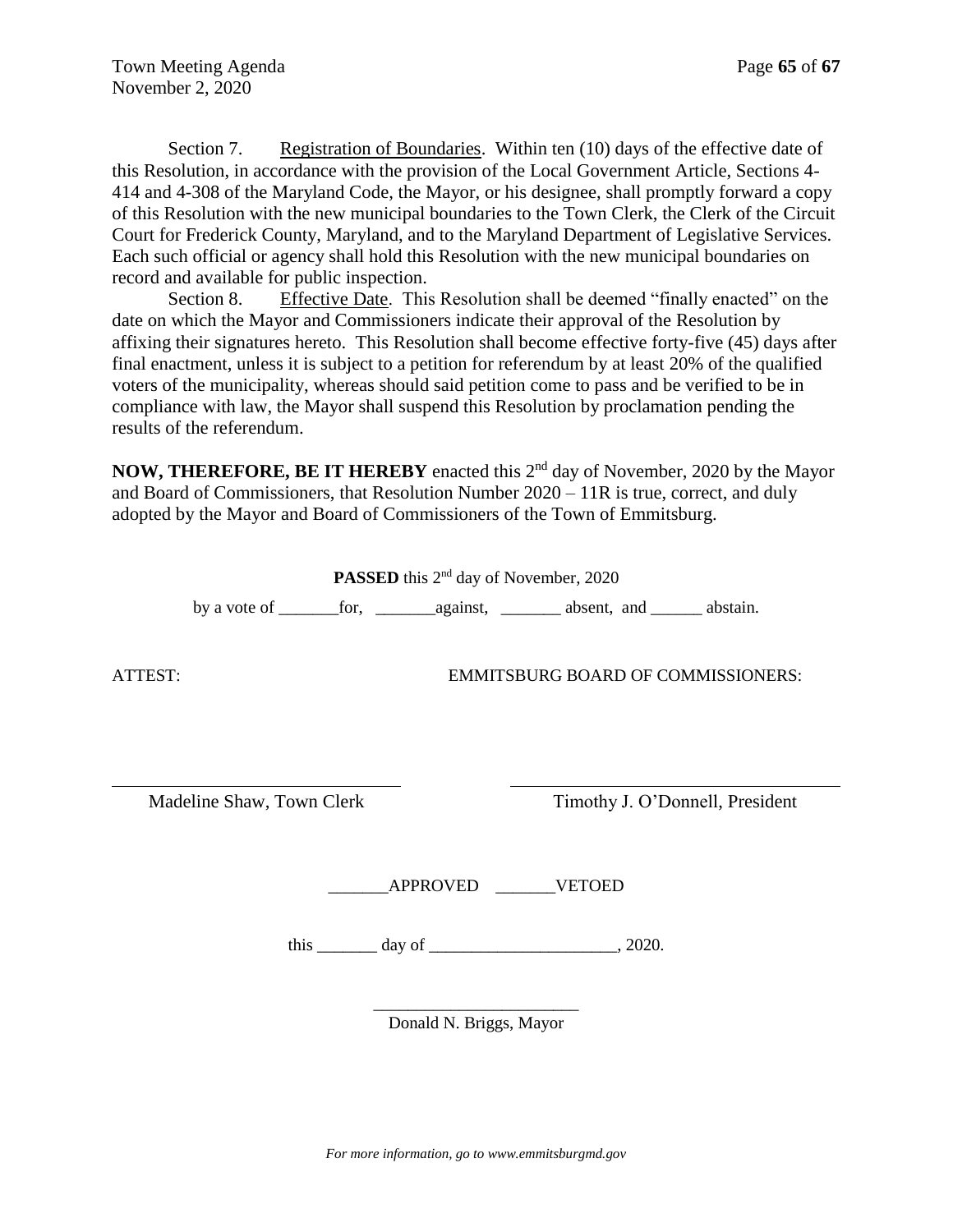Section 7. Registration of Boundaries. Within ten (10) days of the effective date of this Resolution, in accordance with the provision of the Local Government Article, Sections 4-414 and 4-308 of the Maryland Code, the Mayor, or his designee, shall promptly forward a copy of this Resolution with the new municipal boundaries to the Town Clerk, the Clerk of the Circuit Court for Frederick County, Maryland, and to the Maryland Department of Legislative Services. Each such official or agency shall hold this Resolution with the new municipal boundaries on record and available for public inspection.

Section 8. Effective Date. This Resolution shall be deemed "finally enacted" on the date on which the Mayor and Commissioners indicate their approval of the Resolution by affixing their signatures hereto. This Resolution shall become effective forty-five (45) days after final enactment, unless it is subject to a petition for referendum by at least 20% of the qualified voters of the municipality, whereas should said petition come to pass and be verified to be in compliance with law, the Mayor shall suspend this Resolution by proclamation pending the results of the referendum.

**NOW, THEREFORE, BE IT HEREBY** enacted this 2nd day of November, 2020 by the Mayor and Board of Commissioners, that Resolution Number 2020 – 11R is true, correct, and duly adopted by the Mayor and Board of Commissioners of the Town of Emmitsburg.

**PASSED** this 2nd day of November, 2020

by a vote of _______for, _______against, _______ absent, and ______ abstain.

ATTEST: EMMITSBURG BOARD OF COMMISSIONERS:

________________________________ ________________________________

Madeline Shaw, Town Clerk Timothy J. O'Donnell, President

_______APPROVED _______VETOED

this _______ day of ______________________, 2020.

________________________

Donald N. Briggs, Mayor

*For more information, go to www.emmitsburgmd.gov*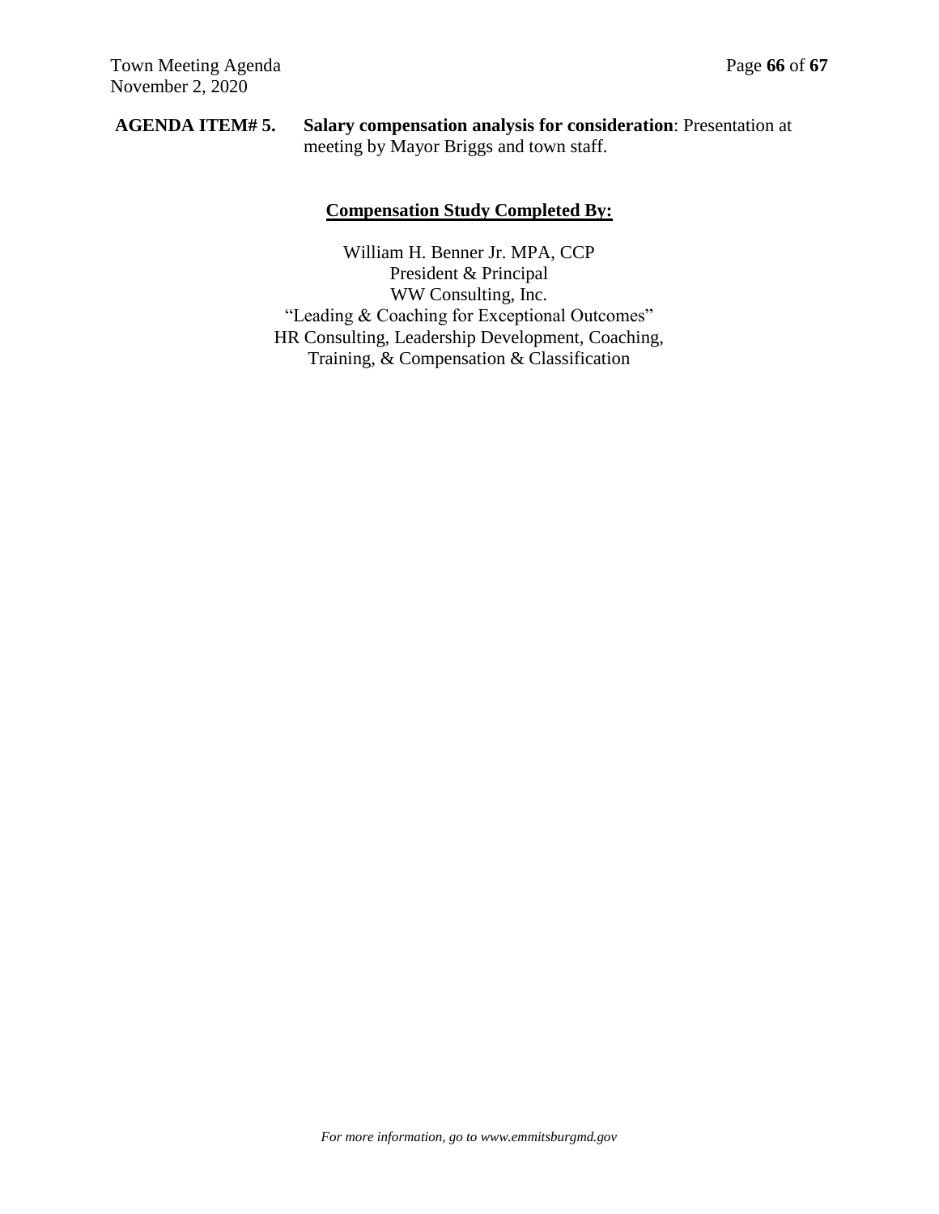**AGENDA ITEM# 5.** **Salary compensation analysis for consideration**: Presentation at meeting by Mayor Briggs and town staff.

**Compensation Study Completed By:**

William H. Benner Jr. MPA, CCP
President & Principal
WW Consulting, Inc.
"Leading & Coaching for Exceptional Outcomes"
HR Consulting, Leadership Development, Coaching,
Training, & Compensation & Classification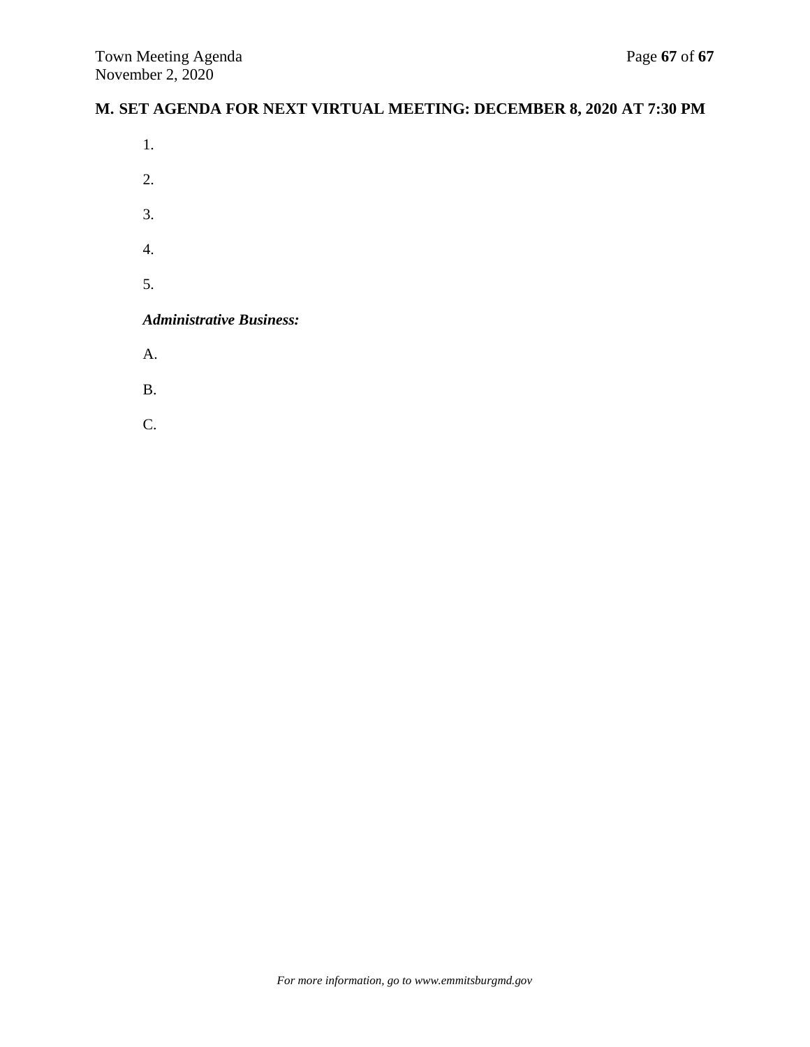## M. SET AGENDA FOR NEXT VIRTUAL MEETING: DECEMBER 8, 2020 AT 7:30 PM

1.

2.

3.

4.

5.

***Administrative Business:***

A.

B.

C.

*For more information, go to www.emmitsburgmd.gov*